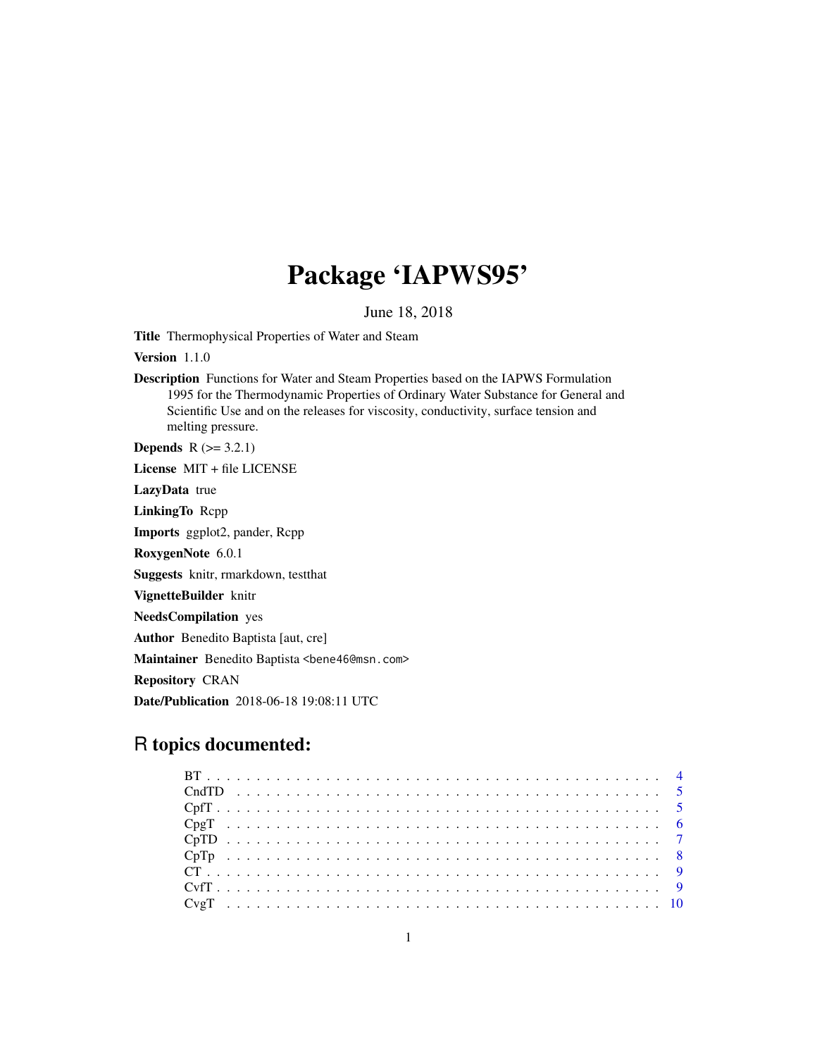# Package 'IAPWS95'

June 18, 2018

**Title** Thermophysical Properties of Water and Steam

**Version** 1.1.0

**Description** Functions for Water and Steam Properties based on the IAPWS Formulation 1995 for the Thermodynamic Properties of Ordinary Water Substance for General and Scientific Use and on the releases for viscosity, conductivity, surface tension and melting pressure.

**Depends** R (>= 3.2.1)

**License** MIT + file LICENSE

**LazyData** true

**LinkingTo** Rcpp

**Imports** ggplot2, pander, Rcpp

**RoxygenNote** 6.0.1

**Suggests** knitr, rmarkdown, testthat

**VignetteBuilder** knitr

**NeedsCompilation** yes

**Author** Benedito Baptista [aut, cre]

**Maintainer** Benedito Baptista <bene46@msn.com>

**Repository** CRAN

**Date/Publication** 2018-06-18 19:08:11 UTC

## R topics documented:

| | |
|---|---|
| BT | 4 |
| CndTD | 5 |
| CpfT | 5 |
| CpgT | 6 |
| CpTD | 7 |
| CpTp | 8 |
| CT | 9 |
| CvfT | 9 |
| CvgT | 10 |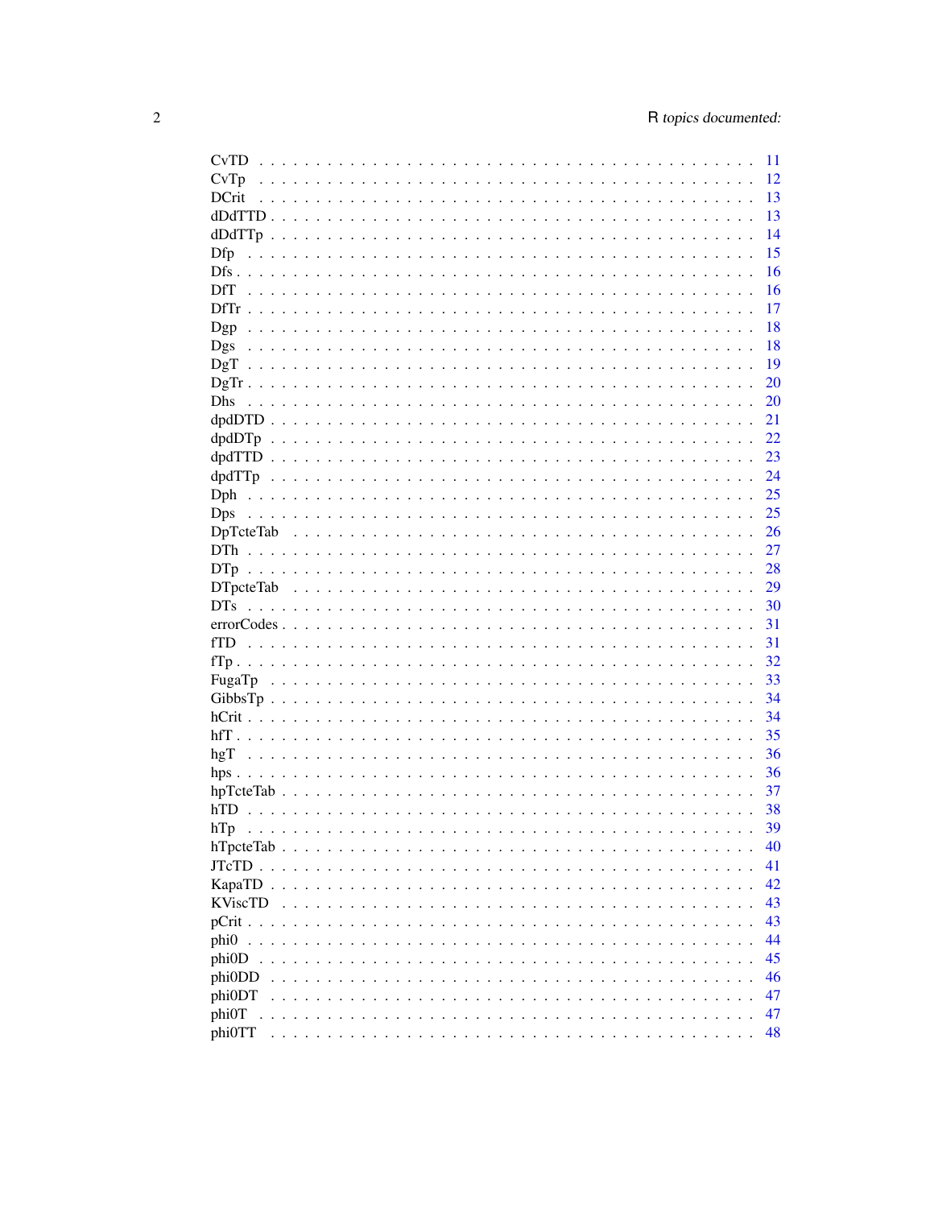CvTD . . . . . . . . . . . . . . . . . . . . . . . . . . . . . . . . . . . . . . . . . . 11
CvTp . . . . . . . . . . . . . . . . . . . . . . . . . . . . . . . . . . . . . . . . . . 12
DCrit . . . . . . . . . . . . . . . . . . . . . . . . . . . . . . . . . . . . . . . . . . 13
dDdTTD . . . . . . . . . . . . . . . . . . . . . . . . . . . . . . . . . . . . . . . . 13
dDdTTp . . . . . . . . . . . . . . . . . . . . . . . . . . . . . . . . . . . . . . . . 14
Dfp . . . . . . . . . . . . . . . . . . . . . . . . . . . . . . . . . . . . . . . . . . 15
Dfs . . . . . . . . . . . . . . . . . . . . . . . . . . . . . . . . . . . . . . . . . . 16
DfT . . . . . . . . . . . . . . . . . . . . . . . . . . . . . . . . . . . . . . . . . . 16
DfTr . . . . . . . . . . . . . . . . . . . . . . . . . . . . . . . . . . . . . . . . . . 17
Dgp . . . . . . . . . . . . . . . . . . . . . . . . . . . . . . . . . . . . . . . . . . 18
Dgs . . . . . . . . . . . . . . . . . . . . . . . . . . . . . . . . . . . . . . . . . . 18
DgT . . . . . . . . . . . . . . . . . . . . . . . . . . . . . . . . . . . . . . . . . . 19
DgTr . . . . . . . . . . . . . . . . . . . . . . . . . . . . . . . . . . . . . . . . . . 20
Dhs . . . . . . . . . . . . . . . . . . . . . . . . . . . . . . . . . . . . . . . . . . 20
dpdDTD . . . . . . . . . . . . . . . . . . . . . . . . . . . . . . . . . . . . . . . . 21
dpdDTp . . . . . . . . . . . . . . . . . . . . . . . . . . . . . . . . . . . . . . . . 22
dpdTTD . . . . . . . . . . . . . . . . . . . . . . . . . . . . . . . . . . . . . . . . 23
dpdTTp . . . . . . . . . . . . . . . . . . . . . . . . . . . . . . . . . . . . . . . . 24
Dph . . . . . . . . . . . . . . . . . . . . . . . . . . . . . . . . . . . . . . . . . . 25
Dps . . . . . . . . . . . . . . . . . . . . . . . . . . . . . . . . . . . . . . . . . . 25
DpTcteTab . . . . . . . . . . . . . . . . . . . . . . . . . . . . . . . . . . . . . . 26
DTh . . . . . . . . . . . . . . . . . . . . . . . . . . . . . . . . . . . . . . . . . . 27
DTp . . . . . . . . . . . . . . . . . . . . . . . . . . . . . . . . . . . . . . . . . . 28
DTpcteTab . . . . . . . . . . . . . . . . . . . . . . . . . . . . . . . . . . . . . . 29
DTs . . . . . . . . . . . . . . . . . . . . . . . . . . . . . . . . . . . . . . . . . . 30
errorCodes . . . . . . . . . . . . . . . . . . . . . . . . . . . . . . . . . . . . . . 31
fTD . . . . . . . . . . . . . . . . . . . . . . . . . . . . . . . . . . . . . . . . . . 31
fTp . . . . . . . . . . . . . . . . . . . . . . . . . . . . . . . . . . . . . . . . . . 32
FugaTp . . . . . . . . . . . . . . . . . . . . . . . . . . . . . . . . . . . . . . . . 33
GibbsTp . . . . . . . . . . . . . . . . . . . . . . . . . . . . . . . . . . . . . . . . 34
hCrit . . . . . . . . . . . . . . . . . . . . . . . . . . . . . . . . . . . . . . . . . . 34
hfT . . . . . . . . . . . . . . . . . . . . . . . . . . . . . . . . . . . . . . . . . . 35
hgT . . . . . . . . . . . . . . . . . . . . . . . . . . . . . . . . . . . . . . . . . . 36
hps . . . . . . . . . . . . . . . . . . . . . . . . . . . . . . . . . . . . . . . . . . 36
hpTcteTab . . . . . . . . . . . . . . . . . . . . . . . . . . . . . . . . . . . . . . 37
hTD . . . . . . . . . . . . . . . . . . . . . . . . . . . . . . . . . . . . . . . . . . 38
hTp . . . . . . . . . . . . . . . . . . . . . . . . . . . . . . . . . . . . . . . . . . 39
hTpcteTab . . . . . . . . . . . . . . . . . . . . . . . . . . . . . . . . . . . . . . 40
JTcTD . . . . . . . . . . . . . . . . . . . . . . . . . . . . . . . . . . . . . . . . . 41
KapaTD . . . . . . . . . . . . . . . . . . . . . . . . . . . . . . . . . . . . . . . . 42
KViscTD . . . . . . . . . . . . . . . . . . . . . . . . . . . . . . . . . . . . . . . 43
pCrit . . . . . . . . . . . . . . . . . . . . . . . . . . . . . . . . . . . . . . . . . . 43
phi0 . . . . . . . . . . . . . . . . . . . . . . . . . . . . . . . . . . . . . . . . . . 44
phi0D . . . . . . . . . . . . . . . . . . . . . . . . . . . . . . . . . . . . . . . . . . 45
phi0DD . . . . . . . . . . . . . . . . . . . . . . . . . . . . . . . . . . . . . . . . 46
phi0DT . . . . . . . . . . . . . . . . . . . . . . . . . . . . . . . . . . . . . . . . 47
phi0T . . . . . . . . . . . . . . . . . . . . . . . . . . . . . . . . . . . . . . . . . 47
phi0TT . . . . . . . . . . . . . . . . . . . . . . . . . . . . . . . . . . . . . . . . 48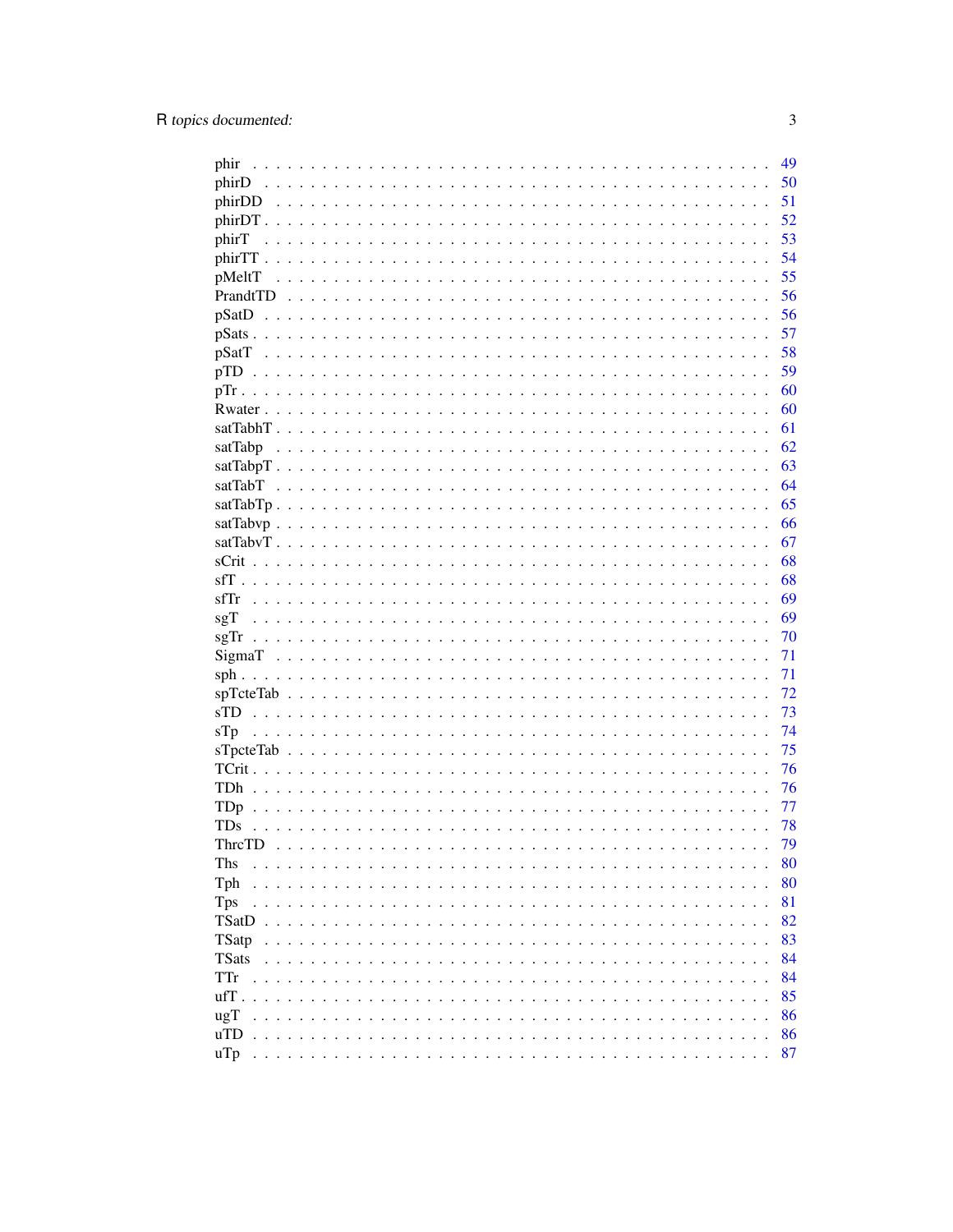phir . . . . . . . . . . . . . . . . . . . . . . . . . . . . . . . . . . . . . . . . . . 49
phirD . . . . . . . . . . . . . . . . . . . . . . . . . . . . . . . . . . . . . . . . . 50
phirDD . . . . . . . . . . . . . . . . . . . . . . . . . . . . . . . . . . . . . . . . 51
phirDT . . . . . . . . . . . . . . . . . . . . . . . . . . . . . . . . . . . . . . . . 52
phirT . . . . . . . . . . . . . . . . . . . . . . . . . . . . . . . . . . . . . . . . . 53
phirTT . . . . . . . . . . . . . . . . . . . . . . . . . . . . . . . . . . . . . . . . 54
pMeltT . . . . . . . . . . . . . . . . . . . . . . . . . . . . . . . . . . . . . . . . 55
PrandtTD . . . . . . . . . . . . . . . . . . . . . . . . . . . . . . . . . . . . . . . 56
pSatD . . . . . . . . . . . . . . . . . . . . . . . . . . . . . . . . . . . . . . . . . 56
pSats . . . . . . . . . . . . . . . . . . . . . . . . . . . . . . . . . . . . . . . . . 57
pSatT . . . . . . . . . . . . . . . . . . . . . . . . . . . . . . . . . . . . . . . . . 58
pTD . . . . . . . . . . . . . . . . . . . . . . . . . . . . . . . . . . . . . . . . . . 59
pTr . . . . . . . . . . . . . . . . . . . . . . . . . . . . . . . . . . . . . . . . . . 60
Rwater . . . . . . . . . . . . . . . . . . . . . . . . . . . . . . . . . . . . . . . . 60
satTabhT . . . . . . . . . . . . . . . . . . . . . . . . . . . . . . . . . . . . . . . 61
satTabp . . . . . . . . . . . . . . . . . . . . . . . . . . . . . . . . . . . . . . . . 62
satTabpT . . . . . . . . . . . . . . . . . . . . . . . . . . . . . . . . . . . . . . . 63
satTabT . . . . . . . . . . . . . . . . . . . . . . . . . . . . . . . . . . . . . . . . 64
satTabTp . . . . . . . . . . . . . . . . . . . . . . . . . . . . . . . . . . . . . . . 65
satTabvp . . . . . . . . . . . . . . . . . . . . . . . . . . . . . . . . . . . . . . . 66
satTabvT . . . . . . . . . . . . . . . . . . . . . . . . . . . . . . . . . . . . . . . 67
sCrit . . . . . . . . . . . . . . . . . . . . . . . . . . . . . . . . . . . . . . . . . 68
sfT . . . . . . . . . . . . . . . . . . . . . . . . . . . . . . . . . . . . . . . . . . 68
sfTr . . . . . . . . . . . . . . . . . . . . . . . . . . . . . . . . . . . . . . . . . . 69
sgT . . . . . . . . . . . . . . . . . . . . . . . . . . . . . . . . . . . . . . . . . . 69
sgTr . . . . . . . . . . . . . . . . . . . . . . . . . . . . . . . . . . . . . . . . . . 70
SigmaT . . . . . . . . . . . . . . . . . . . . . . . . . . . . . . . . . . . . . . . . 71
sph . . . . . . . . . . . . . . . . . . . . . . . . . . . . . . . . . . . . . . . . . . 71
spTcteTab . . . . . . . . . . . . . . . . . . . . . . . . . . . . . . . . . . . . . . 72
sTD . . . . . . . . . . . . . . . . . . . . . . . . . . . . . . . . . . . . . . . . . . 73
sTp . . . . . . . . . . . . . . . . . . . . . . . . . . . . . . . . . . . . . . . . . . 74
sTpcteTab . . . . . . . . . . . . . . . . . . . . . . . . . . . . . . . . . . . . . . 75
TCrit . . . . . . . . . . . . . . . . . . . . . . . . . . . . . . . . . . . . . . . . . 76
TDh . . . . . . . . . . . . . . . . . . . . . . . . . . . . . . . . . . . . . . . . . . 76
TDp . . . . . . . . . . . . . . . . . . . . . . . . . . . . . . . . . . . . . . . . . . 77
TDs . . . . . . . . . . . . . . . . . . . . . . . . . . . . . . . . . . . . . . . . . . 78
ThrcTD . . . . . . . . . . . . . . . . . . . . . . . . . . . . . . . . . . . . . . . . 79
Ths . . . . . . . . . . . . . . . . . . . . . . . . . . . . . . . . . . . . . . . . . . 80
Tph . . . . . . . . . . . . . . . . . . . . . . . . . . . . . . . . . . . . . . . . . . 80
Tps . . . . . . . . . . . . . . . . . . . . . . . . . . . . . . . . . . . . . . . . . . 81
TSatD . . . . . . . . . . . . . . . . . . . . . . . . . . . . . . . . . . . . . . . . . 82
TSatp . . . . . . . . . . . . . . . . . . . . . . . . . . . . . . . . . . . . . . . . . 83
TSats . . . . . . . . . . . . . . . . . . . . . . . . . . . . . . . . . . . . . . . . . 84
TTr . . . . . . . . . . . . . . . . . . . . . . . . . . . . . . . . . . . . . . . . . . 84
ufT . . . . . . . . . . . . . . . . . . . . . . . . . . . . . . . . . . . . . . . . . . 85
ugT . . . . . . . . . . . . . . . . . . . . . . . . . . . . . . . . . . . . . . . . . . 86
uTD . . . . . . . . . . . . . . . . . . . . . . . . . . . . . . . . . . . . . . . . . . 86
uTp . . . . . . . . . . . . . . . . . . . . . . . . . . . . . . . . . . . . . . . . . . 87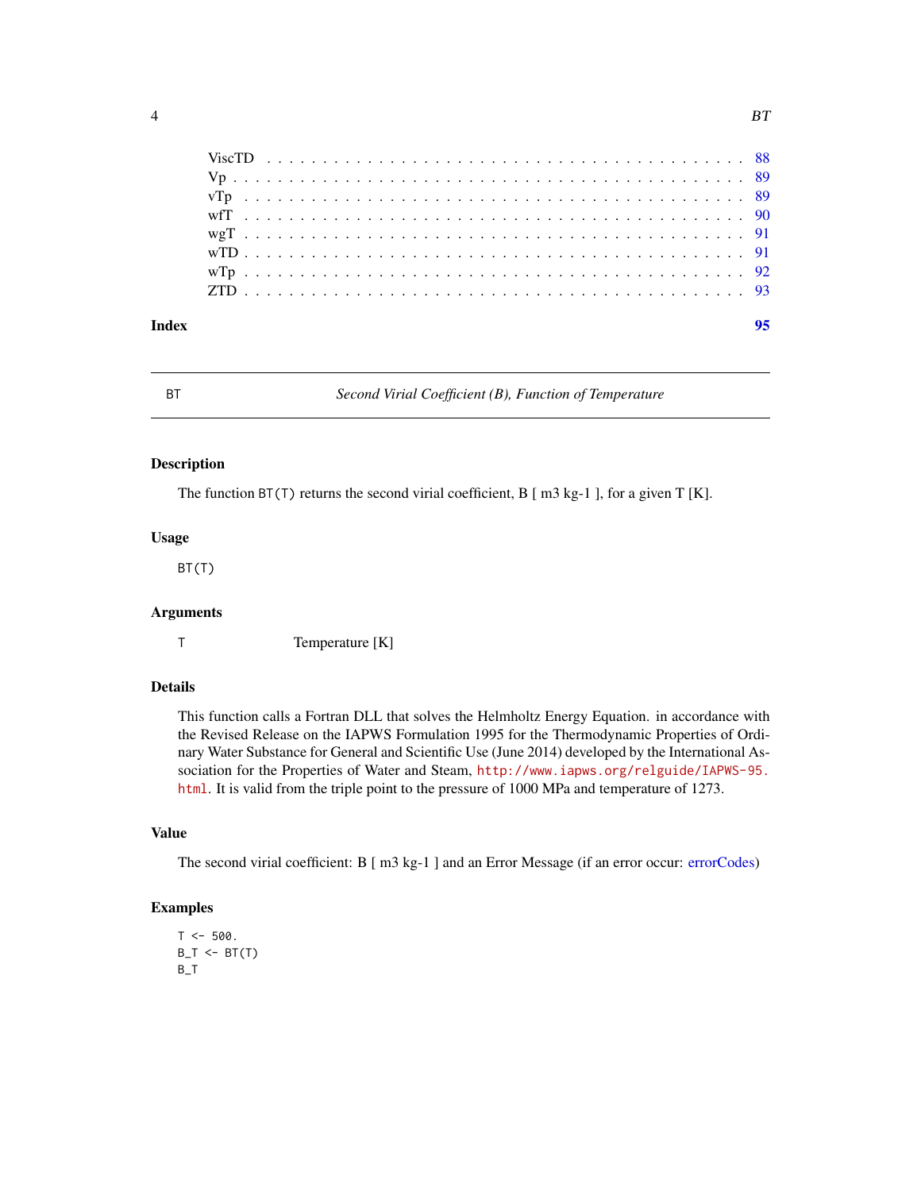| | |
|---|---|
| ViscTD | 88 |
| Vp | 89 |
| vTp | 89 |
| wfT | 90 |
| wgT | 91 |
| wTD | 91 |
| wTp | 92 |
| ZTD | 93 |

**Index** **95**

---

BT *Second Virial Coefficient (B), Function of Temperature*

---

## Description

The function `BT(T)` returns the second virial coefficient, B [ m3 kg-1 ], for a given T [K].

## Usage

```
BT(T)
```

## Arguments

| | |
|---|---|
| T | Temperature [K] |

## Details

This function calls a Fortran DLL that solves the Helmholtz Energy Equation. in accordance with the Revised Release on the IAPWS Formulation 1995 for the Thermodynamic Properties of Ordinary Water Substance for General and Scientific Use (June 2014) developed by the International Association for the Properties of Water and Steam, `http://www.iapws.org/relguide/IAPWS-95.html`. It is valid from the triple point to the pressure of 1000 MPa and temperature of 1273.

## Value

The second virial coefficient: B [ m3 kg-1 ] and an Error Message (if an error occur: errorCodes)

## Examples

```
T <- 500.
B_T <- BT(T)
B_T
```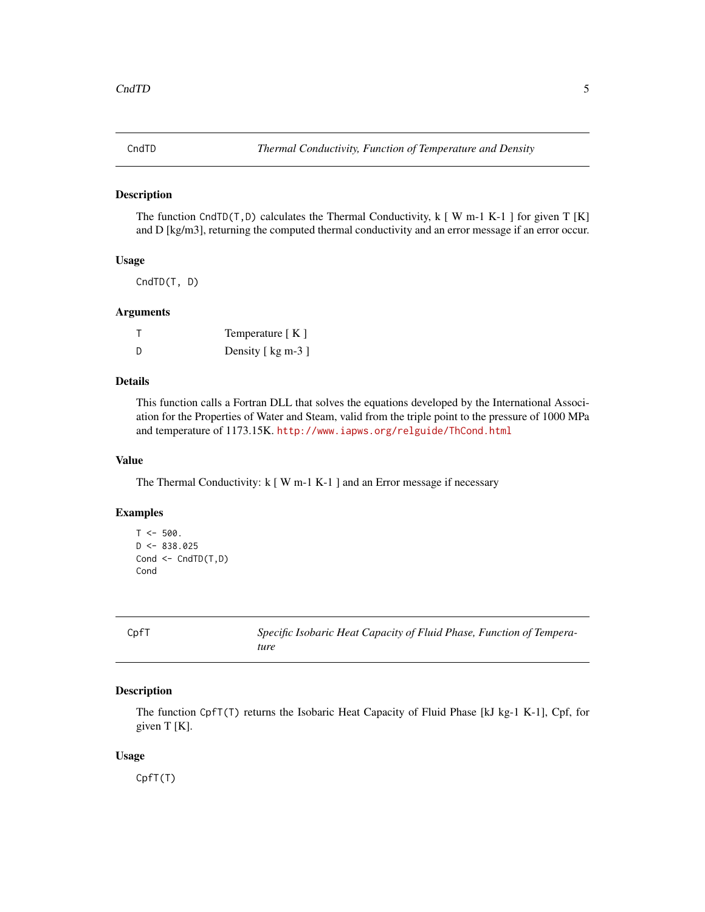## CndTD — *Thermal Conductivity, Function of Temperature and Density*

### Description

The function `CndTD(T,D)` calculates the Thermal Conductivity, k [ W m-1 K-1 ] for given T [K] and D [kg/m3], returning the computed thermal conductivity and an error message if an error occur.

### Usage

```
CndTD(T, D)
```

### Arguments

| | |
|---|---|
| T | Temperature [ K ] |
| D | Density [ kg m-3 ] |

### Details

This function calls a Fortran DLL that solves the equations developed by the International Association for the Properties of Water and Steam, valid from the triple point to the pressure of 1000 MPa and temperature of 1173.15K. http://www.iapws.org/relguide/ThCond.html

### Value

The Thermal Conductivity: k [ W m-1 K-1 ] and an Error message if necessary

### Examples

```
T <- 500.
D <- 838.025
Cond <- CndTD(T,D)
Cond
```

## CpfT — *Specific Isobaric Heat Capacity of Fluid Phase, Function of Temperature*

### Description

The function `CpfT(T)` returns the Isobaric Heat Capacity of Fluid Phase [kJ kg-1 K-1], Cpf, for given T [K].

### Usage

```
CpfT(T)
```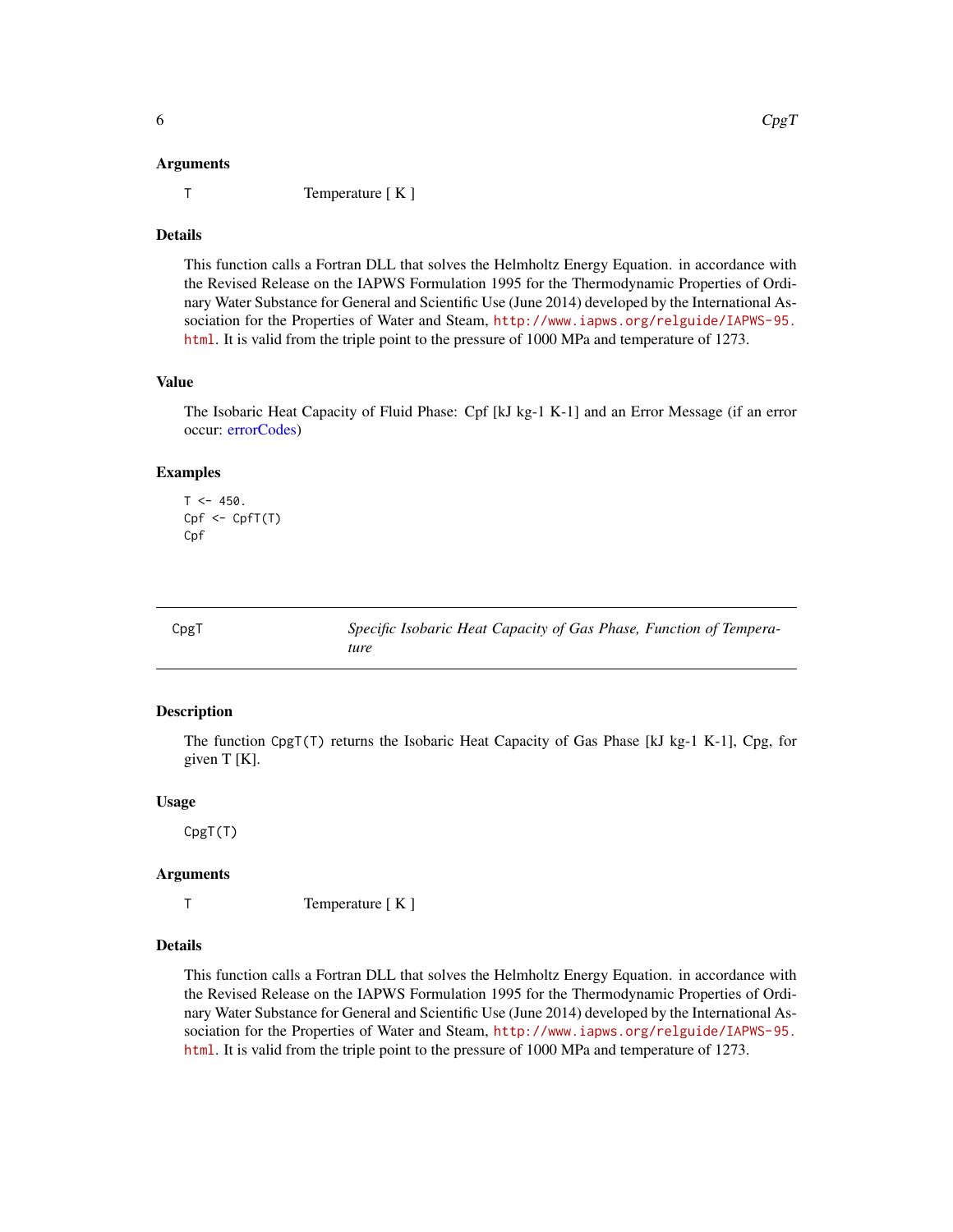### Arguments

T Temperature [ K ]

### Details

This function calls a Fortran DLL that solves the Helmholtz Energy Equation. in accordance with the Revised Release on the IAPWS Formulation 1995 for the Thermodynamic Properties of Ordinary Water Substance for General and Scientific Use (June 2014) developed by the International Association for the Properties of Water and Steam, http://www.iapws.org/relguide/IAPWS-95.html. It is valid from the triple point to the pressure of 1000 MPa and temperature of 1273.

### Value

The Isobaric Heat Capacity of Fluid Phase: Cpf [kJ kg-1 K-1] and an Error Message (if an error occur: errorCodes)

### Examples

```
T <- 450.
Cpf <- CpfT(T)
Cpf
```

---

## CpgT — *Specific Isobaric Heat Capacity of Gas Phase, Function of Temperature*

### Description

The function `CpgT(T)` returns the Isobaric Heat Capacity of Gas Phase [kJ kg-1 K-1], Cpg, for given T [K].

### Usage

```
CpgT(T)
```

### Arguments

T Temperature [ K ]

### Details

This function calls a Fortran DLL that solves the Helmholtz Energy Equation. in accordance with the Revised Release on the IAPWS Formulation 1995 for the Thermodynamic Properties of Ordinary Water Substance for General and Scientific Use (June 2014) developed by the International Association for the Properties of Water and Steam, http://www.iapws.org/relguide/IAPWS-95.html. It is valid from the triple point to the pressure of 1000 MPa and temperature of 1273.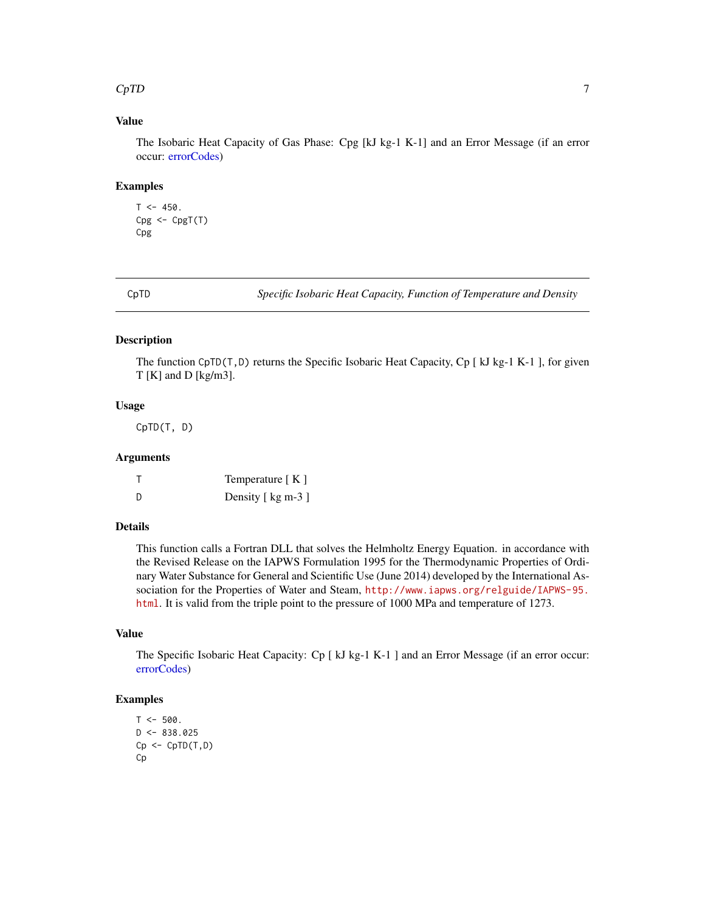### Value

The Isobaric Heat Capacity of Gas Phase: Cpg [kJ kg-1 K-1] and an Error Message (if an error occur: errorCodes)

### Examples

```
T <- 450.
Cpg <- CpgT(T)
Cpg
```

---

## CpTD — *Specific Isobaric Heat Capacity, Function of Temperature and Density*

---

### Description

The function `CpTD(T,D)` returns the Specific Isobaric Heat Capacity, Cp [ kJ kg-1 K-1 ], for given T [K] and D [kg/m3].

### Usage

```
CpTD(T, D)
```

### Arguments

| | |
|---|---|
| `T` | Temperature [ K ] |
| `D` | Density [ kg m-3 ] |

### Details

This function calls a Fortran DLL that solves the Helmholtz Energy Equation. in accordance with the Revised Release on the IAPWS Formulation 1995 for the Thermodynamic Properties of Ordinary Water Substance for General and Scientific Use (June 2014) developed by the International Association for the Properties of Water and Steam, http://www.iapws.org/relguide/IAPWS-95.html. It is valid from the triple point to the pressure of 1000 MPa and temperature of 1273.

### Value

The Specific Isobaric Heat Capacity: Cp [ kJ kg-1 K-1 ] and an Error Message (if an error occur: errorCodes)

### Examples

```
T <- 500.
D <- 838.025
Cp <- CpTD(T,D)
Cp
```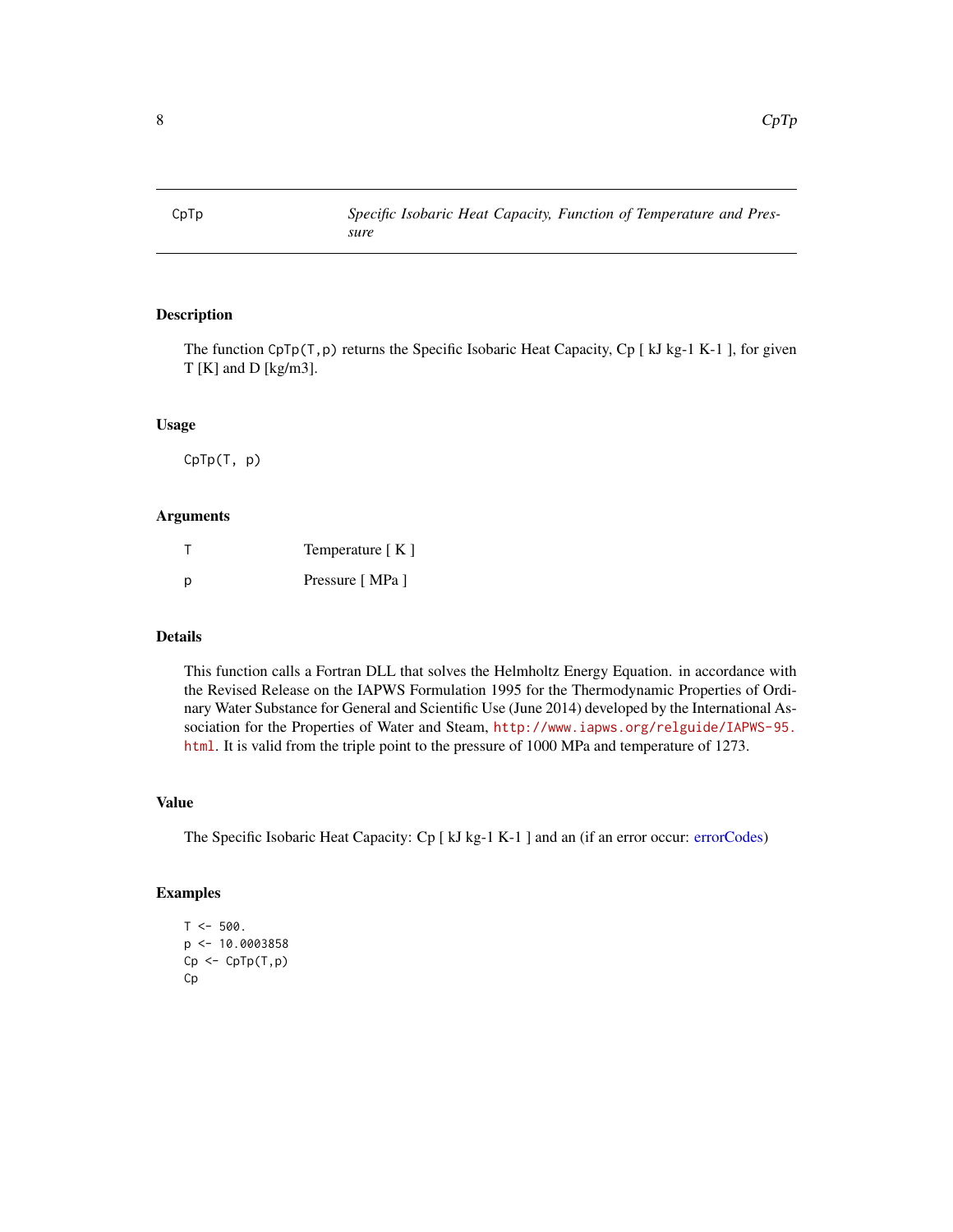# CpTp — *Specific Isobaric Heat Capacity, Function of Temperature and Pressure*

## Description

The function `CpTp(T,p)` returns the Specific Isobaric Heat Capacity, Cp [ kJ kg-1 K-1 ], for given T [K] and D [kg/m3].

## Usage

```
CpTp(T, p)
```

## Arguments

| | |
|---|---|
| T | Temperature [ K ] |
| p | Pressure [ MPa ] |

## Details

This function calls a Fortran DLL that solves the Helmholtz Energy Equation. in accordance with the Revised Release on the IAPWS Formulation 1995 for the Thermodynamic Properties of Ordinary Water Substance for General and Scientific Use (June 2014) developed by the International Association for the Properties of Water and Steam, http://www.iapws.org/relguide/IAPWS-95.html. It is valid from the triple point to the pressure of 1000 MPa and temperature of 1273.

## Value

The Specific Isobaric Heat Capacity: Cp [ kJ kg-1 K-1 ] and an (if an error occur: errorCodes)

## Examples

```
T <- 500.
p <- 10.0003858
Cp <- CpTp(T,p)
Cp
```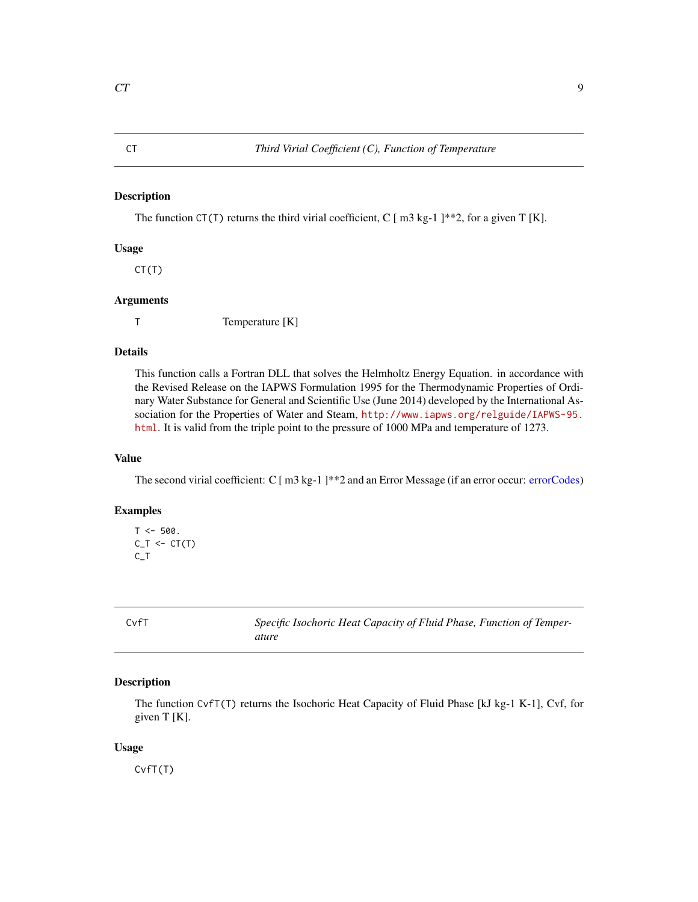## CT — *Third Virial Coefficient (C), Function of Temperature*

### Description

The function `CT(T)` returns the third virial coefficient, C [ m3 kg-1 ]**2, for a given T [K].

### Usage

```
CT(T)
```

### Arguments

| | |
|---|---|
| T | Temperature [K] |

### Details

This function calls a Fortran DLL that solves the Helmholtz Energy Equation. in accordance with the Revised Release on the IAPWS Formulation 1995 for the Thermodynamic Properties of Ordinary Water Substance for General and Scientific Use (June 2014) developed by the International Association for the Properties of Water and Steam, http://www.iapws.org/relguide/IAPWS-95.html. It is valid from the triple point to the pressure of 1000 MPa and temperature of 1273.

### Value

The second virial coefficient: C [ m3 kg-1 ]**2 and an Error Message (if an error occur: errorCodes)

### Examples

```
T <- 500.
C_T <- CT(T)
C_T
```

## CvfT — *Specific Isochoric Heat Capacity of Fluid Phase, Function of Temperature*

### Description

The function `CvfT(T)` returns the Isochoric Heat Capacity of Fluid Phase [kJ kg-1 K-1], Cvf, for given T [K].

### Usage

```
CvfT(T)
```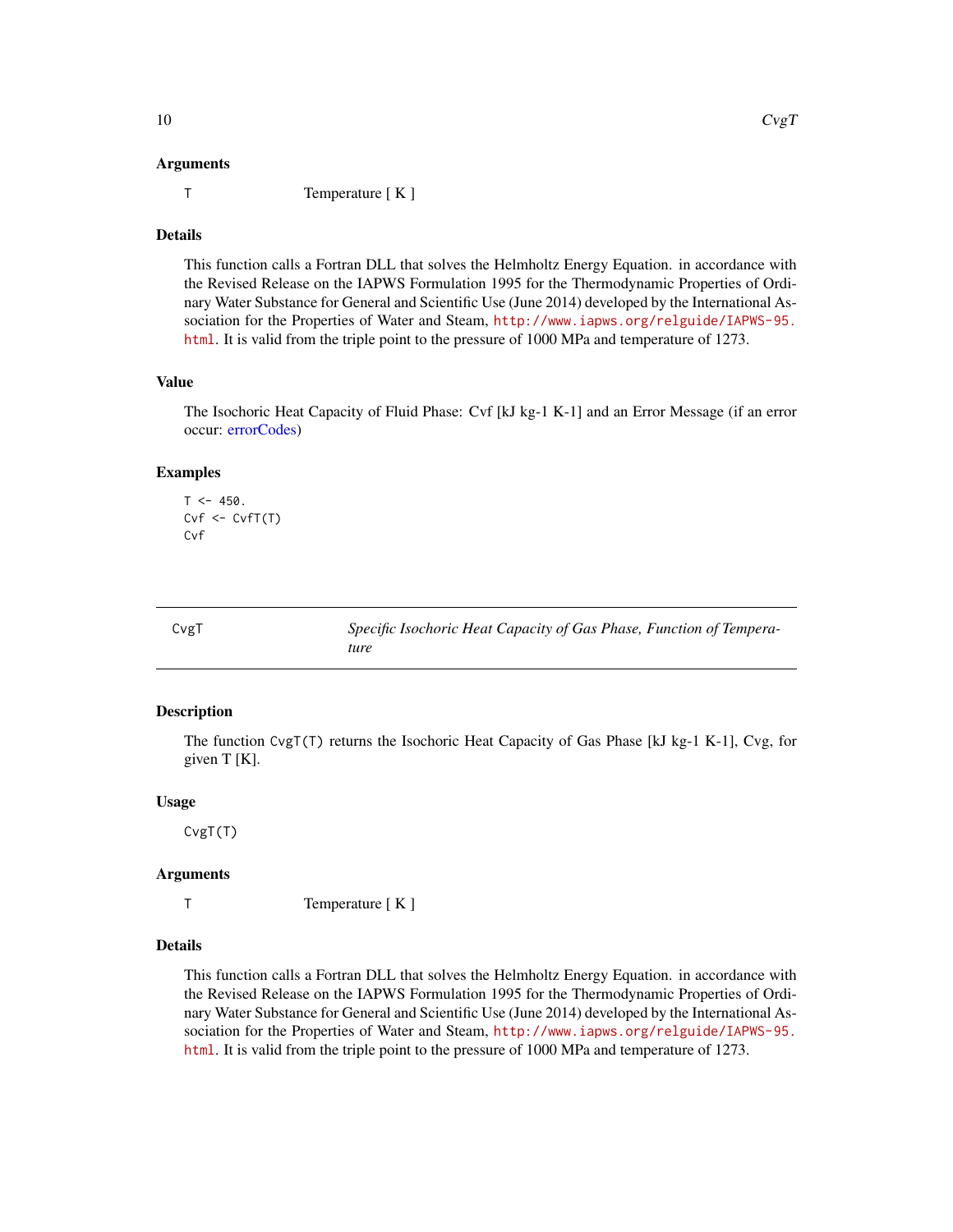### Arguments

T    Temperature [ K ]

### Details

This function calls a Fortran DLL that solves the Helmholtz Energy Equation. in accordance with the Revised Release on the IAPWS Formulation 1995 for the Thermodynamic Properties of Ordinary Water Substance for General and Scientific Use (June 2014) developed by the International Association for the Properties of Water and Steam, http://www.iapws.org/relguide/IAPWS-95.html. It is valid from the triple point to the pressure of 1000 MPa and temperature of 1273.

### Value

The Isochoric Heat Capacity of Fluid Phase: Cvf [kJ kg-1 K-1] and an Error Message (if an error occur: errorCodes)

### Examples

```
T <- 450.
Cvf <- CvfT(T)
Cvf
```

---

## CvgT    *Specific Isochoric Heat Capacity of Gas Phase, Function of Temperature*

---

### Description

The function CvgT(T) returns the Isochoric Heat Capacity of Gas Phase [kJ kg-1 K-1], Cvg, for given T [K].

### Usage

```
CvgT(T)
```

### Arguments

T    Temperature [ K ]

### Details

This function calls a Fortran DLL that solves the Helmholtz Energy Equation. in accordance with the Revised Release on the IAPWS Formulation 1995 for the Thermodynamic Properties of Ordinary Water Substance for General and Scientific Use (June 2014) developed by the International Association for the Properties of Water and Steam, http://www.iapws.org/relguide/IAPWS-95.html. It is valid from the triple point to the pressure of 1000 MPa and temperature of 1273.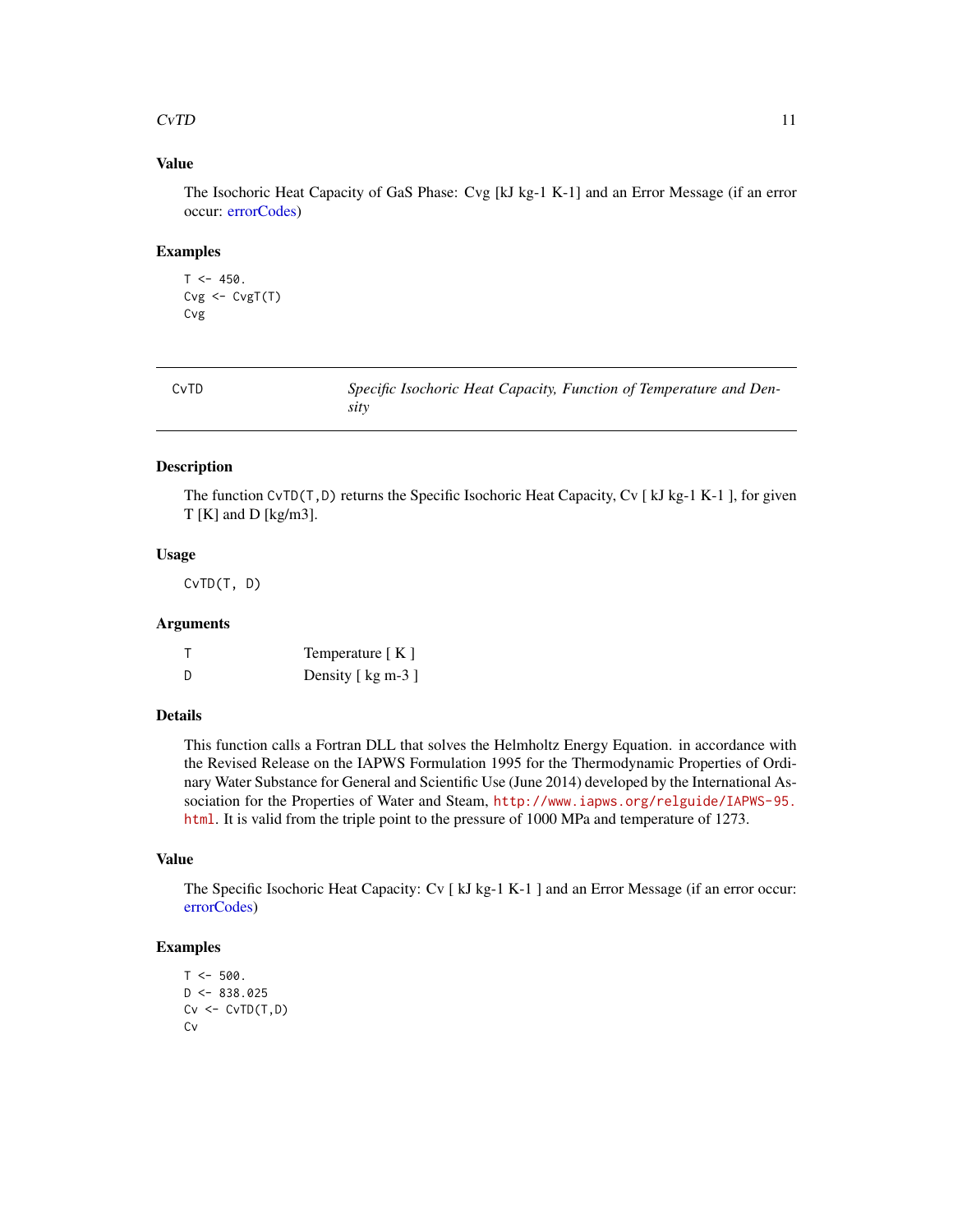## Value

The Isochoric Heat Capacity of GaS Phase: Cvg [kJ kg-1 K-1] and an Error Message (if an error occur: errorCodes)

## Examples

```
T <- 450.
Cvg <- CvgT(T)
Cvg
```

---

# CvTD — *Specific Isochoric Heat Capacity, Function of Temperature and Density*

---

## Description

The function `CvTD(T,D)` returns the Specific Isochoric Heat Capacity, Cv [ kJ kg-1 K-1 ], for given T [K] and D [kg/m3].

## Usage

```
CvTD(T, D)
```

## Arguments

| | |
|---|---|
| T | Temperature [ K ] |
| D | Density [ kg m-3 ] |

## Details

This function calls a Fortran DLL that solves the Helmholtz Energy Equation. in accordance with the Revised Release on the IAPWS Formulation 1995 for the Thermodynamic Properties of Ordinary Water Substance for General and Scientific Use (June 2014) developed by the International Association for the Properties of Water and Steam, http://www.iapws.org/relguide/IAPWS-95.html. It is valid from the triple point to the pressure of 1000 MPa and temperature of 1273.

## Value

The Specific Isochoric Heat Capacity: Cv [ kJ kg-1 K-1 ] and an Error Message (if an error occur: errorCodes)

## Examples

```
T <- 500.
D <- 838.025
Cv <- CvTD(T,D)
Cv
```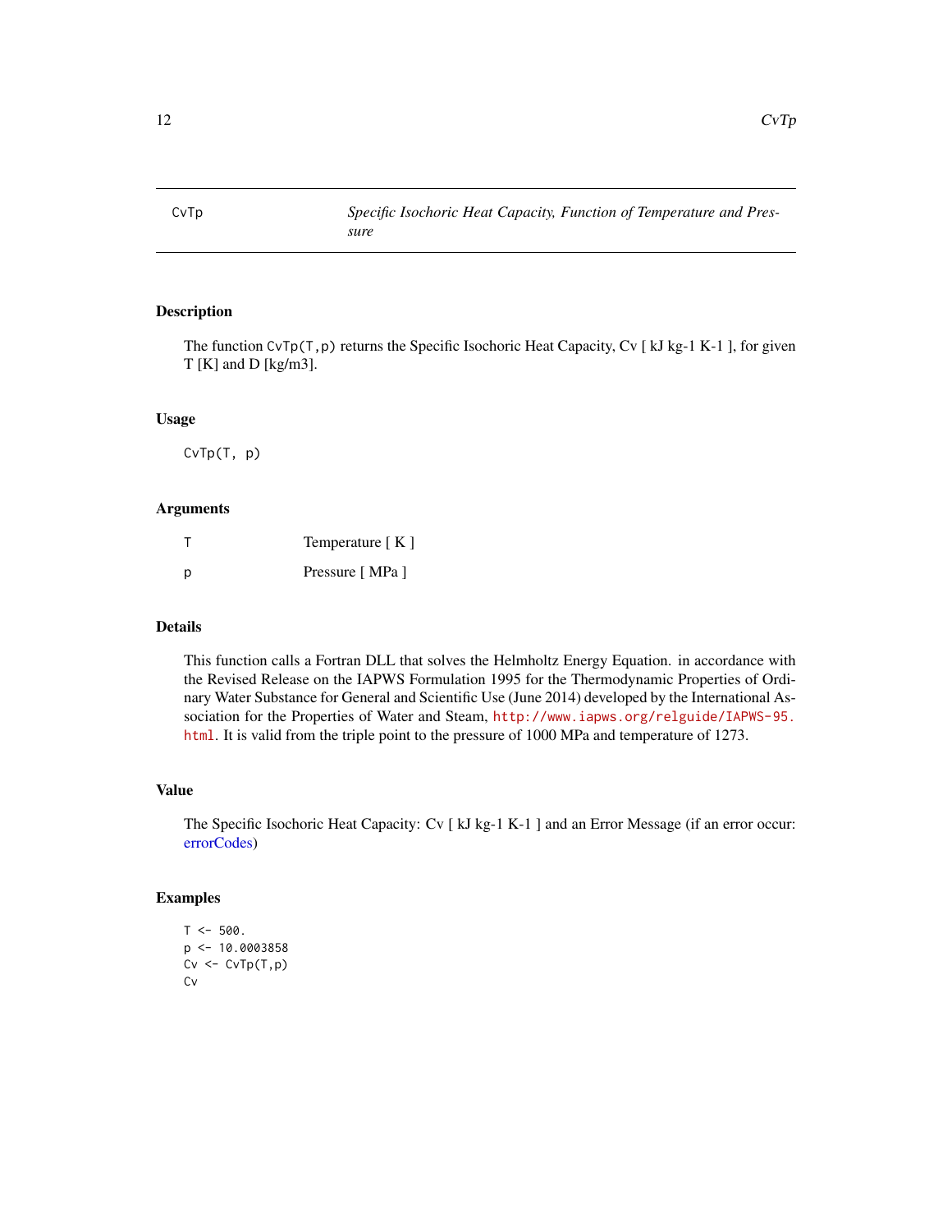CvTp — *Specific Isochoric Heat Capacity, Function of Temperature and Pressure*

## Description

The function `CvTp(T,p)` returns the Specific Isochoric Heat Capacity, Cv [ kJ kg-1 K-1 ], for given T [K] and D [kg/m3].

## Usage

```
CvTp(T, p)
```

## Arguments

| | |
|---|---|
| T | Temperature [ K ] |
| p | Pressure [ MPa ] |

## Details

This function calls a Fortran DLL that solves the Helmholtz Energy Equation. in accordance with the Revised Release on the IAPWS Formulation 1995 for the Thermodynamic Properties of Ordinary Water Substance for General and Scientific Use (June 2014) developed by the International Association for the Properties of Water and Steam, http://www.iapws.org/relguide/IAPWS-95.html. It is valid from the triple point to the pressure of 1000 MPa and temperature of 1273.

## Value

The Specific Isochoric Heat Capacity: Cv [ kJ kg-1 K-1 ] and an Error Message (if an error occur: errorCodes)

## Examples

```
T <- 500.
p <- 10.0003858
Cv <- CvTp(T,p)
Cv
```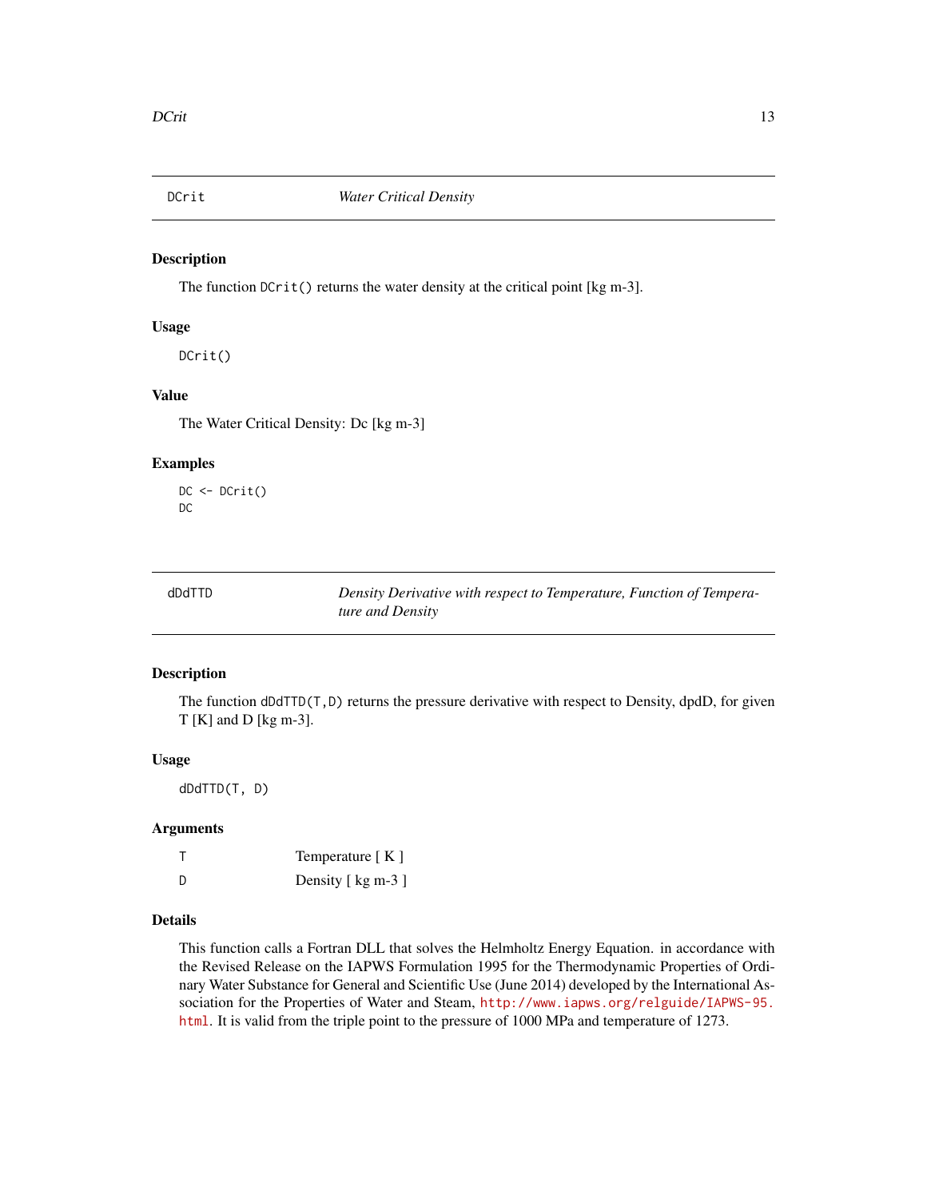## DCrit *Water Critical Density*

### Description

The function `DCrit()` returns the water density at the critical point [kg m-3].

### Usage

```
DCrit()
```

### Value

The Water Critical Density: Dc [kg m-3]

### Examples

```
DC <- DCrit()
DC
```

## dDdTTD *Density Derivative with respect to Temperature, Function of Temperature and Density*

### Description

The function `dDdTTD(T,D)` returns the pressure derivative with respect to Density, dpdD, for given T [K] and D [kg m-3].

### Usage

```
dDdTTD(T, D)
```

### Arguments

| | |
|---|---|
| T | Temperature [ K ] |
| D | Density [ kg m-3 ] |

### Details

This function calls a Fortran DLL that solves the Helmholtz Energy Equation. in accordance with the Revised Release on the IAPWS Formulation 1995 for the Thermodynamic Properties of Ordinary Water Substance for General and Scientific Use (June 2014) developed by the International Association for the Properties of Water and Steam, http://www.iapws.org/relguide/IAPWS-95.html. It is valid from the triple point to the pressure of 1000 MPa and temperature of 1273.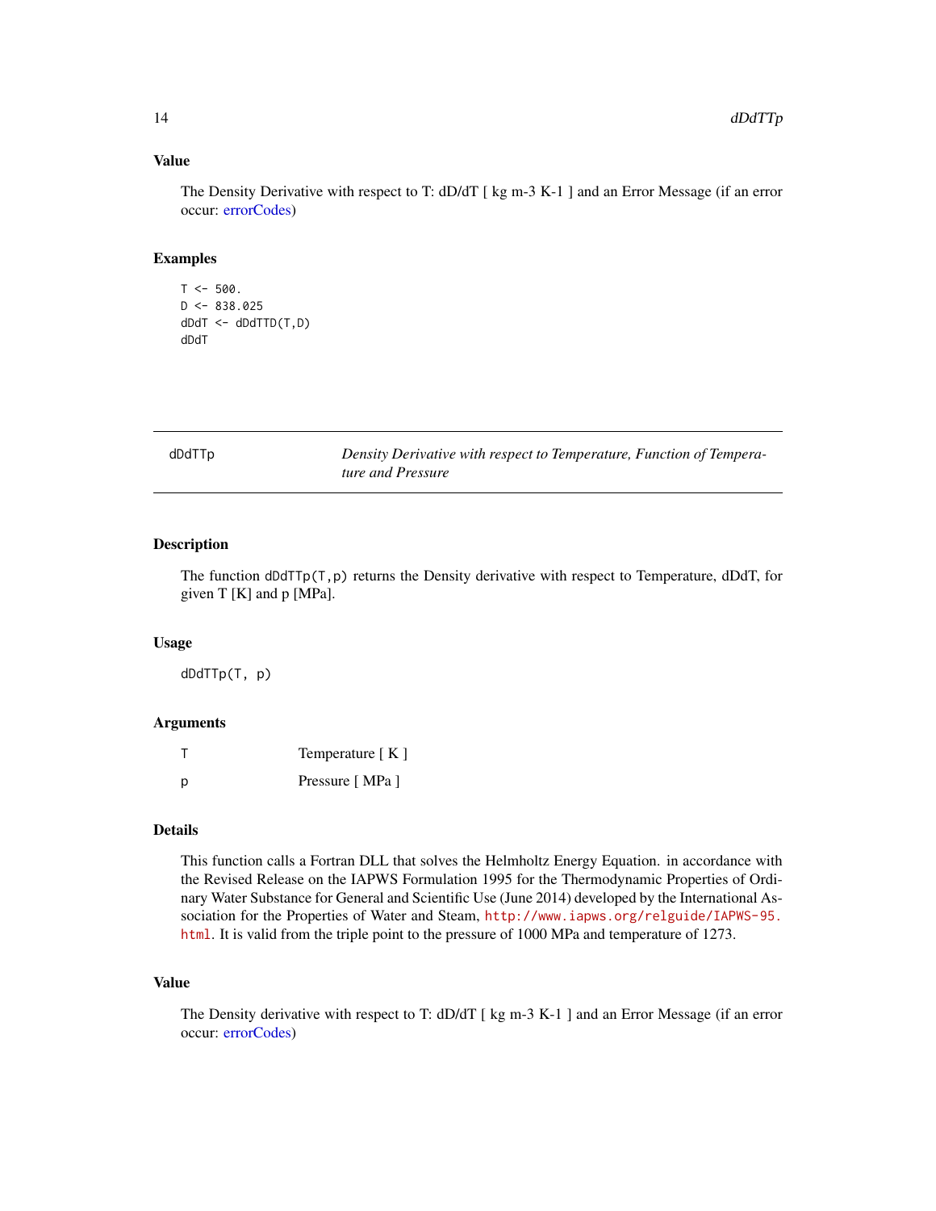## Value

The Density Derivative with respect to T: dD/dT [ kg m-3 K-1 ] and an Error Message (if an error occur: errorCodes)

## Examples

```
T <- 500.
D <- 838.025
dDdT <- dDdTTD(T,D)
dDdT
```

---

# dDdTTp — *Density Derivative with respect to Temperature, Function of Temperature and Pressure*

---

## Description

The function `dDdTTp(T,p)` returns the Density derivative with respect to Temperature, dDdT, for given T [K] and p [MPa].

## Usage

```
dDdTTp(T, p)
```

## Arguments

| | |
|---|---|
| T | Temperature [ K ] |
| p | Pressure [ MPa ] |

## Details

This function calls a Fortran DLL that solves the Helmholtz Energy Equation. in accordance with the Revised Release on the IAPWS Formulation 1995 for the Thermodynamic Properties of Ordinary Water Substance for General and Scientific Use (June 2014) developed by the International Association for the Properties of Water and Steam, `http://www.iapws.org/relguide/IAPWS-95.html`. It is valid from the triple point to the pressure of 1000 MPa and temperature of 1273.

## Value

The Density derivative with respect to T: dD/dT [ kg m-3 K-1 ] and an Error Message (if an error occur: errorCodes)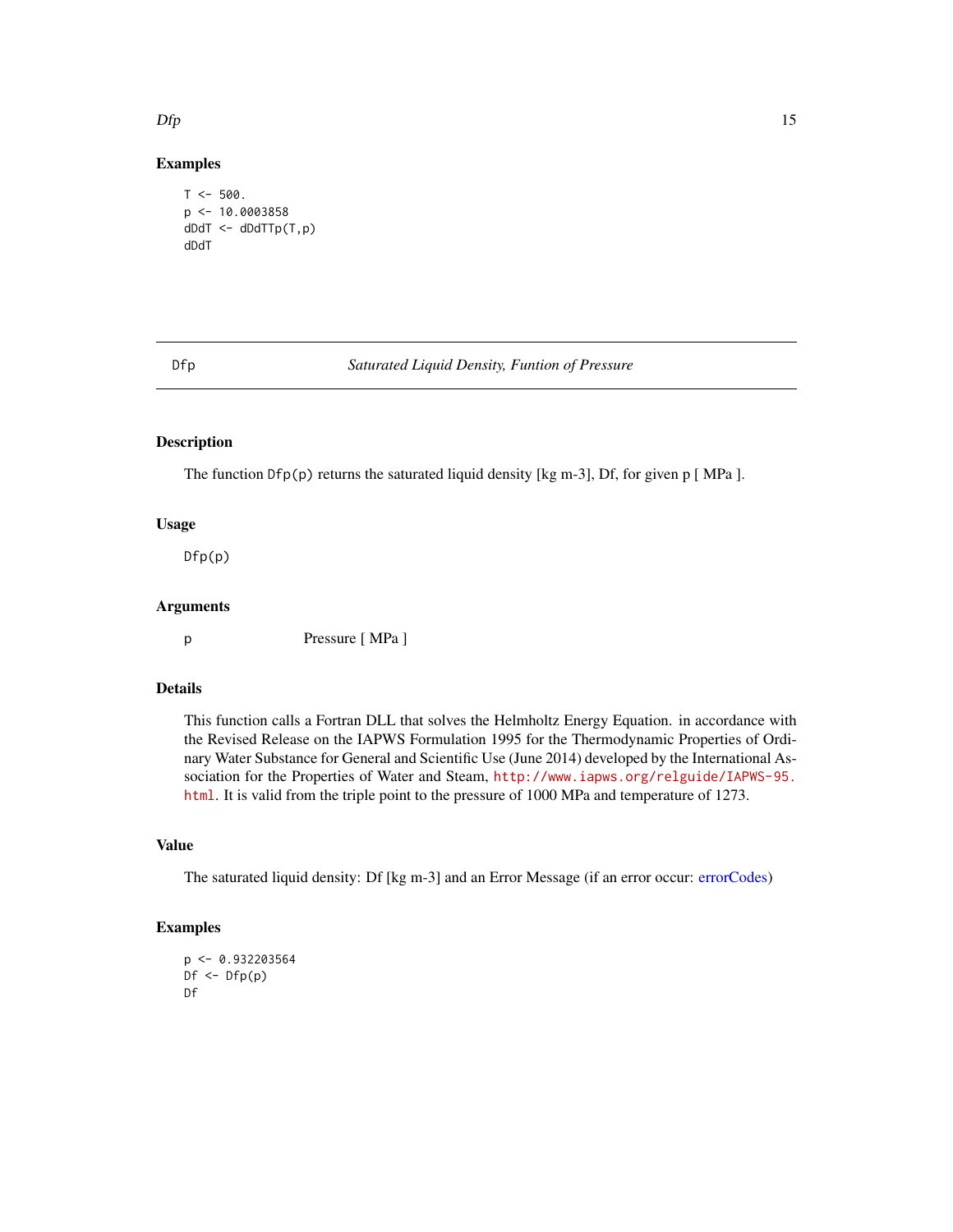## Examples

```
T <- 500.
p <- 10.0003858
dDdT <- dDdTTp(T,p)
dDdT
```

---

Dfp *Saturated Liquid Density, Funtion of Pressure*

---

## Description

The function `Dfp(p)` returns the saturated liquid density [kg m-3], Df, for given p [ MPa ].

## Usage

```
Dfp(p)
```

## Arguments

p Pressure [ MPa ]

## Details

This function calls a Fortran DLL that solves the Helmholtz Energy Equation. in accordance with the Revised Release on the IAPWS Formulation 1995 for the Thermodynamic Properties of Ordinary Water Substance for General and Scientific Use (June 2014) developed by the International Association for the Properties of Water and Steam, http://www.iapws.org/relguide/IAPWS-95.html. It is valid from the triple point to the pressure of 1000 MPa and temperature of 1273.

## Value

The saturated liquid density: Df [kg m-3] and an Error Message (if an error occur: errorCodes)

## Examples

```
p <- 0.932203564
Df <- Dfp(p)
Df
```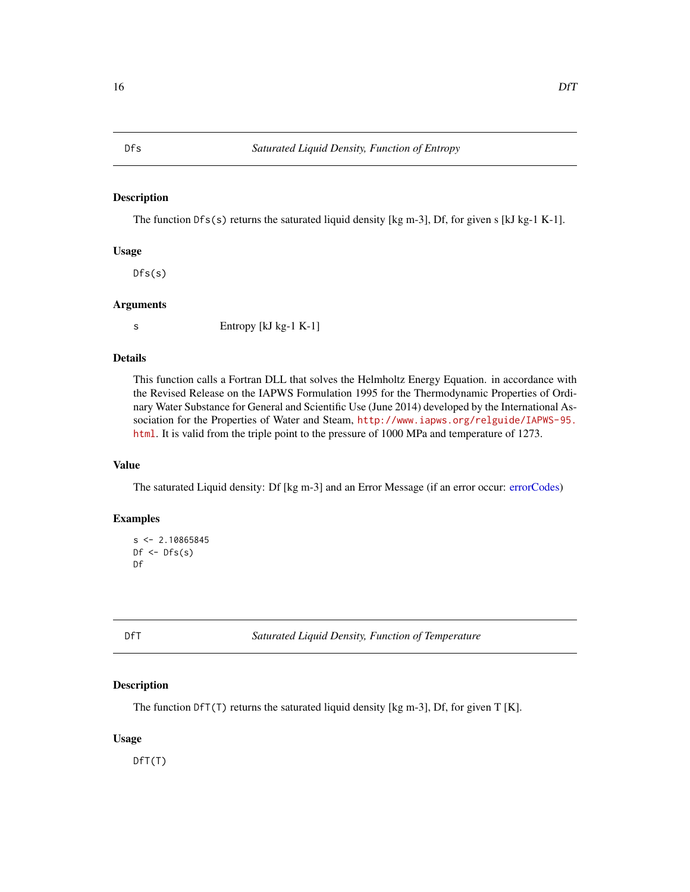## Dfs — *Saturated Liquid Density, Function of Entropy*

### Description

The function `Dfs(s)` returns the saturated liquid density [kg m-3], Df, for given s [kJ kg-1 K-1].

### Usage

```
Dfs(s)
```

### Arguments

| | |
|---|---|
| s | Entropy [kJ kg-1 K-1] |

### Details

This function calls a Fortran DLL that solves the Helmholtz Energy Equation. in accordance with the Revised Release on the IAPWS Formulation 1995 for the Thermodynamic Properties of Ordinary Water Substance for General and Scientific Use (June 2014) developed by the International Association for the Properties of Water and Steam, `http://www.iapws.org/relguide/IAPWS-95.html`. It is valid from the triple point to the pressure of 1000 MPa and temperature of 1273.

### Value

The saturated Liquid density: Df [kg m-3] and an Error Message (if an error occur: errorCodes)

### Examples

```
s <- 2.10865845
Df <- Dfs(s)
Df
```

## DfT — *Saturated Liquid Density, Function of Temperature*

### Description

The function `DfT(T)` returns the saturated liquid density [kg m-3], Df, for given T [K].

### Usage

```
DfT(T)
```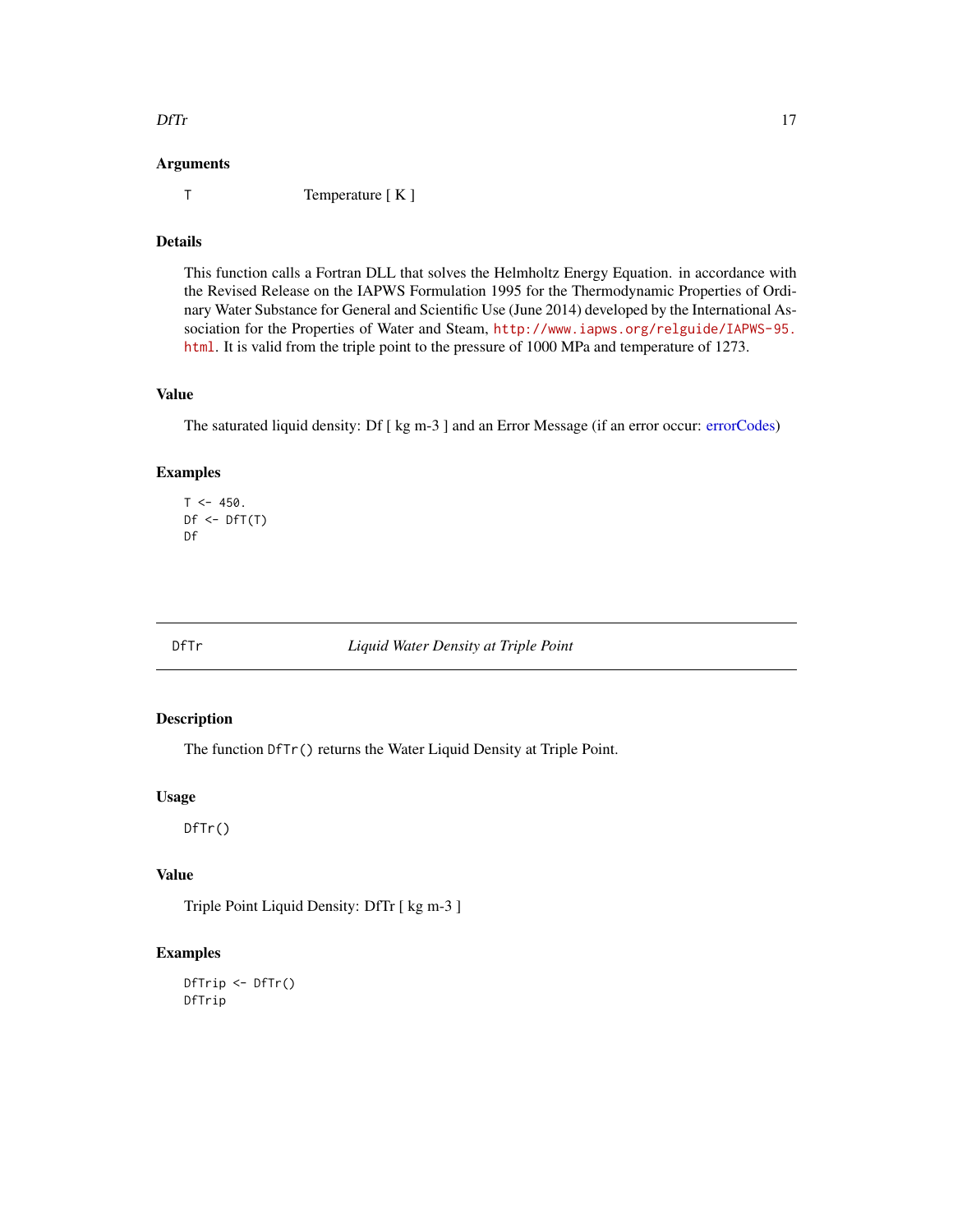### Arguments

T Temperature [ K ]

### Details

This function calls a Fortran DLL that solves the Helmholtz Energy Equation. in accordance with the Revised Release on the IAPWS Formulation 1995 for the Thermodynamic Properties of Ordinary Water Substance for General and Scientific Use (June 2014) developed by the International Association for the Properties of Water and Steam, http://www.iapws.org/relguide/IAPWS-95.html. It is valid from the triple point to the pressure of 1000 MPa and temperature of 1273.

### Value

The saturated liquid density: Df [ kg m-3 ] and an Error Message (if an error occur: errorCodes)

### Examples

```
T <- 450.
Df <- DfT(T)
Df
```

---

## DfTr *Liquid Water Density at Triple Point*

---

### Description

The function DfTr() returns the Water Liquid Density at Triple Point.

### Usage

```
DfTr()
```

### Value

Triple Point Liquid Density: DfTr [ kg m-3 ]

### Examples

```
DfTrip <- DfTr()
DfTrip
```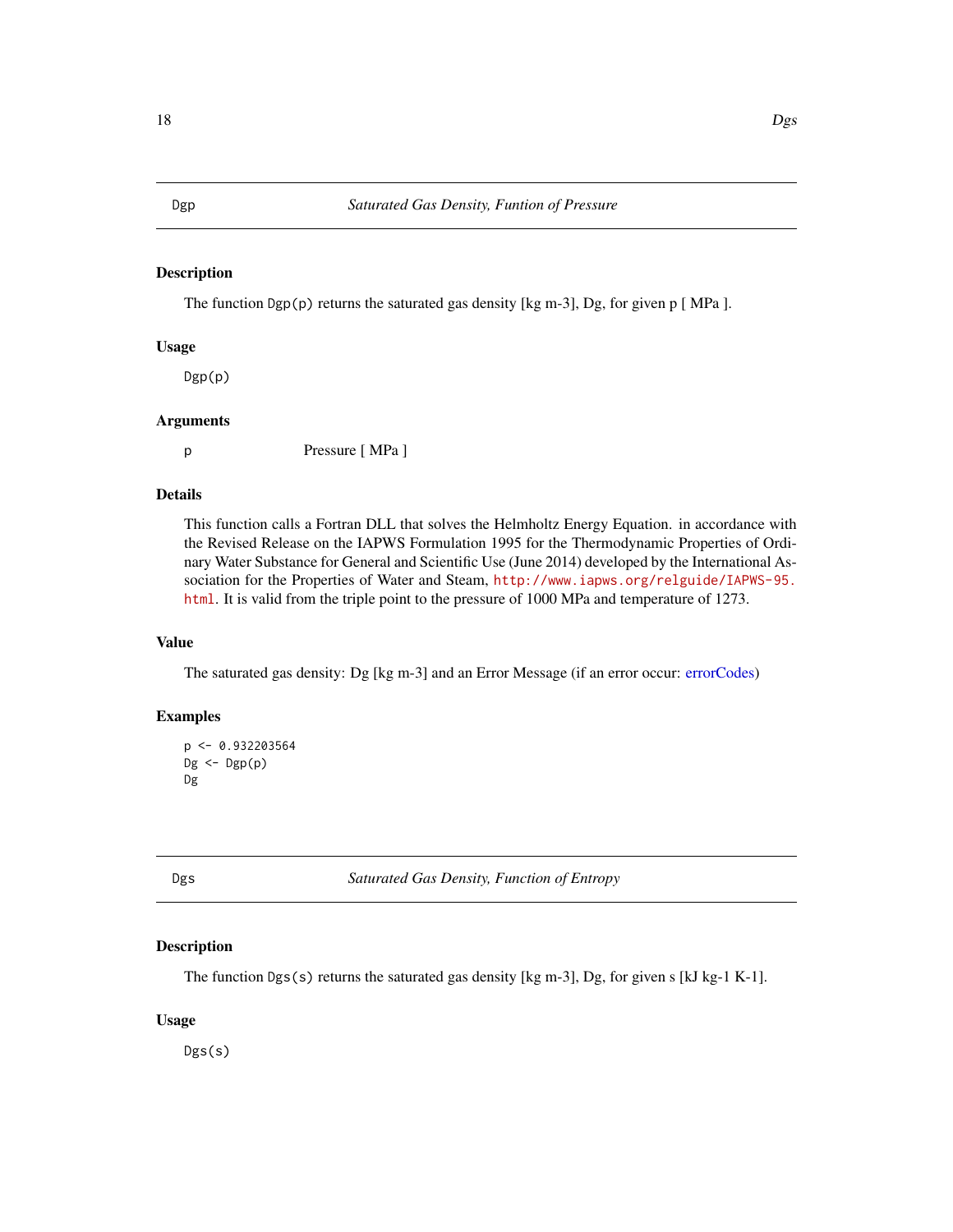## Dgp — *Saturated Gas Density, Funtion of Pressure*

### Description

The function `Dgp(p)` returns the saturated gas density [kg m-3], Dg, for given p [ MPa ].

### Usage

```
Dgp(p)
```

### Arguments

| | |
|---|---|
| p | Pressure [ MPa ] |

### Details

This function calls a Fortran DLL that solves the Helmholtz Energy Equation. in accordance with the Revised Release on the IAPWS Formulation 1995 for the Thermodynamic Properties of Ordinary Water Substance for General and Scientific Use (June 2014) developed by the International Association for the Properties of Water and Steam, http://www.iapws.org/relguide/IAPWS-95.html. It is valid from the triple point to the pressure of 1000 MPa and temperature of 1273.

### Value

The saturated gas density: Dg [kg m-3] and an Error Message (if an error occur: errorCodes)

### Examples

```
p <- 0.932203564
Dg <- Dgp(p)
Dg
```

## Dgs — *Saturated Gas Density, Function of Entropy*

### Description

The function `Dgs(s)` returns the saturated gas density [kg m-3], Dg, for given s [kJ kg-1 K-1].

### Usage

```
Dgs(s)
```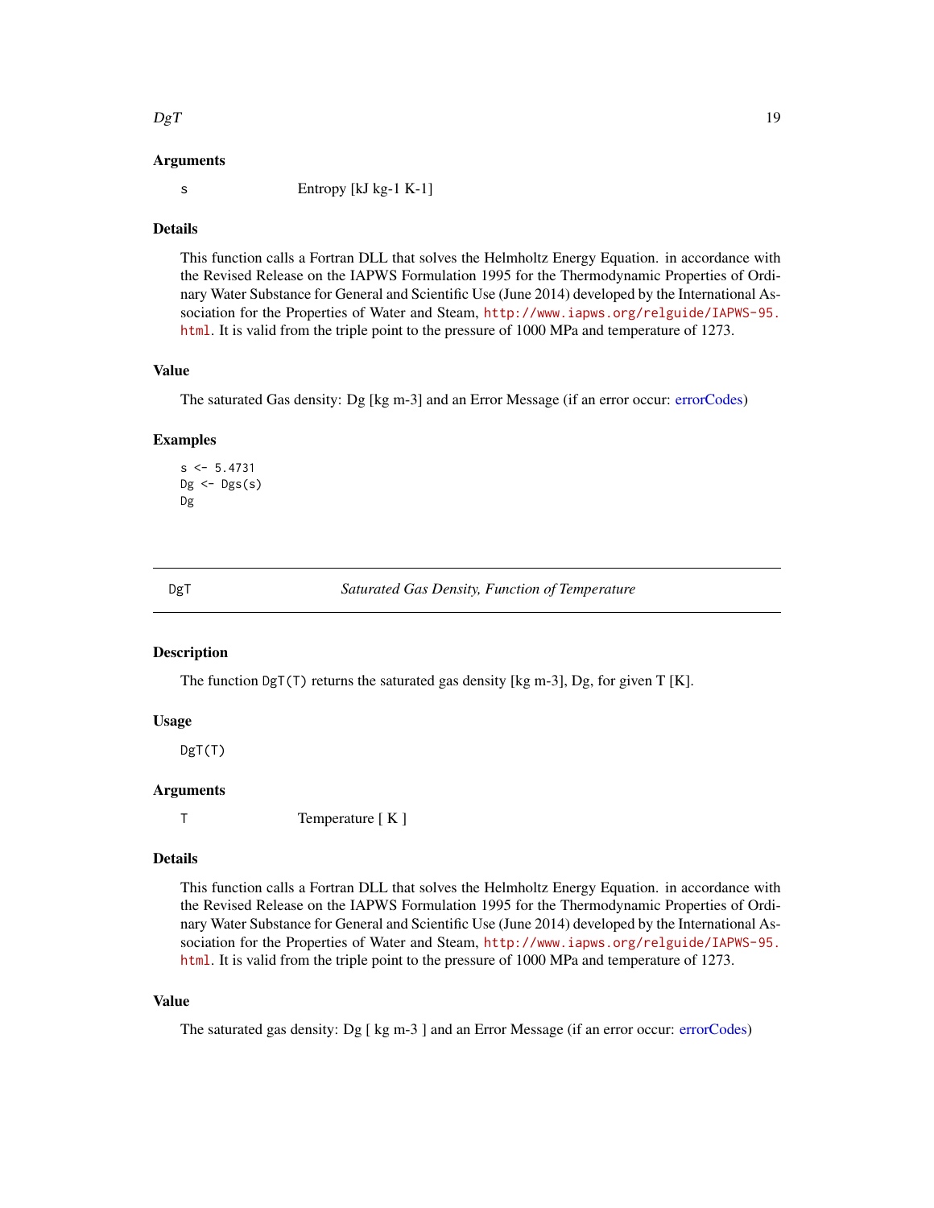### Arguments

s  Entropy [kJ kg-1 K-1]

### Details

This function calls a Fortran DLL that solves the Helmholtz Energy Equation. in accordance with the Revised Release on the IAPWS Formulation 1995 for the Thermodynamic Properties of Ordinary Water Substance for General and Scientific Use (June 2014) developed by the International Association for the Properties of Water and Steam, http://www.iapws.org/relguide/IAPWS-95.html. It is valid from the triple point to the pressure of 1000 MPa and temperature of 1273.

### Value

The saturated Gas density: Dg [kg m-3] and an Error Message (if an error occur: errorCodes)

### Examples

```
s <- 5.4731
Dg <- Dgs(s)
Dg
```

---

## DgT — *Saturated Gas Density, Function of Temperature*

### Description

The function `DgT(T)` returns the saturated gas density [kg m-3], Dg, for given T [K].

### Usage

```
DgT(T)
```

### Arguments

T  Temperature [ K ]

### Details

This function calls a Fortran DLL that solves the Helmholtz Energy Equation. in accordance with the Revised Release on the IAPWS Formulation 1995 for the Thermodynamic Properties of Ordinary Water Substance for General and Scientific Use (June 2014) developed by the International Association for the Properties of Water and Steam, http://www.iapws.org/relguide/IAPWS-95.html. It is valid from the triple point to the pressure of 1000 MPa and temperature of 1273.

### Value

The saturated gas density: Dg [ kg m-3 ] and an Error Message (if an error occur: errorCodes)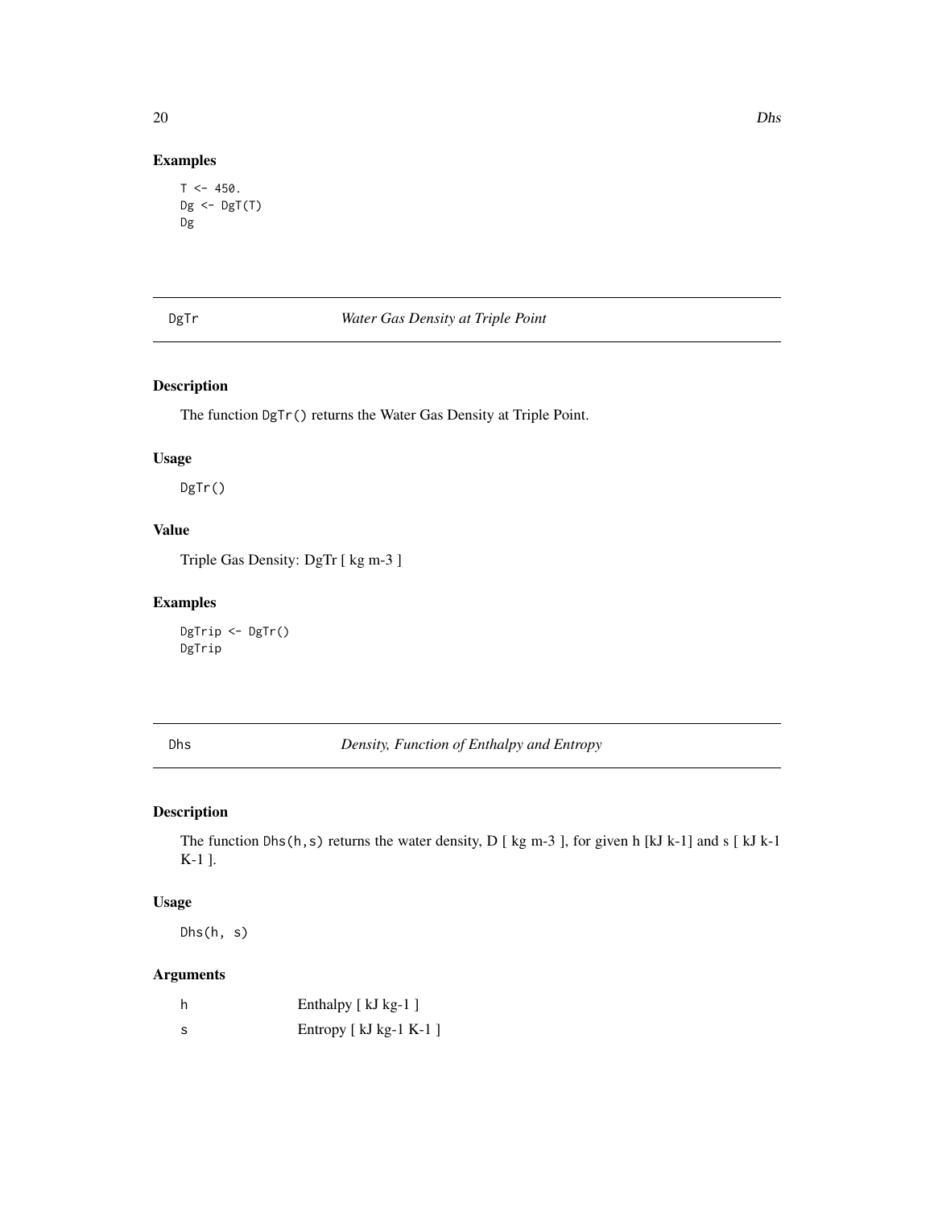## Examples

```
T <- 450.
Dg <- DgT(T)
Dg
```

---

DgTr *Water Gas Density at Triple Point*

---

## Description

The function `DgTr()` returns the Water Gas Density at Triple Point.

## Usage

```
DgTr()
```

## Value

Triple Gas Density: DgTr [ kg m-3 ]

## Examples

```
DgTrip <- DgTr()
DgTrip
```

---

Dhs *Density, Function of Enthalpy and Entropy*

---

## Description

The function `Dhs(h,s)` returns the water density, D [ kg m-3 ], for given h [kJ k-1] and s [ kJ k-1 K-1 ].

## Usage

```
Dhs(h, s)
```

## Arguments

| | |
|---|---|
| h | Enthalpy [ kJ kg-1 ] |
| s | Entropy [ kJ kg-1 K-1 ] |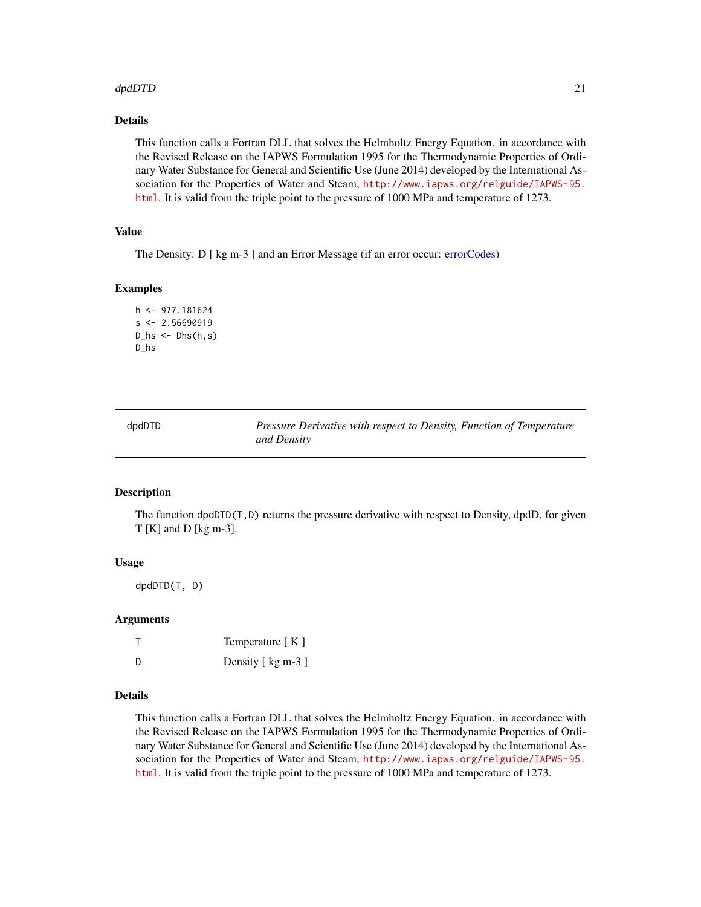### Details

This function calls a Fortran DLL that solves the Helmholtz Energy Equation. in accordance with the Revised Release on the IAPWS Formulation 1995 for the Thermodynamic Properties of Ordinary Water Substance for General and Scientific Use (June 2014) developed by the International Association for the Properties of Water and Steam, http://www.iapws.org/relguide/IAPWS-95.html. It is valid from the triple point to the pressure of 1000 MPa and temperature of 1273.

### Value

The Density: D [ kg m-3 ] and an Error Message (if an error occur: errorCodes)

### Examples

```
h <- 977.181624
s <- 2.56690919
D_hs <- Dhs(h,s)
D_hs
```

---

## dpdDTD — *Pressure Derivative with respect to Density, Function of Temperature and Density*

---

### Description

The function `dpdDTD(T,D)` returns the pressure derivative with respect to Density, dpdD, for given T [K] and D [kg m-3].

### Usage

```
dpdDTD(T, D)
```

### Arguments

| | |
|---|---|
| T | Temperature [ K ] |
| D | Density [ kg m-3 ] |

### Details

This function calls a Fortran DLL that solves the Helmholtz Energy Equation. in accordance with the Revised Release on the IAPWS Formulation 1995 for the Thermodynamic Properties of Ordinary Water Substance for General and Scientific Use (June 2014) developed by the International Association for the Properties of Water and Steam, http://www.iapws.org/relguide/IAPWS-95.html. It is valid from the triple point to the pressure of 1000 MPa and temperature of 1273.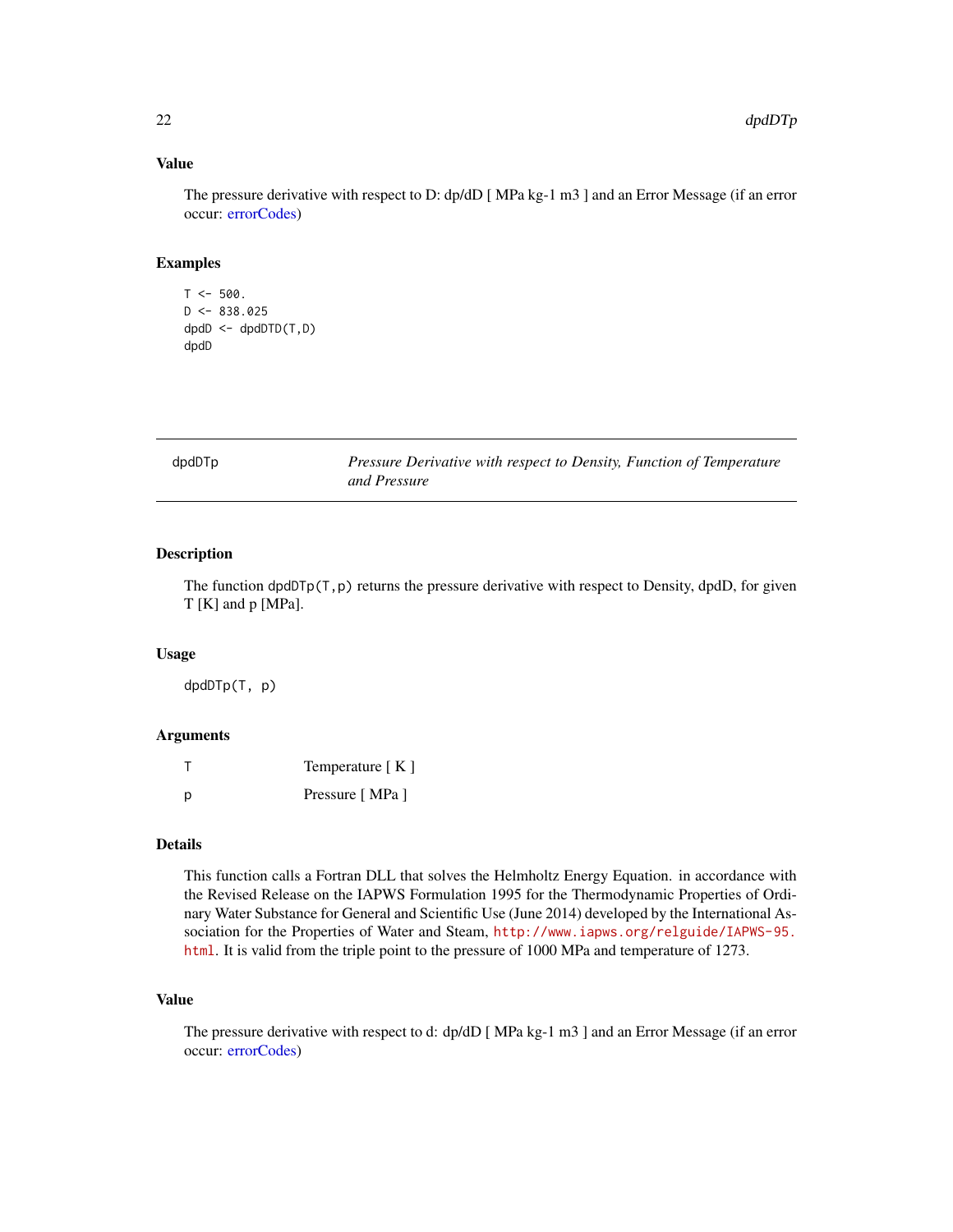## Value

The pressure derivative with respect to D: dp/dD [ MPa kg-1 m3 ] and an Error Message (if an error occur: errorCodes)

## Examples

```
T <- 500.
D <- 838.025
dpdD <- dpdDTD(T,D)
dpdD
```

---

# dpdDTp — *Pressure Derivative with respect to Density, Function of Temperature and Pressure*

---

## Description

The function `dpdDTp(T,p)` returns the pressure derivative with respect to Density, dpdD, for given T [K] and p [MPa].

## Usage

```
dpdDTp(T, p)
```

## Arguments

| | |
|---|---|
| T | Temperature [ K ] |
| p | Pressure [ MPa ] |

## Details

This function calls a Fortran DLL that solves the Helmholtz Energy Equation. in accordance with the Revised Release on the IAPWS Formulation 1995 for the Thermodynamic Properties of Ordinary Water Substance for General and Scientific Use (June 2014) developed by the International Association for the Properties of Water and Steam, http://www.iapws.org/relguide/IAPWS-95.html. It is valid from the triple point to the pressure of 1000 MPa and temperature of 1273.

## Value

The pressure derivative with respect to d: dp/dD [ MPa kg-1 m3 ] and an Error Message (if an error occur: errorCodes)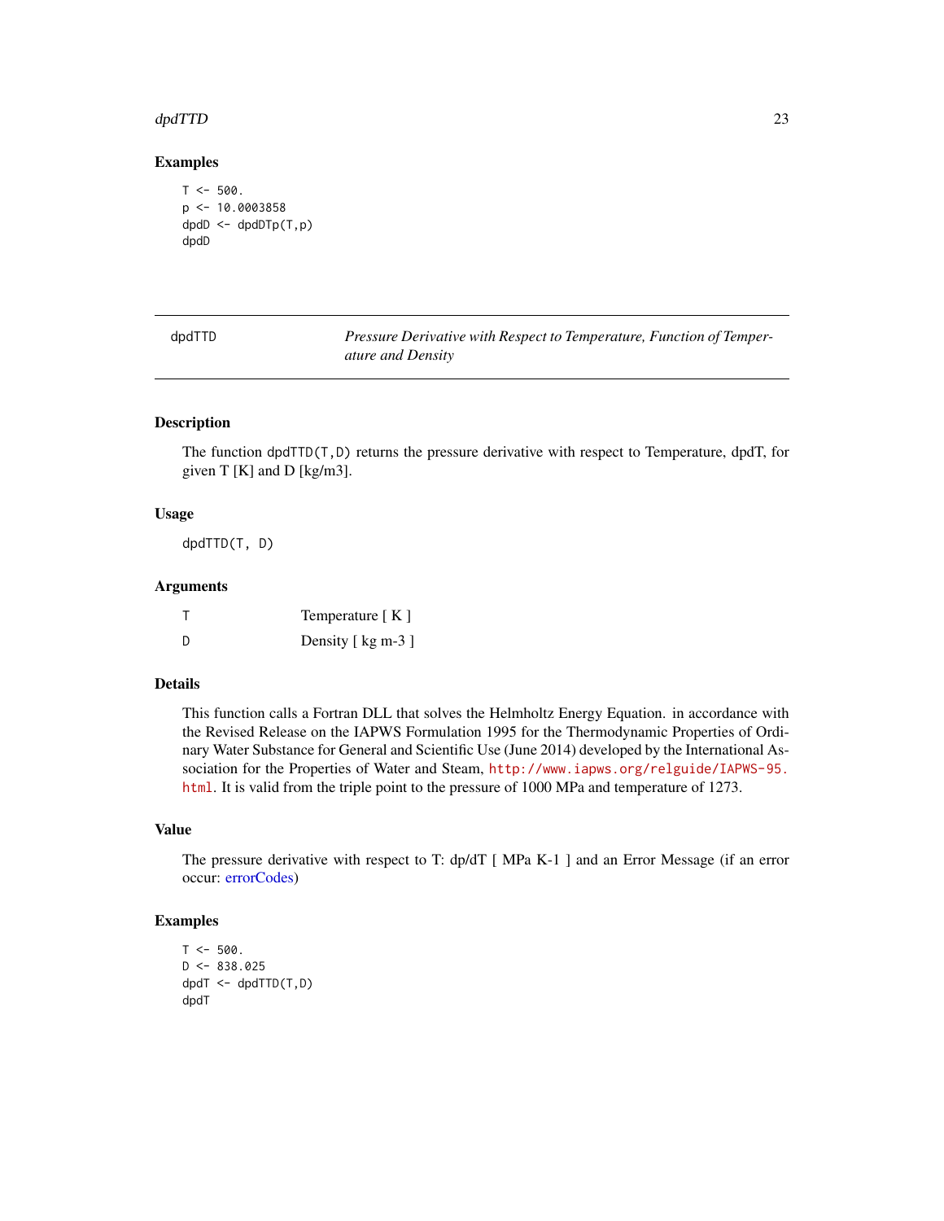## Examples

```
T <- 500.
p <- 10.0003858
dpdD <- dpdDTp(T,p)
dpdD
```

---

# dpdTTD — *Pressure Derivative with Respect to Temperature, Function of Temperature and Density*

---

### Description

The function dpdTTD(T,D) returns the pressure derivative with respect to Temperature, dpdT, for given T [K] and D [kg/m3].

### Usage

```
dpdTTD(T, D)
```

### Arguments

| | |
|---|---|
| T | Temperature [ K ] |
| D | Density [ kg m-3 ] |

### Details

This function calls a Fortran DLL that solves the Helmholtz Energy Equation. in accordance with the Revised Release on the IAPWS Formulation 1995 for the Thermodynamic Properties of Ordinary Water Substance for General and Scientific Use (June 2014) developed by the International Association for the Properties of Water and Steam, http://www.iapws.org/relguide/IAPWS-95.html. It is valid from the triple point to the pressure of 1000 MPa and temperature of 1273.

### Value

The pressure derivative with respect to T: dp/dT [ MPa K-1 ] and an Error Message (if an error occur: errorCodes)

### Examples

```
T <- 500.
D <- 838.025
dpdT <- dpdTTD(T,D)
dpdT
```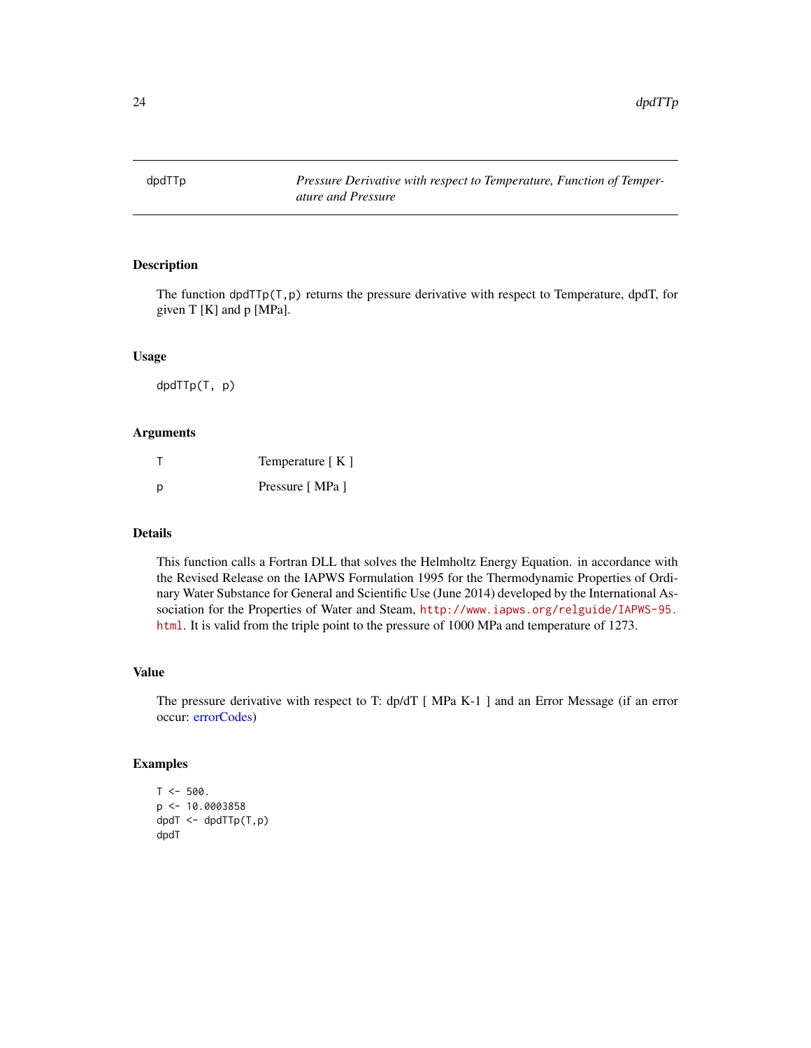# dpdTTp — *Pressure Derivative with respect to Temperature, Function of Temperature and Pressure*

## Description

The function dpdTTp(T,p) returns the pressure derivative with respect to Temperature, dpdT, for given T [K] and p [MPa].

## Usage

```
dpdTTp(T, p)
```

## Arguments

| | |
|---|---|
| T | Temperature [ K ] |
| p | Pressure [ MPa ] |

## Details

This function calls a Fortran DLL that solves the Helmholtz Energy Equation. in accordance with the Revised Release on the IAPWS Formulation 1995 for the Thermodynamic Properties of Ordinary Water Substance for General and Scientific Use (June 2014) developed by the International Association for the Properties of Water and Steam, http://www.iapws.org/relguide/IAPWS-95.html. It is valid from the triple point to the pressure of 1000 MPa and temperature of 1273.

## Value

The pressure derivative with respect to T: dp/dT [ MPa K-1 ] and an Error Message (if an error occur: errorCodes)

## Examples

```
T <- 500.
p <- 10.0003858
dpdT <- dpdTTp(T,p)
dpdT
```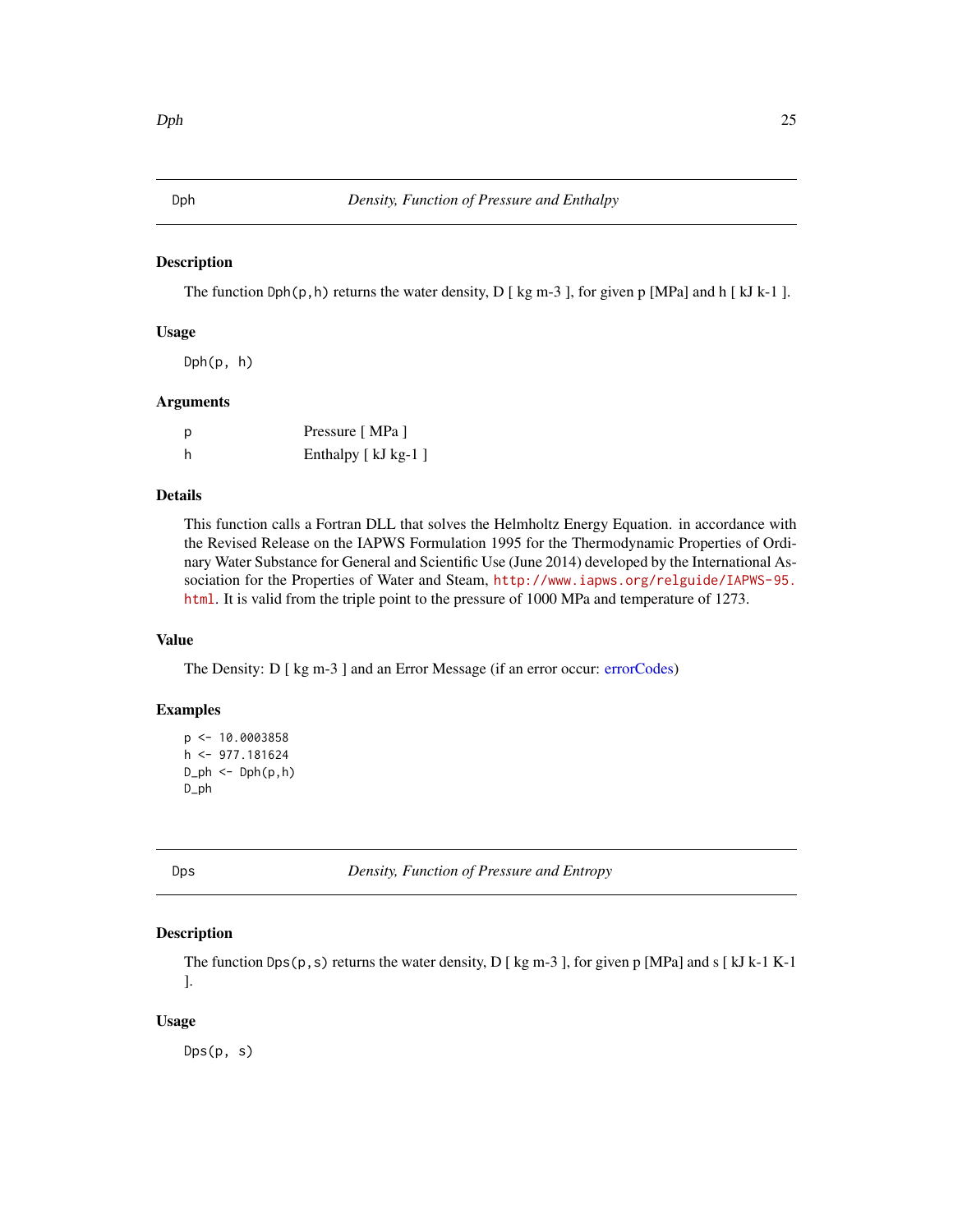## Dph — *Density, Function of Pressure and Enthalpy*

### Description

The function `Dph(p,h)` returns the water density, D [ kg m-3 ], for given p [MPa] and h [ kJ k-1 ].

### Usage

```
Dph(p, h)
```

### Arguments

| | |
|---|---|
| p | Pressure [ MPa ] |
| h | Enthalpy [ kJ kg-1 ] |

### Details

This function calls a Fortran DLL that solves the Helmholtz Energy Equation. in accordance with the Revised Release on the IAPWS Formulation 1995 for the Thermodynamic Properties of Ordinary Water Substance for General and Scientific Use (June 2014) developed by the International Association for the Properties of Water and Steam, http://www.iapws.org/relguide/IAPWS-95.html. It is valid from the triple point to the pressure of 1000 MPa and temperature of 1273.

### Value

The Density: D [ kg m-3 ] and an Error Message (if an error occur: errorCodes)

### Examples

```
p <- 10.0003858
h <- 977.181624
D_ph <- Dph(p,h)
D_ph
```

## Dps — *Density, Function of Pressure and Entropy*

### Description

The function `Dps(p,s)` returns the water density, D [ kg m-3 ], for given p [MPa] and s [ kJ k-1 K-1 ].

### Usage

```
Dps(p, s)
```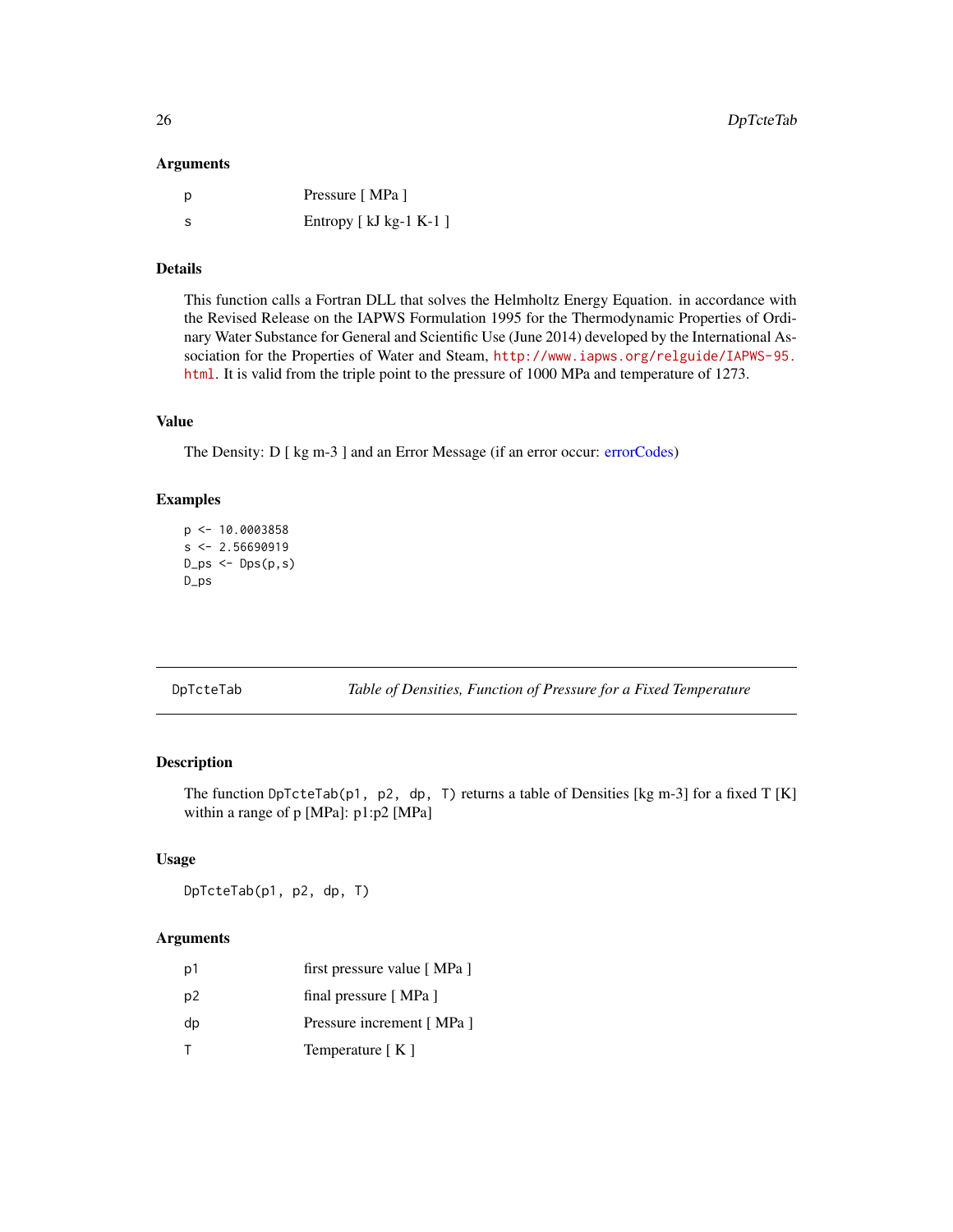### Arguments

| | |
|---|---|
| p | Pressure [ MPa ] |
| s | Entropy [ kJ kg-1 K-1 ] |

### Details

This function calls a Fortran DLL that solves the Helmholtz Energy Equation. in accordance with the Revised Release on the IAPWS Formulation 1995 for the Thermodynamic Properties of Ordinary Water Substance for General and Scientific Use (June 2014) developed by the International Association for the Properties of Water and Steam, http://www.iapws.org/relguide/IAPWS-95.html. It is valid from the triple point to the pressure of 1000 MPa and temperature of 1273.

### Value

The Density: D [ kg m-3 ] and an Error Message (if an error occur: errorCodes)

### Examples

```
p <- 10.0003858
s <- 2.56690919
D_ps <- Dps(p,s)
D_ps
```

---

## DpTcteTab — *Table of Densities, Function of Pressure for a Fixed Temperature*

---

### Description

The function `DpTcteTab(p1, p2, dp, T)` returns a table of Densities [kg m-3] for a fixed T [K] within a range of p [MPa]: p1:p2 [MPa]

### Usage

```
DpTcteTab(p1, p2, dp, T)
```

### Arguments

| | |
|---|---|
| p1 | first pressure value [ MPa ] |
| p2 | final pressure [ MPa ] |
| dp | Pressure increment [ MPa ] |
| T | Temperature [ K ] |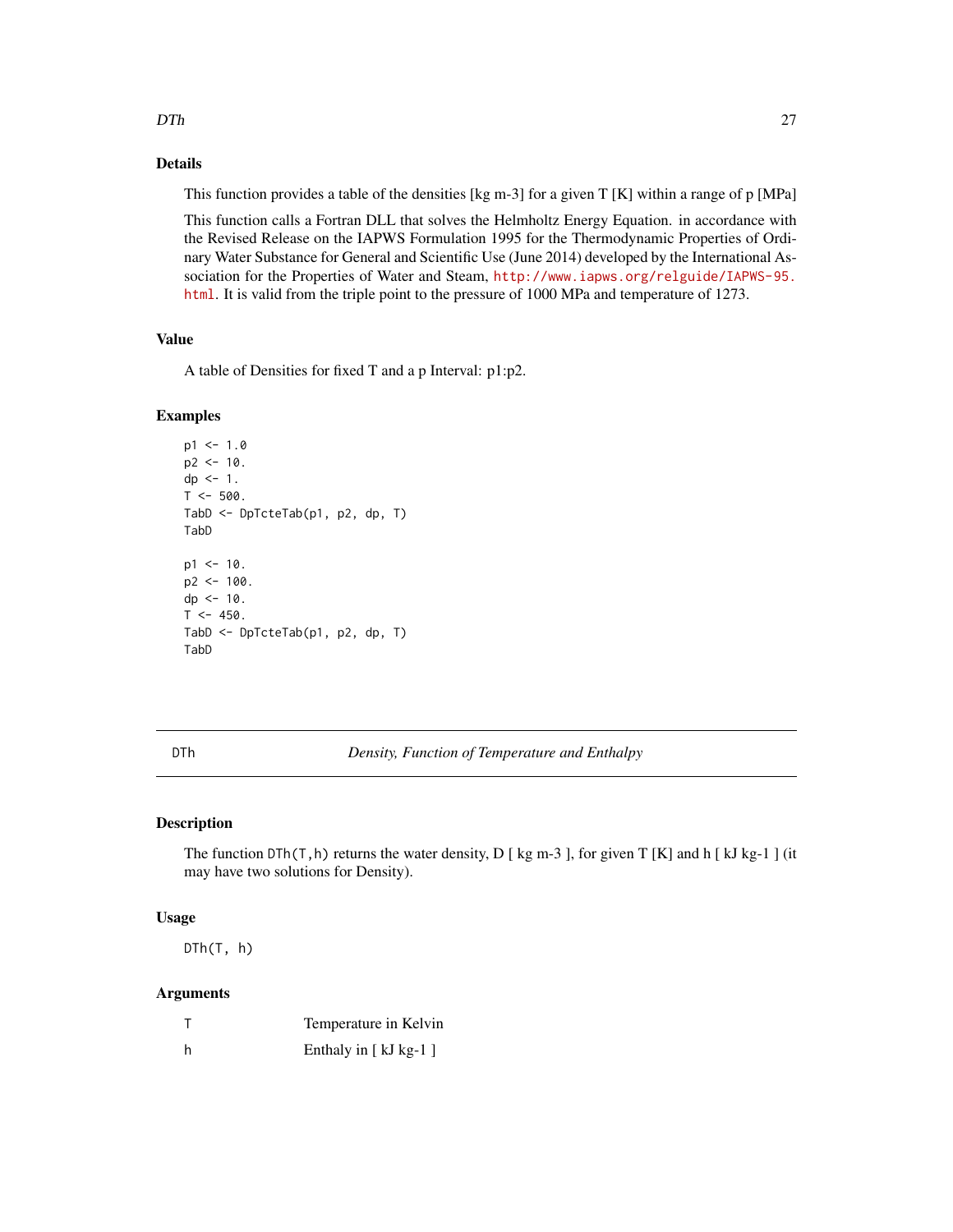## Details

This function provides a table of the densities [kg m-3] for a given T [K] within a range of p [MPa]

This function calls a Fortran DLL that solves the Helmholtz Energy Equation. in accordance with the Revised Release on the IAPWS Formulation 1995 for the Thermodynamic Properties of Ordinary Water Substance for General and Scientific Use (June 2014) developed by the International Association for the Properties of Water and Steam, http://www.iapws.org/relguide/IAPWS-95.html. It is valid from the triple point to the pressure of 1000 MPa and temperature of 1273.

## Value

A table of Densities for fixed T and a p Interval: p1:p2.

## Examples

```
p1 <- 1.0
p2 <- 10.
dp <- 1.
T <- 500.
TabD <- DpTcteTab(p1, p2, dp, T)
TabD

p1 <- 10.
p2 <- 100.
dp <- 10.
T <- 450.
TabD <- DpTcteTab(p1, p2, dp, T)
TabD
```

---

# DTh — *Density, Function of Temperature and Enthalpy*

## Description

The function `DTh(T,h)` returns the water density, D [ kg m-3 ], for given T [K] and h [ kJ kg-1 ] (it may have two solutions for Density).

## Usage

```
DTh(T, h)
```

## Arguments

| | |
|---|---|
| T | Temperature in Kelvin |
| h | Enthaly in [ kJ kg-1 ] |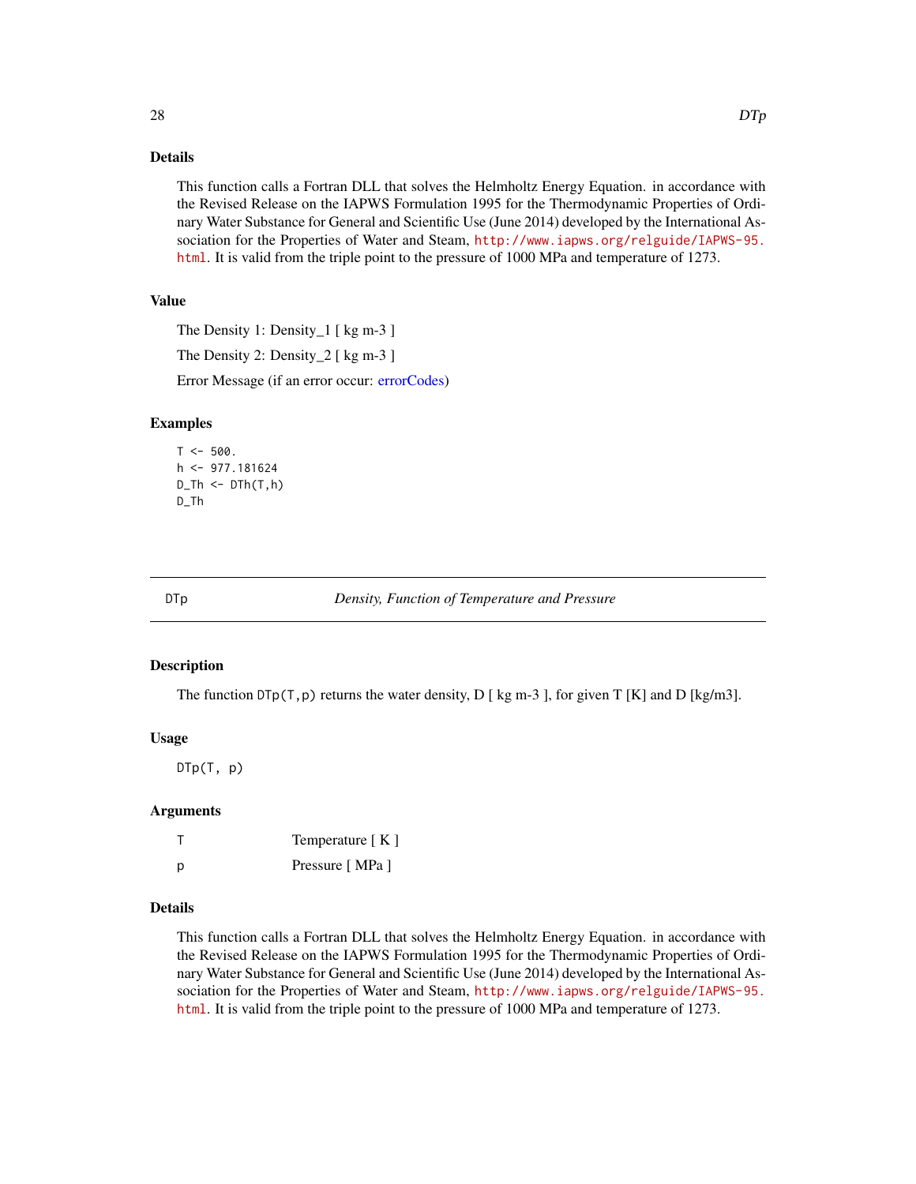### Details

This function calls a Fortran DLL that solves the Helmholtz Energy Equation. in accordance with the Revised Release on the IAPWS Formulation 1995 for the Thermodynamic Properties of Ordinary Water Substance for General and Scientific Use (June 2014) developed by the International Association for the Properties of Water and Steam, http://www.iapws.org/relguide/IAPWS-95.html. It is valid from the triple point to the pressure of 1000 MPa and temperature of 1273.

### Value

The Density 1: Density_1 [ kg m-3 ]

The Density 2: Density_2 [ kg m-3 ]

Error Message (if an error occur: errorCodes)

### Examples

```
T <- 500.
h <- 977.181624
D_Th <- DTh(T,h)
D_Th
```

---

## DTp — *Density, Function of Temperature and Pressure*

### Description

The function `DTp(T,p)` returns the water density, D [ kg m-3 ], for given T [K] and D [kg/m3].

### Usage

```
DTp(T, p)
```

### Arguments

| | |
|---|---|
| T | Temperature [ K ] |
| p | Pressure [ MPa ] |

### Details

This function calls a Fortran DLL that solves the Helmholtz Energy Equation. in accordance with the Revised Release on the IAPWS Formulation 1995 for the Thermodynamic Properties of Ordinary Water Substance for General and Scientific Use (June 2014) developed by the International Association for the Properties of Water and Steam, http://www.iapws.org/relguide/IAPWS-95.html. It is valid from the triple point to the pressure of 1000 MPa and temperature of 1273.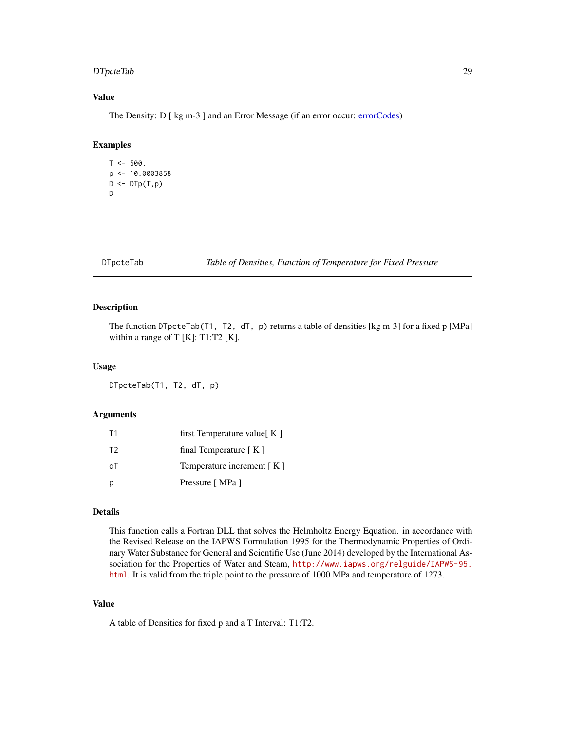## Value

The Density: D [ kg m-3 ] and an Error Message (if an error occur: errorCodes)

## Examples

```
T <- 500.
p <- 10.0003858
D <- DTp(T,p)
D
```

---

# DTpcteTab — *Table of Densities, Function of Temperature for Fixed Pressure*

## Description

The function `DTpcteTab(T1, T2, dT, p)` returns a table of densities [kg m-3] for a fixed p [MPa] within a range of T [K]: T1:T2 [K].

## Usage

```
DTpcteTab(T1, T2, dT, p)
```

## Arguments

| | |
|---|---|
| T1 | first Temperature value[ K ] |
| T2 | final Temperature [ K ] |
| dT | Temperature increment [ K ] |
| p | Pressure [ MPa ] |

## Details

This function calls a Fortran DLL that solves the Helmholtz Energy Equation. in accordance with the Revised Release on the IAPWS Formulation 1995 for the Thermodynamic Properties of Ordinary Water Substance for General and Scientific Use (June 2014) developed by the International Association for the Properties of Water and Steam, http://www.iapws.org/relguide/IAPWS-95.html. It is valid from the triple point to the pressure of 1000 MPa and temperature of 1273.

## Value

A table of Densities for fixed p and a T Interval: T1:T2.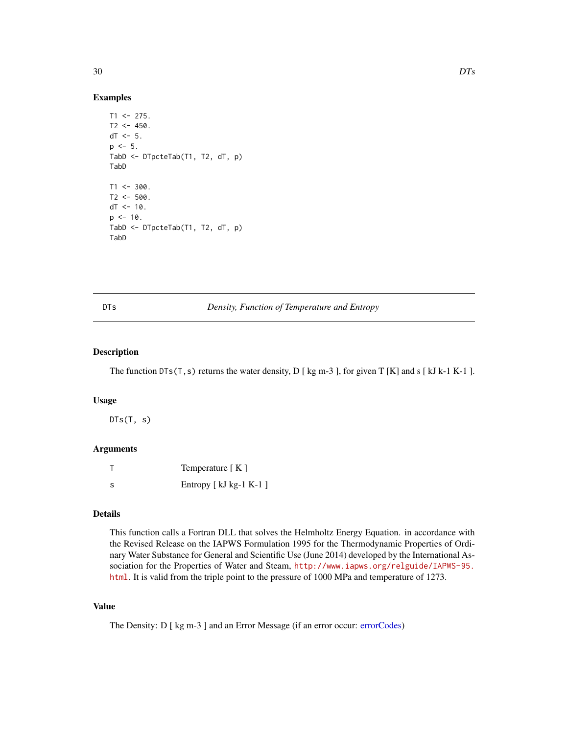## Examples

```
T1 <- 275.
T2 <- 450.
dT <- 5.
p <- 5.
TabD <- DTpcteTab(T1, T2, dT, p)
TabD

T1 <- 300.
T2 <- 500.
dT <- 10.
p <- 10.
TabD <- DTpcteTab(T1, T2, dT, p)
TabD
```

---

# DTs — *Density, Function of Temperature and Entropy*

---

## Description

The function `DTs(T,s)` returns the water density, D [ kg m-3 ], for given T [K] and s [ kJ k-1 K-1 ].

## Usage

```
DTs(T, s)
```

## Arguments

| | |
|---|---|
| T | Temperature [ K ] |
| s | Entropy [ kJ kg-1 K-1 ] |

## Details

This function calls a Fortran DLL that solves the Helmholtz Energy Equation. in accordance with the Revised Release on the IAPWS Formulation 1995 for the Thermodynamic Properties of Ordinary Water Substance for General and Scientific Use (June 2014) developed by the International Association for the Properties of Water and Steam, http://www.iapws.org/relguide/IAPWS-95.html. It is valid from the triple point to the pressure of 1000 MPa and temperature of 1273.

## Value

The Density: D [ kg m-3 ] and an Error Message (if an error occur: errorCodes)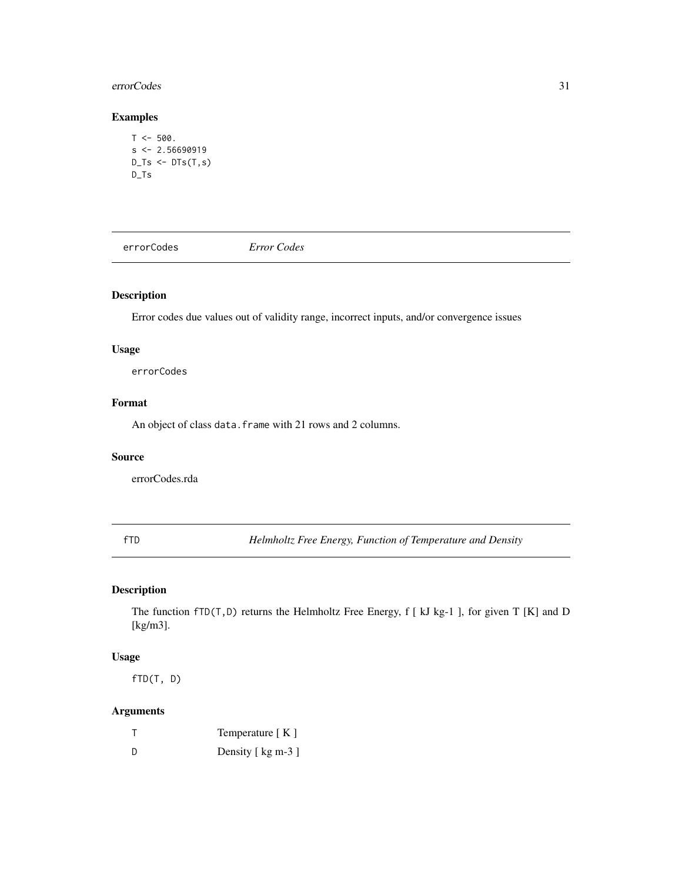## Examples

```
T <- 500.
s <- 2.56690919
D_Ts <- DTs(T,s)
D_Ts
```

---

## errorCodes *Error Codes*

### Description

Error codes due values out of validity range, incorrect inputs, and/or convergence issues

### Usage

```
errorCodes
```

### Format

An object of class `data.frame` with 21 rows and 2 columns.

### Source

errorCodes.rda

---

## fTD *Helmholtz Free Energy, Function of Temperature and Density*

### Description

The function `fTD(T,D)` returns the Helmholtz Free Energy, f [ kJ kg-1 ], for given T [K] and D [kg/m3].

### Usage

```
fTD(T, D)
```

### Arguments

| | |
|---|---|
| T | Temperature [ K ] |
| D | Density [ kg m-3 ] |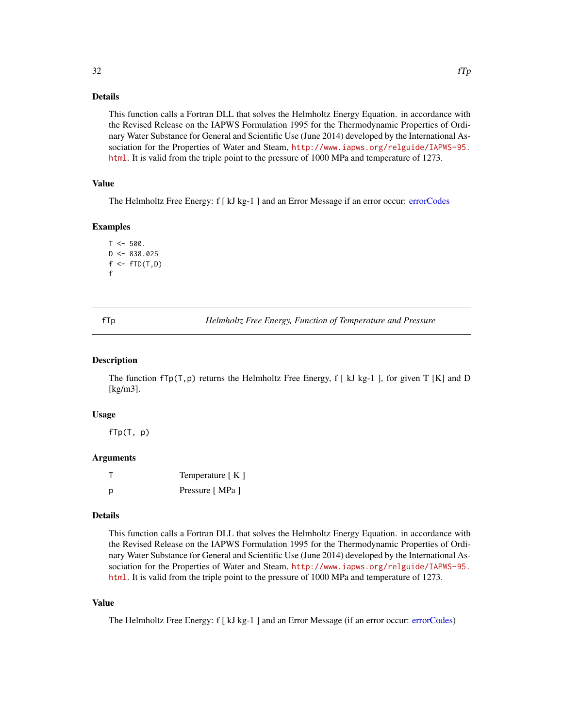### Details

This function calls a Fortran DLL that solves the Helmholtz Energy Equation. in accordance with the Revised Release on the IAPWS Formulation 1995 for the Thermodynamic Properties of Ordinary Water Substance for General and Scientific Use (June 2014) developed by the International Association for the Properties of Water and Steam, http://www.iapws.org/relguide/IAPWS-95.html. It is valid from the triple point to the pressure of 1000 MPa and temperature of 1273.

### Value

The Helmholtz Free Energy: f [ kJ kg-1 ] and an Error Message if an error occur: errorCodes

### Examples

```
T <- 500.
D <- 838.025
f <- fTD(T,D)
f
```

---

## fTp — *Helmholtz Free Energy, Function of Temperature and Pressure*

### Description

The function `fTp(T,p)` returns the Helmholtz Free Energy, f [ kJ kg-1 ], for given T [K] and D [kg/m3].

### Usage

```
fTp(T, p)
```

### Arguments

| | |
|---|---|
| T | Temperature [ K ] |
| p | Pressure [ MPa ] |

### Details

This function calls a Fortran DLL that solves the Helmholtz Energy Equation. in accordance with the Revised Release on the IAPWS Formulation 1995 for the Thermodynamic Properties of Ordinary Water Substance for General and Scientific Use (June 2014) developed by the International Association for the Properties of Water and Steam, http://www.iapws.org/relguide/IAPWS-95.html. It is valid from the triple point to the pressure of 1000 MPa and temperature of 1273.

### Value

The Helmholtz Free Energy: f [ kJ kg-1 ] and an Error Message (if an error occur: errorCodes)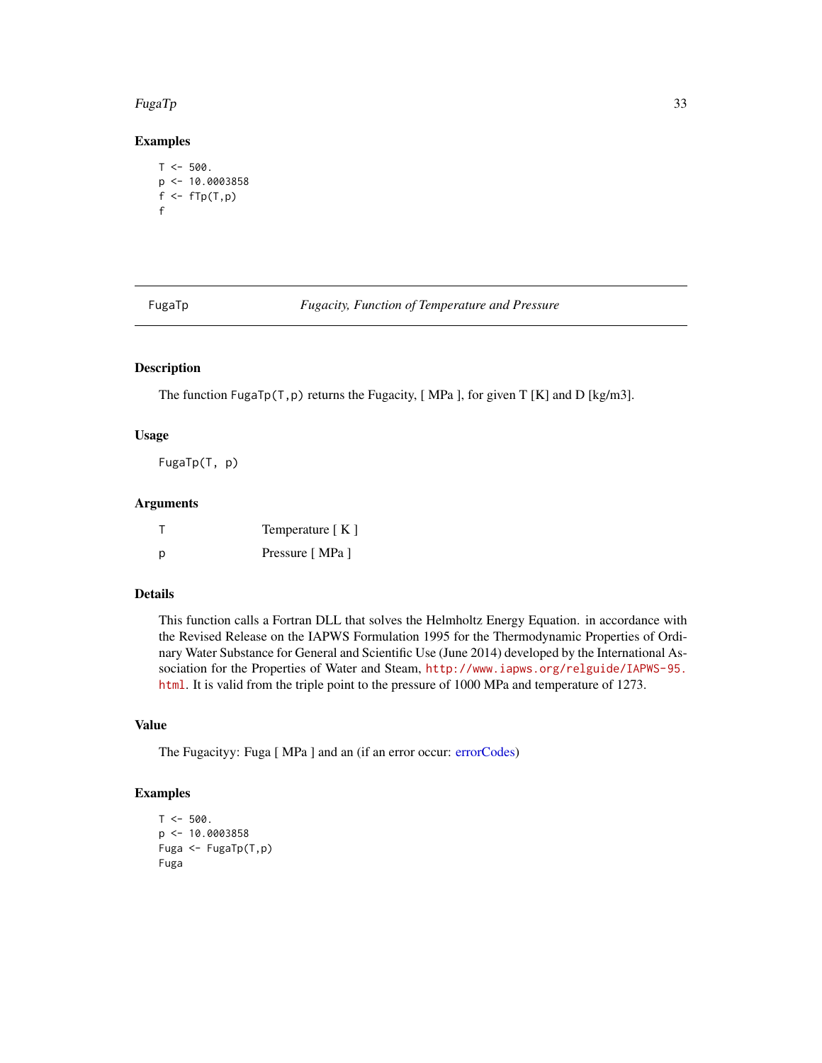## Examples

```
T <- 500.
p <- 10.0003858
f <- fTp(T,p)
f
```

---

# FugaTp — *Fugacity, Function of Temperature and Pressure*

---

### Description

The function `FugaTp(T,p)` returns the Fugacity, [ MPa ], for given T [K] and D [kg/m3].

### Usage

```
FugaTp(T, p)
```

### Arguments

| | |
|---|---|
| T | Temperature [ K ] |
| p | Pressure [ MPa ] |

### Details

This function calls a Fortran DLL that solves the Helmholtz Energy Equation. in accordance with the Revised Release on the IAPWS Formulation 1995 for the Thermodynamic Properties of Ordinary Water Substance for General and Scientific Use (June 2014) developed by the International Association for the Properties of Water and Steam, http://www.iapws.org/relguide/IAPWS-95.html. It is valid from the triple point to the pressure of 1000 MPa and temperature of 1273.

### Value

The Fugacityy: Fuga [ MPa ] and an (if an error occur: errorCodes)

### Examples

```
T <- 500.
p <- 10.0003858
Fuga <- FugaTp(T,p)
Fuga
```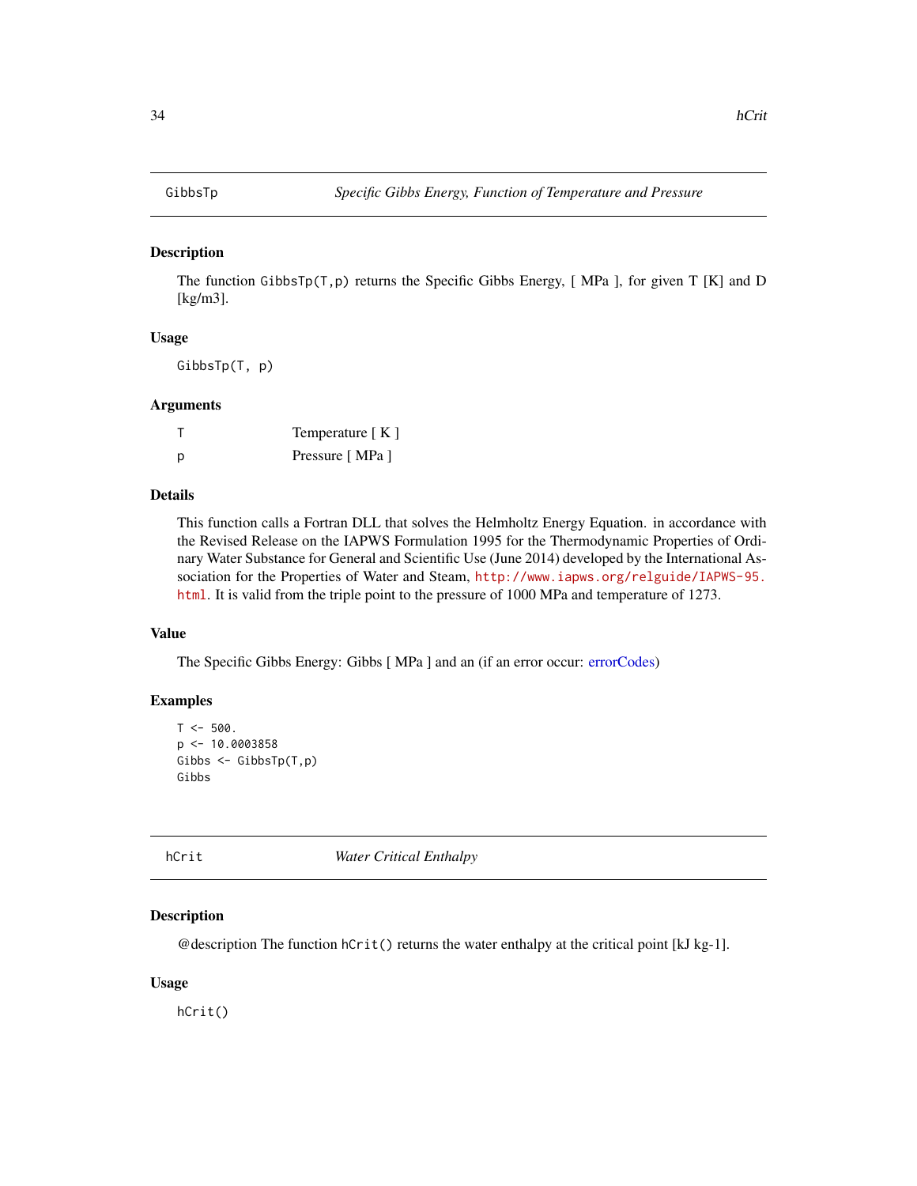## GibbsTp — *Specific Gibbs Energy, Function of Temperature and Pressure*

### Description

The function `GibbsTp(T,p)` returns the Specific Gibbs Energy, [ MPa ], for given T [K] and D [kg/m3].

### Usage

```
GibbsTp(T, p)
```

### Arguments

| | |
|---|---|
| T | Temperature [ K ] |
| p | Pressure [ MPa ] |

### Details

This function calls a Fortran DLL that solves the Helmholtz Energy Equation. in accordance with the Revised Release on the IAPWS Formulation 1995 for the Thermodynamic Properties of Ordinary Water Substance for General and Scientific Use (June 2014) developed by the International Association for the Properties of Water and Steam, http://www.iapws.org/relguide/IAPWS-95.html. It is valid from the triple point to the pressure of 1000 MPa and temperature of 1273.

### Value

The Specific Gibbs Energy: Gibbs [ MPa ] and an (if an error occur: errorCodes)

### Examples

```
T <- 500.
p <- 10.0003858
Gibbs <- GibbsTp(T,p)
Gibbs
```

## hCrit — *Water Critical Enthalpy*

### Description

@description The function `hCrit()` returns the water enthalpy at the critical point [kJ kg-1].

### Usage

```
hCrit()
```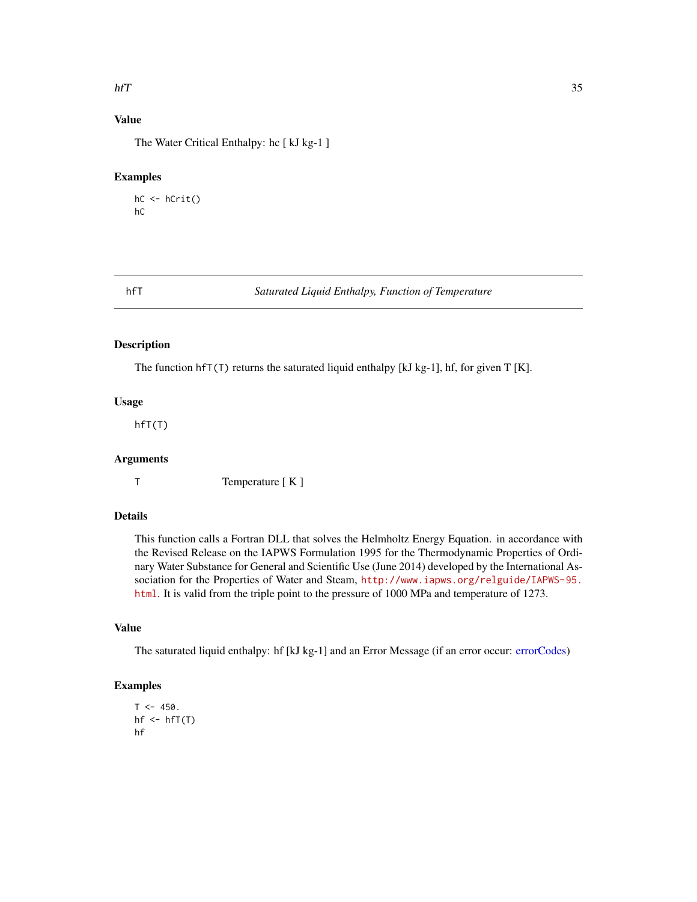## Value

The Water Critical Enthalpy: hc [ kJ kg-1 ]

## Examples

```
hC <- hCrit()
hC
```

---

# hfT — *Saturated Liquid Enthalpy, Function of Temperature*

## Description

The function `hfT(T)` returns the saturated liquid enthalpy [kJ kg-1], hf, for given T [K].

## Usage

```
hfT(T)
```

## Arguments

| | |
|---|---|
| `T` | Temperature [ K ] |

## Details

This function calls a Fortran DLL that solves the Helmholtz Energy Equation. in accordance with the Revised Release on the IAPWS Formulation 1995 for the Thermodynamic Properties of Ordinary Water Substance for General and Scientific Use (June 2014) developed by the International Association for the Properties of Water and Steam, http://www.iapws.org/relguide/IAPWS-95.html. It is valid from the triple point to the pressure of 1000 MPa and temperature of 1273.

## Value

The saturated liquid enthalpy: hf [kJ kg-1] and an Error Message (if an error occur: errorCodes)

## Examples

```
T <- 450.
hf <- hfT(T)
hf
```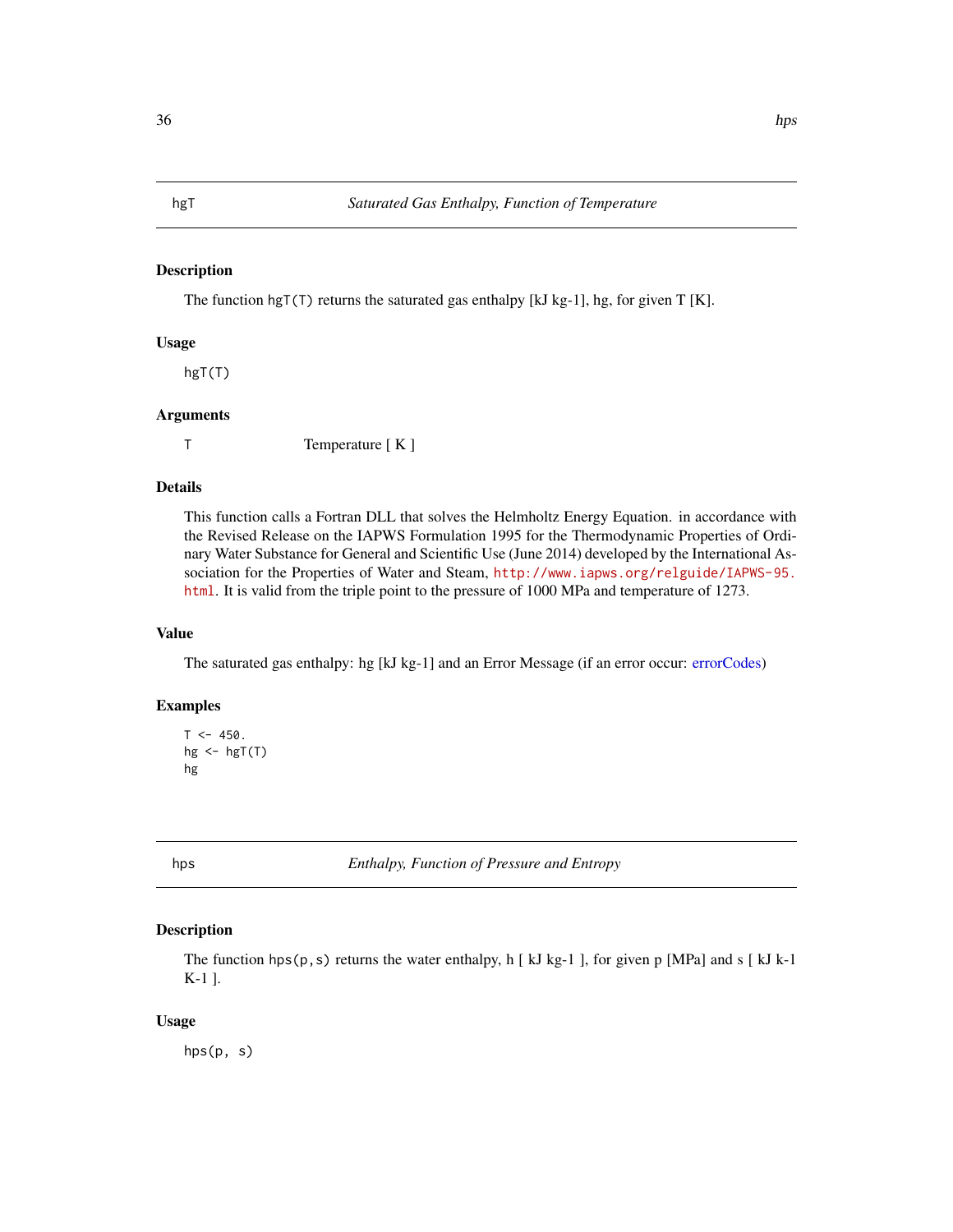## hgT — *Saturated Gas Enthalpy, Function of Temperature*

### Description

The function hgT(T) returns the saturated gas enthalpy [kJ kg-1], hg, for given T [K].

### Usage

```
hgT(T)
```

### Arguments

| | |
|---|---|
| T | Temperature [ K ] |

### Details

This function calls a Fortran DLL that solves the Helmholtz Energy Equation. in accordance with the Revised Release on the IAPWS Formulation 1995 for the Thermodynamic Properties of Ordinary Water Substance for General and Scientific Use (June 2014) developed by the International Association for the Properties of Water and Steam, http://www.iapws.org/relguide/IAPWS-95.html. It is valid from the triple point to the pressure of 1000 MPa and temperature of 1273.

### Value

The saturated gas enthalpy: hg [kJ kg-1] and an Error Message (if an error occur: errorCodes)

### Examples

```
T <- 450.
hg <- hgT(T)
hg
```

## hps — *Enthalpy, Function of Pressure and Entropy*

### Description

The function hps(p,s) returns the water enthalpy, h [ kJ kg-1 ], for given p [MPa] and s [ kJ k-1 K-1 ].

### Usage

```
hps(p, s)
```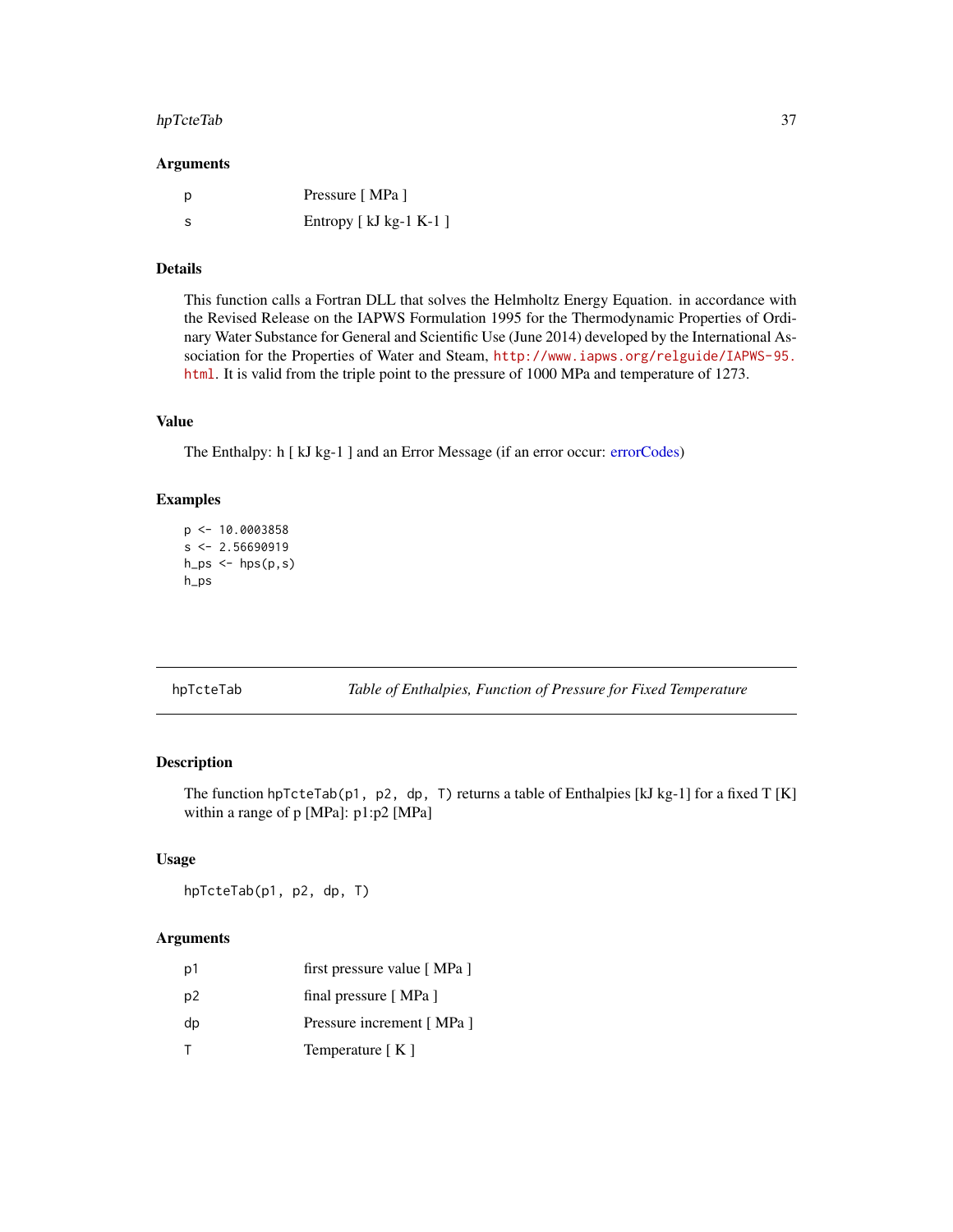### Arguments

| | |
|---|---|
| p | Pressure [ MPa ] |
| s | Entropy [ kJ kg-1 K-1 ] |

### Details

This function calls a Fortran DLL that solves the Helmholtz Energy Equation. in accordance with the Revised Release on the IAPWS Formulation 1995 for the Thermodynamic Properties of Ordinary Water Substance for General and Scientific Use (June 2014) developed by the International Association for the Properties of Water and Steam, http://www.iapws.org/relguide/IAPWS-95.html. It is valid from the triple point to the pressure of 1000 MPa and temperature of 1273.

### Value

The Enthalpy: h [ kJ kg-1 ] and an Error Message (if an error occur: errorCodes)

### Examples

```
p <- 10.0003858
s <- 2.56690919
h_ps <- hps(p,s)
h_ps
```

---

## hpTcteTab — *Table of Enthalpies, Function of Pressure for Fixed Temperature*

### Description

The function `hpTcteTab(p1, p2, dp, T)` returns a table of Enthalpies [kJ kg-1] for a fixed T [K] within a range of p [MPa]: p1:p2 [MPa]

### Usage

```
hpTcteTab(p1, p2, dp, T)
```

### Arguments

| | |
|---|---|
| p1 | first pressure value [ MPa ] |
| p2 | final pressure [ MPa ] |
| dp | Pressure increment [ MPa ] |
| T | Temperature [ K ] |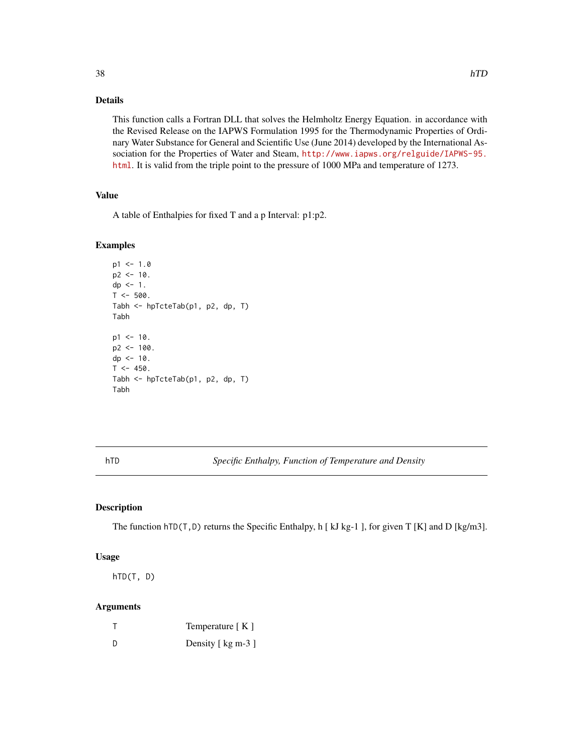## Details

This function calls a Fortran DLL that solves the Helmholtz Energy Equation. in accordance with the Revised Release on the IAPWS Formulation 1995 for the Thermodynamic Properties of Ordinary Water Substance for General and Scientific Use (June 2014) developed by the International Association for the Properties of Water and Steam, http://www.iapws.org/relguide/IAPWS-95.html. It is valid from the triple point to the pressure of 1000 MPa and temperature of 1273.

## Value

A table of Enthalpies for fixed T and a p Interval: p1:p2.

## Examples

```
p1 <- 1.0
p2 <- 10.
dp <- 1.
T <- 500.
Tabh <- hpTcteTab(p1, p2, dp, T)
Tabh

p1 <- 10.
p2 <- 100.
dp <- 10.
T <- 450.
Tabh <- hpTcteTab(p1, p2, dp, T)
Tabh
```

---

# hTD — *Specific Enthalpy, Function of Temperature and Density*

## Description

The function `hTD(T,D)` returns the Specific Enthalpy, h [ kJ kg-1 ], for given T [K] and D [kg/m3].

## Usage

```
hTD(T, D)
```

## Arguments

| | |
|---|---|
| T | Temperature [ K ] |
| D | Density [ kg m-3 ] |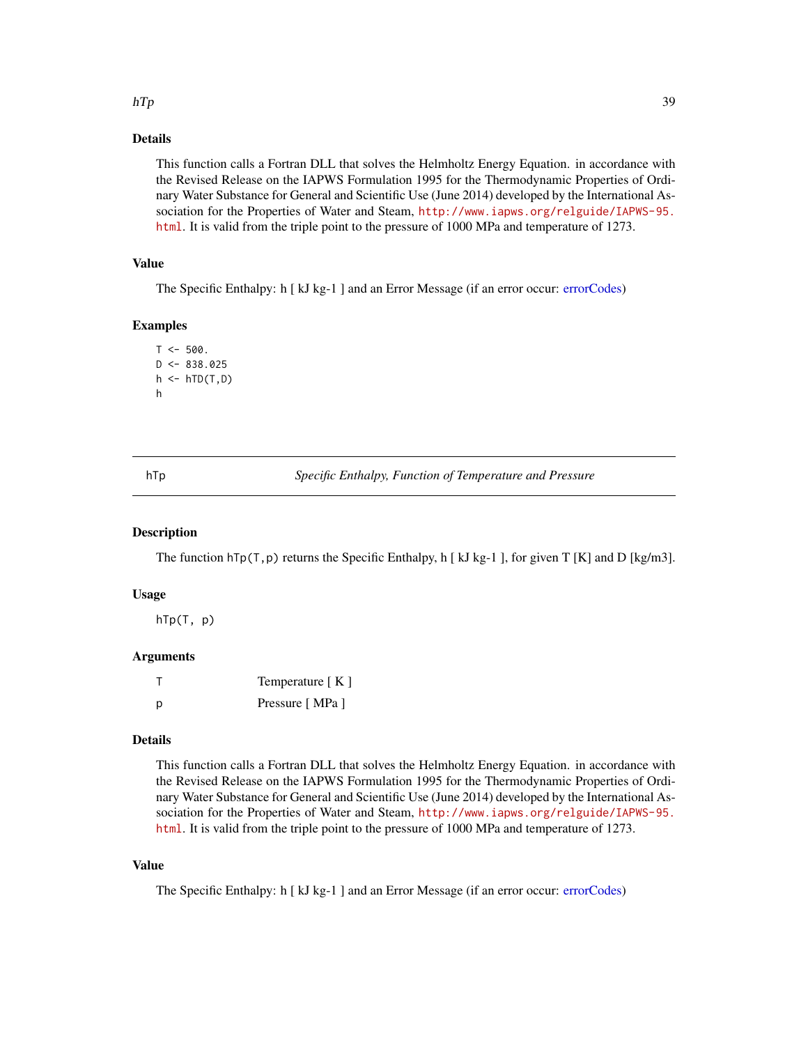## Details

This function calls a Fortran DLL that solves the Helmholtz Energy Equation. in accordance with the Revised Release on the IAPWS Formulation 1995 for the Thermodynamic Properties of Ordinary Water Substance for General and Scientific Use (June 2014) developed by the International Association for the Properties of Water and Steam, http://www.iapws.org/relguide/IAPWS-95.html. It is valid from the triple point to the pressure of 1000 MPa and temperature of 1273.

## Value

The Specific Enthalpy: h [ kJ kg-1 ] and an Error Message (if an error occur: errorCodes)

## Examples

```
T <- 500.
D <- 838.025
h <- hTD(T,D)
h
```

---

# hTp — *Specific Enthalpy, Function of Temperature and Pressure*

## Description

The function `hTp(T,p)` returns the Specific Enthalpy, h [ kJ kg-1 ], for given T [K] and D [kg/m3].

## Usage

```
hTp(T, p)
```

## Arguments

| | |
|---|---|
| T | Temperature [ K ] |
| p | Pressure [ MPa ] |

## Details

This function calls a Fortran DLL that solves the Helmholtz Energy Equation. in accordance with the Revised Release on the IAPWS Formulation 1995 for the Thermodynamic Properties of Ordinary Water Substance for General and Scientific Use (June 2014) developed by the International Association for the Properties of Water and Steam, http://www.iapws.org/relguide/IAPWS-95.html. It is valid from the triple point to the pressure of 1000 MPa and temperature of 1273.

## Value

The Specific Enthalpy: h [ kJ kg-1 ] and an Error Message (if an error occur: errorCodes)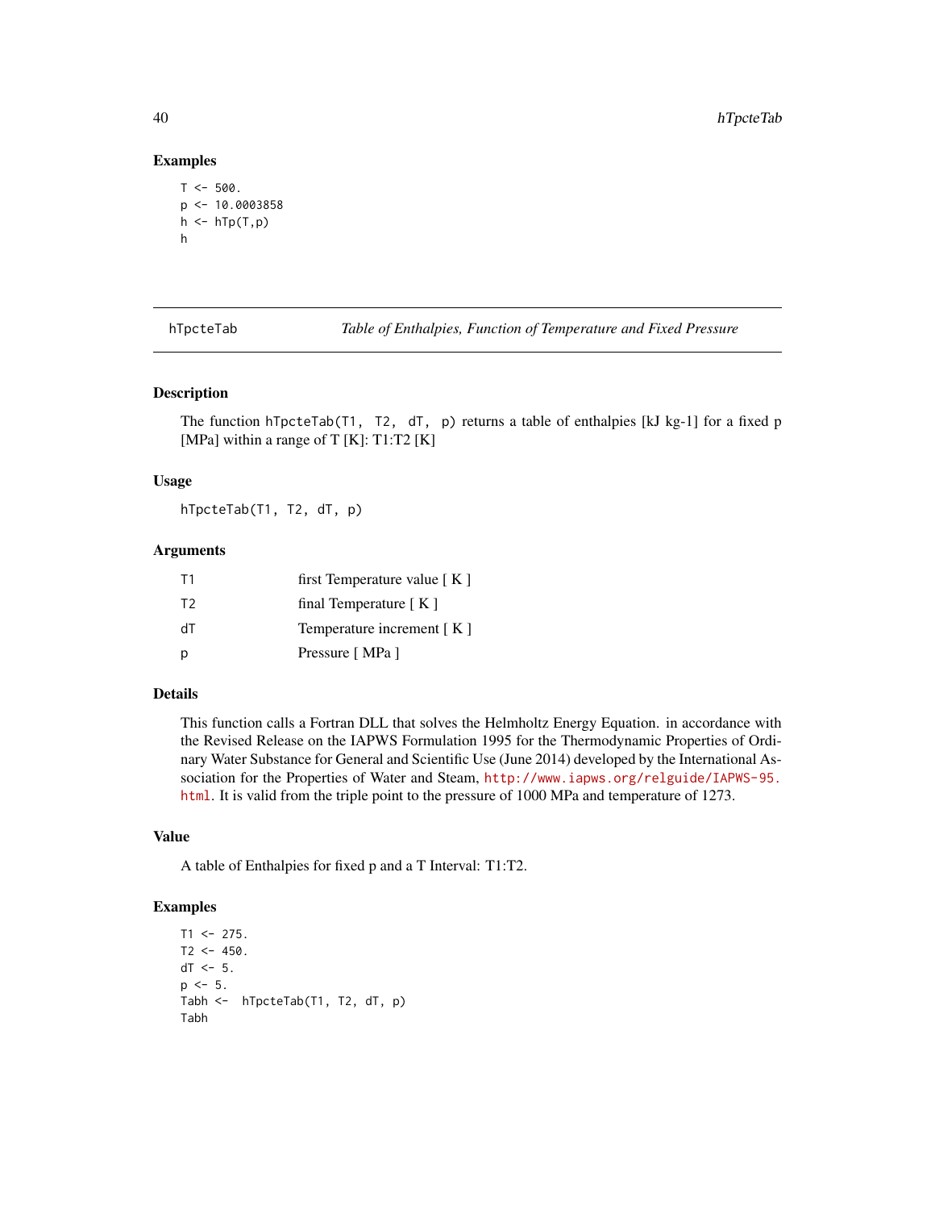## Examples

```
T <- 500.
p <- 10.0003858
h <- hTp(T,p)
h
```

---

# hTpcteTab — *Table of Enthalpies, Function of Temperature and Fixed Pressure*

---

## Description

The function `hTpcteTab(T1, T2, dT, p)` returns a table of enthalpies [kJ kg-1] for a fixed p [MPa] within a range of T [K]: T1:T2 [K]

## Usage

```
hTpcteTab(T1, T2, dT, p)
```

## Arguments

| | |
|---|---|
| T1 | first Temperature value [ K ] |
| T2 | final Temperature [ K ] |
| dT | Temperature increment [ K ] |
| p | Pressure [ MPa ] |

## Details

This function calls a Fortran DLL that solves the Helmholtz Energy Equation. in accordance with the Revised Release on the IAPWS Formulation 1995 for the Thermodynamic Properties of Ordinary Water Substance for General and Scientific Use (June 2014) developed by the International Association for the Properties of Water and Steam, http://www.iapws.org/relguide/IAPWS-95.html. It is valid from the triple point to the pressure of 1000 MPa and temperature of 1273.

## Value

A table of Enthalpies for fixed p and a T Interval: T1:T2.

## Examples

```
T1 <- 275.
T2 <- 450.
dT <- 5.
p <- 5.
Tabh <-  hTpcteTab(T1, T2, dT, p)
Tabh
```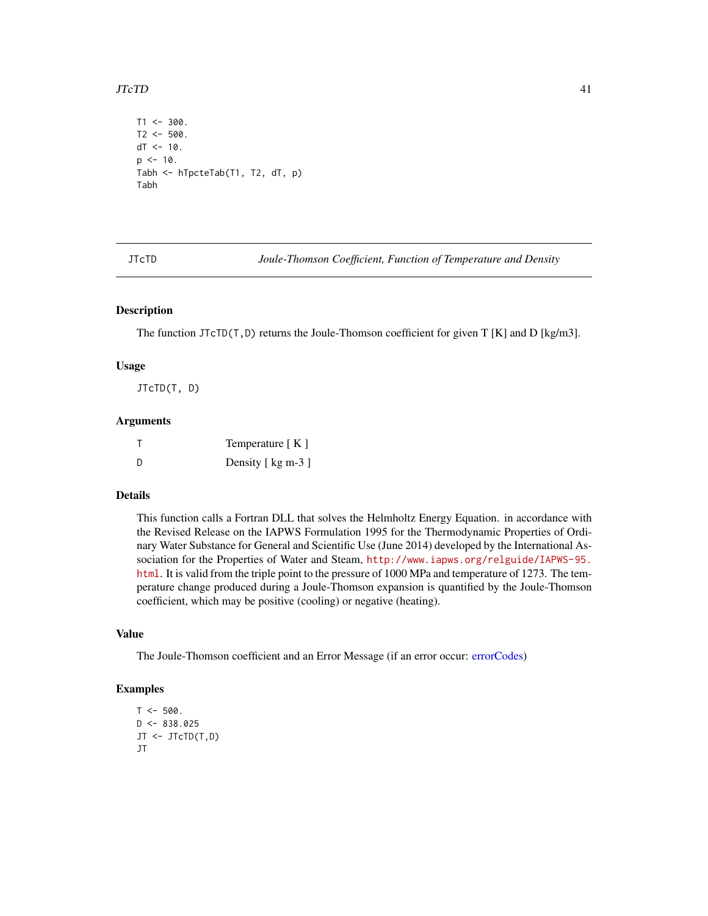```
T1 <- 300.
T2 <- 500.
dT <- 10.
p <- 10.
Tabh <- hTpcteTab(T1, T2, dT, p)
Tabh
```

## JTcTD *Joule-Thomson Coefficient, Function of Temperature and Density*

### Description

The function JTcTD(T,D) returns the Joule-Thomson coefficient for given T [K] and D [kg/m3].

### Usage

```
JTcTD(T, D)
```

### Arguments

| | |
|---|---|
| T | Temperature [ K ] |
| D | Density [ kg m-3 ] |

### Details

This function calls a Fortran DLL that solves the Helmholtz Energy Equation. in accordance with the Revised Release on the IAPWS Formulation 1995 for the Thermodynamic Properties of Ordinary Water Substance for General and Scientific Use (June 2014) developed by the International Association for the Properties of Water and Steam, http://www.iapws.org/relguide/IAPWS-95.html. It is valid from the triple point to the pressure of 1000 MPa and temperature of 1273. The temperature change produced during a Joule-Thomson expansion is quantified by the Joule-Thomson coefficient, which may be positive (cooling) or negative (heating).

### Value

The Joule-Thomson coefficient and an Error Message (if an error occur: errorCodes)

### Examples

```
T <- 500.
D <- 838.025
JT <- JTcTD(T,D)
JT
```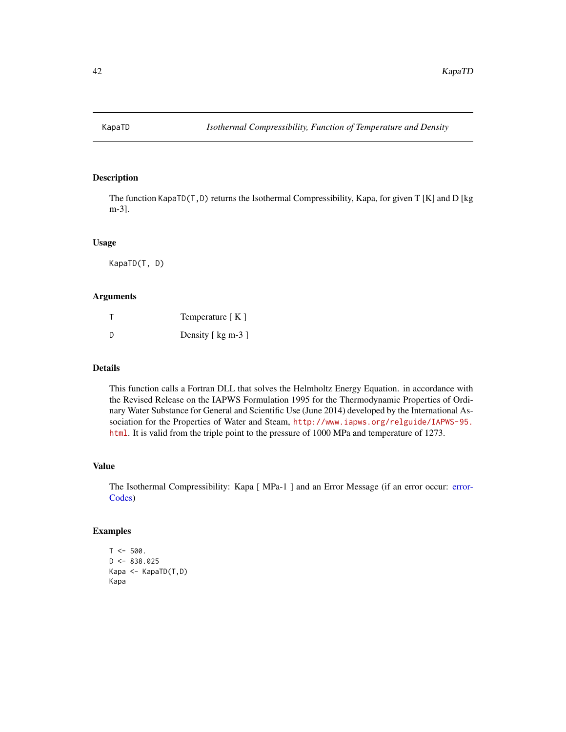# KapaTD — *Isothermal Compressibility, Function of Temperature and Density*

## Description

The function KapaTD(T,D) returns the Isothermal Compressibility, Kapa, for given T [K] and D [kg m-3].

## Usage

```
KapaTD(T, D)
```

## Arguments

| | |
|---|---|
| T | Temperature [ K ] |
| D | Density [ kg m-3 ] |

## Details

This function calls a Fortran DLL that solves the Helmholtz Energy Equation. in accordance with the Revised Release on the IAPWS Formulation 1995 for the Thermodynamic Properties of Ordinary Water Substance for General and Scientific Use (June 2014) developed by the International Association for the Properties of Water and Steam, http://www.iapws.org/relguide/IAPWS-95.html. It is valid from the triple point to the pressure of 1000 MPa and temperature of 1273.

## Value

The Isothermal Compressibility: Kapa [ MPa-1 ] and an Error Message (if an error occur: errorCodes)

## Examples

```
T <- 500.
D <- 838.025
Kapa <- KapaTD(T,D)
Kapa
```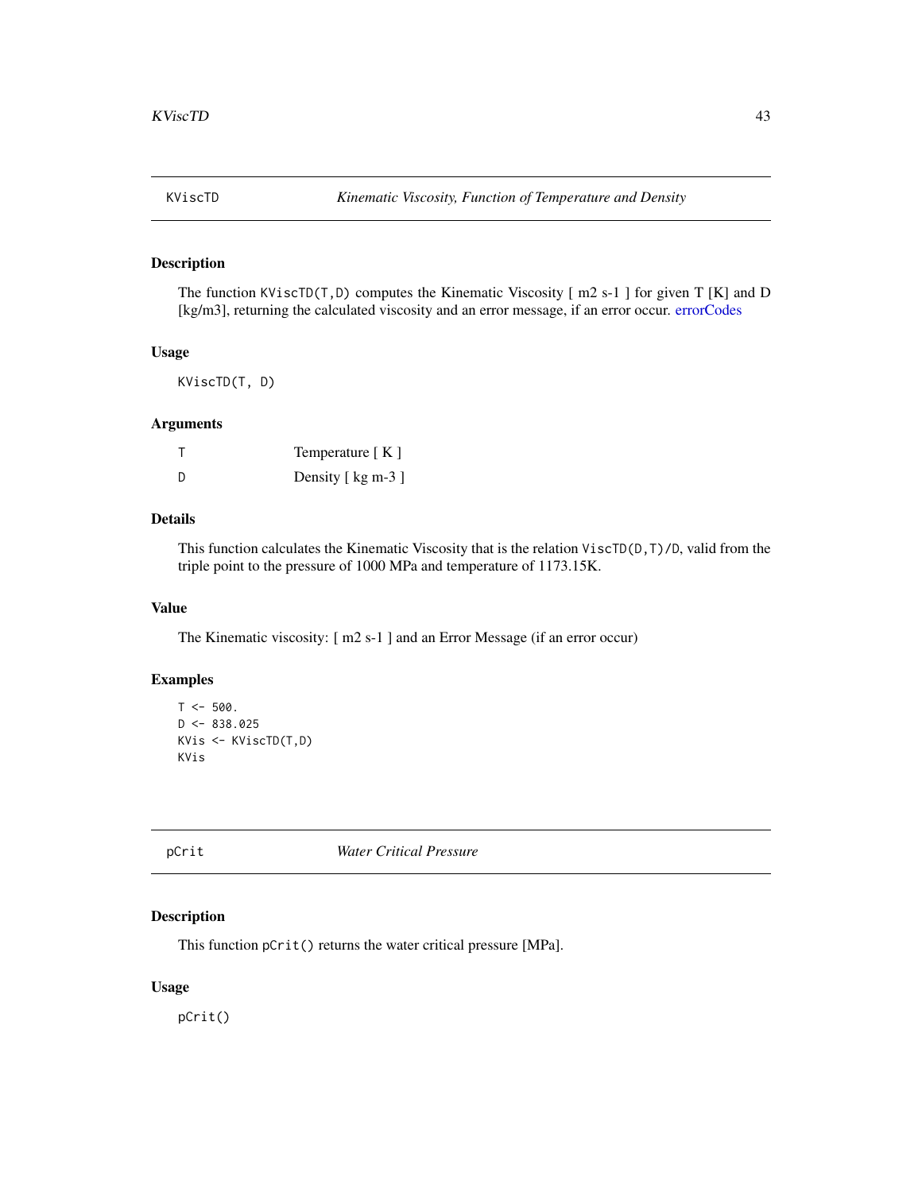## KViscTD — *Kinematic Viscosity, Function of Temperature and Density*

### Description

The function `KViscTD(T,D)` computes the Kinematic Viscosity [ m2 s-1 ] for given T [K] and D [kg/m3], returning the calculated viscosity and an error message, if an error occur. errorCodes

### Usage

```
KViscTD(T, D)
```

### Arguments

| | |
|---|---|
| T | Temperature [ K ] |
| D | Density [ kg m-3 ] |

### Details

This function calculates the Kinematic Viscosity that is the relation `ViscTD(D,T)/D`, valid from the triple point to the pressure of 1000 MPa and temperature of 1173.15K.

### Value

The Kinematic viscosity: [ m2 s-1 ] and an Error Message (if an error occur)

### Examples

```
T <- 500.
D <- 838.025
KVis <- KViscTD(T,D)
KVis
```

## pCrit — *Water Critical Pressure*

### Description

This function `pCrit()` returns the water critical pressure [MPa].

### Usage

```
pCrit()
```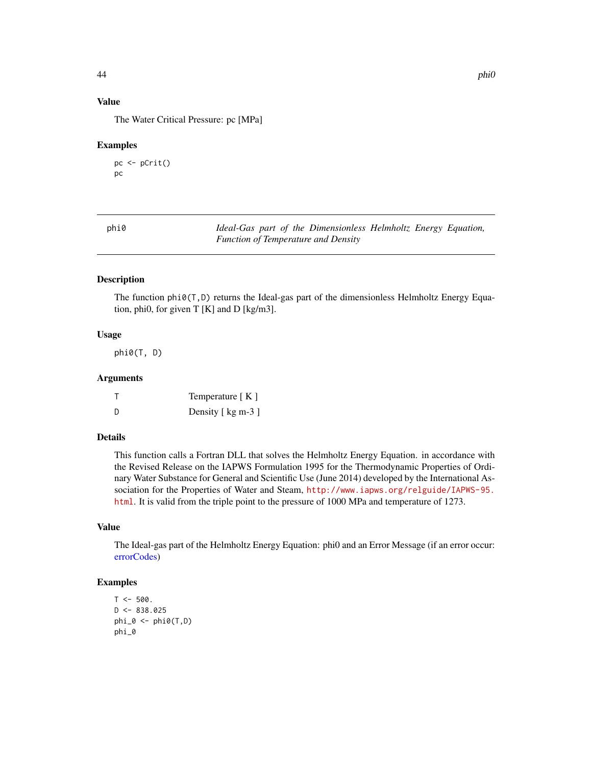## Value

The Water Critical Pressure: pc [MPa]

## Examples

```
pc <- pCrit()
pc
```

---

# phi0 — *Ideal-Gas part of the Dimensionless Helmholtz Energy Equation, Function of Temperature and Density*

## Description

The function `phi0(T,D)` returns the Ideal-gas part of the dimensionless Helmholtz Energy Equation, phi0, for given T [K] and D [kg/m3].

## Usage

```
phi0(T, D)
```

## Arguments

| | |
|---|---|
| T | Temperature [ K ] |
| D | Density [ kg m-3 ] |

## Details

This function calls a Fortran DLL that solves the Helmholtz Energy Equation. in accordance with the Revised Release on the IAPWS Formulation 1995 for the Thermodynamic Properties of Ordinary Water Substance for General and Scientific Use (June 2014) developed by the International Association for the Properties of Water and Steam, http://www.iapws.org/relguide/IAPWS-95.html. It is valid from the triple point to the pressure of 1000 MPa and temperature of 1273.

## Value

The Ideal-gas part of the Helmholtz Energy Equation: phi0 and an Error Message (if an error occur: errorCodes)

## Examples

```
T <- 500.
D <- 838.025
phi_0 <- phi0(T,D)
phi_0
```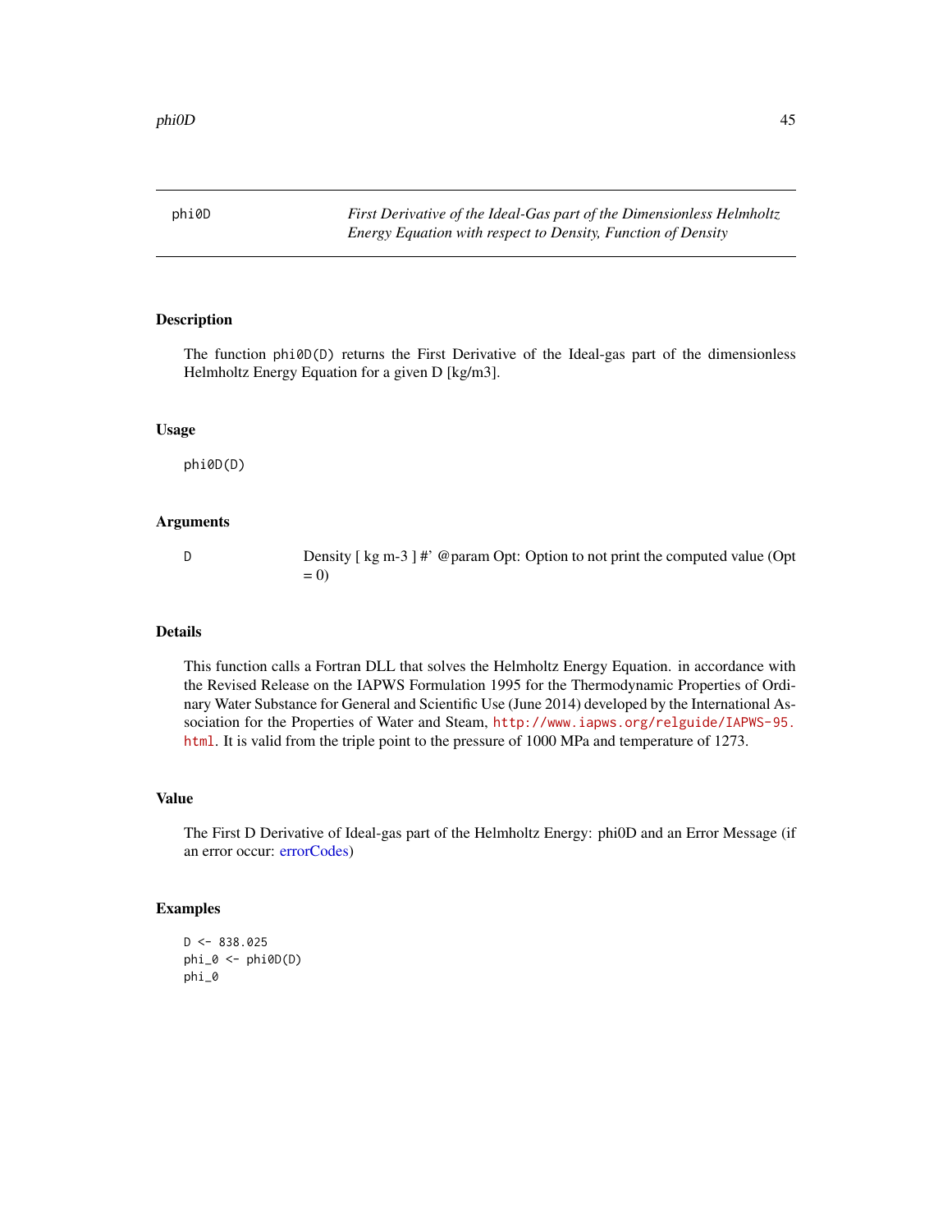phi0D *First Derivative of the Ideal-Gas part of the Dimensionless Helmholtz Energy Equation with respect to Density, Function of Density*

## Description

The function `phi0D(D)` returns the First Derivative of the Ideal-gas part of the dimensionless Helmholtz Energy Equation for a given D [kg/m3].

## Usage

```
phi0D(D)
```

## Arguments

| | |
|---|---|
| D | Density [ kg m-3 ] #' @param Opt: Option to not print the computed value (Opt = 0) |

## Details

This function calls a Fortran DLL that solves the Helmholtz Energy Equation. in accordance with the Revised Release on the IAPWS Formulation 1995 for the Thermodynamic Properties of Ordinary Water Substance for General and Scientific Use (June 2014) developed by the International Association for the Properties of Water and Steam, http://www.iapws.org/relguide/IAPWS-95.html. It is valid from the triple point to the pressure of 1000 MPa and temperature of 1273.

## Value

The First D Derivative of Ideal-gas part of the Helmholtz Energy: phi0D and an Error Message (if an error occur: errorCodes)

## Examples

```
D <- 838.025
phi_0 <- phi0D(D)
phi_0
```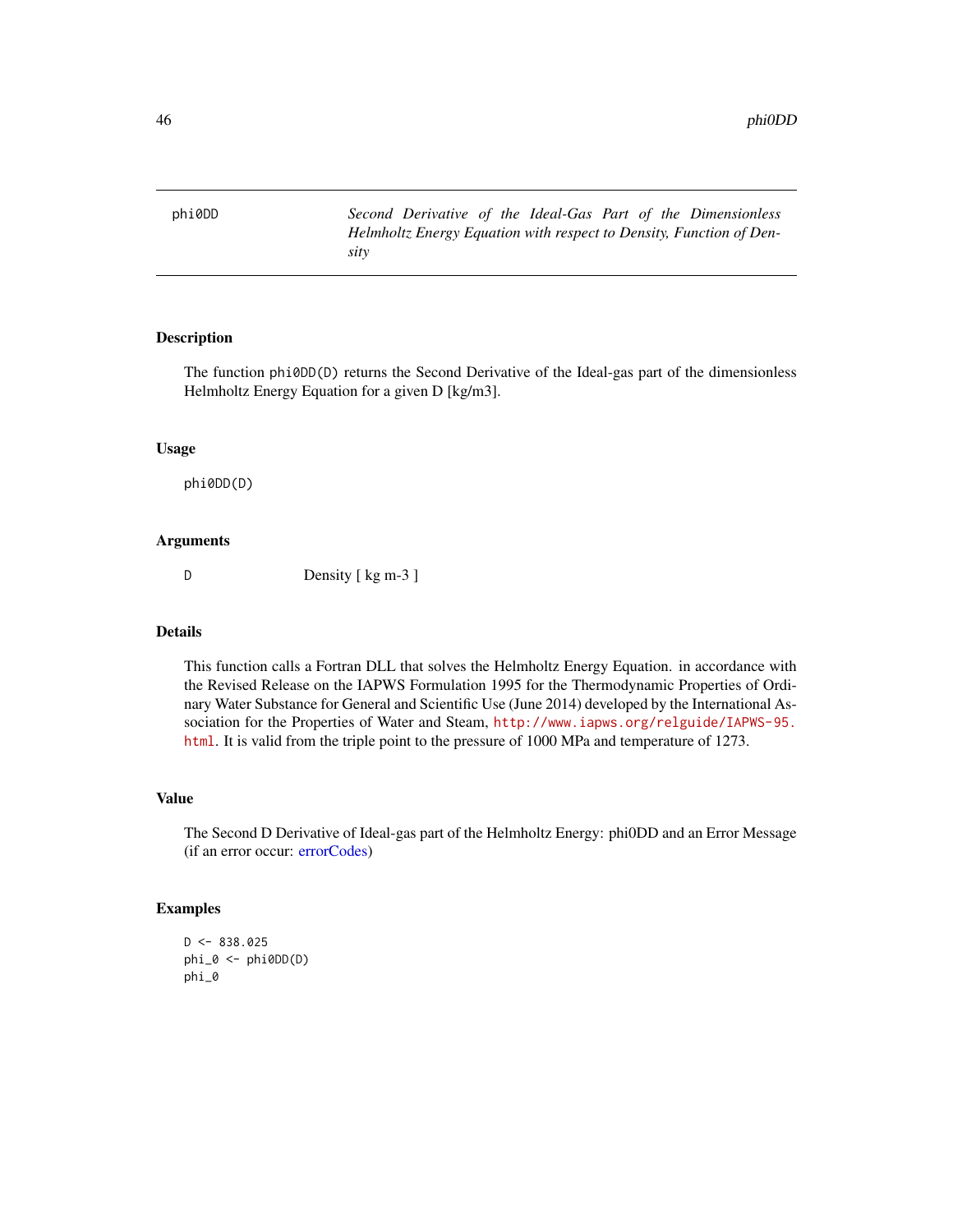# phi0DD — *Second Derivative of the Ideal-Gas Part of the Dimensionless Helmholtz Energy Equation with respect to Density, Function of Density*

## Description

The function phi0DD(D) returns the Second Derivative of the Ideal-gas part of the dimensionless Helmholtz Energy Equation for a given D [kg/m3].

## Usage

```
phi0DD(D)
```

## Arguments

| | |
|---|---|
| D | Density [ kg m-3 ] |

## Details

This function calls a Fortran DLL that solves the Helmholtz Energy Equation. in accordance with the Revised Release on the IAPWS Formulation 1995 for the Thermodynamic Properties of Ordinary Water Substance for General and Scientific Use (June 2014) developed by the International Association for the Properties of Water and Steam, http://www.iapws.org/relguide/IAPWS-95.html. It is valid from the triple point to the pressure of 1000 MPa and temperature of 1273.

## Value

The Second D Derivative of Ideal-gas part of the Helmholtz Energy: phi0DD and an Error Message (if an error occur: errorCodes)

## Examples

```
D <- 838.025
phi_0 <- phi0DD(D)
phi_0
```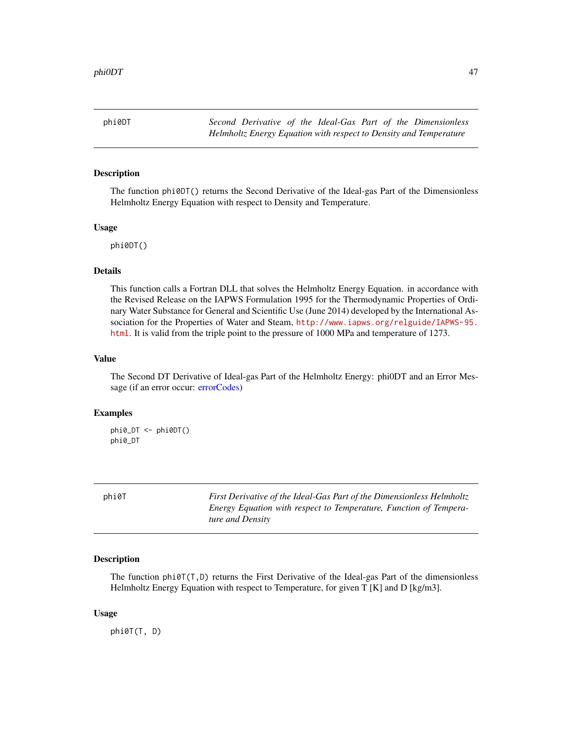## phi0DT — *Second Derivative of the Ideal-Gas Part of the Dimensionless Helmholtz Energy Equation with respect to Density and Temperature*

### Description

The function phi0DT() returns the Second Derivative of the Ideal-gas Part of the Dimensionless Helmholtz Energy Equation with respect to Density and Temperature.

### Usage

```
phi0DT()
```

### Details

This function calls a Fortran DLL that solves the Helmholtz Energy Equation. in accordance with the Revised Release on the IAPWS Formulation 1995 for the Thermodynamic Properties of Ordinary Water Substance for General and Scientific Use (June 2014) developed by the International Association for the Properties of Water and Steam, http://www.iapws.org/relguide/IAPWS-95.html. It is valid from the triple point to the pressure of 1000 MPa and temperature of 1273.

### Value

The Second DT Derivative of Ideal-gas Part of the Helmholtz Energy: phi0DT and an Error Message (if an error occur: errorCodes)

### Examples

```
phi0_DT <- phi0DT()
phi0_DT
```

## phi0T — *First Derivative of the Ideal-Gas Part of the Dimensionless Helmholtz Energy Equation with respect to Temperature, Function of Temperature and Density*

### Description

The function phi0T(T,D) returns the First Derivative of the Ideal-gas Part of the dimensionless Helmholtz Energy Equation with respect to Temperature, for given T [K] and D [kg/m3].

### Usage

```
phi0T(T, D)
```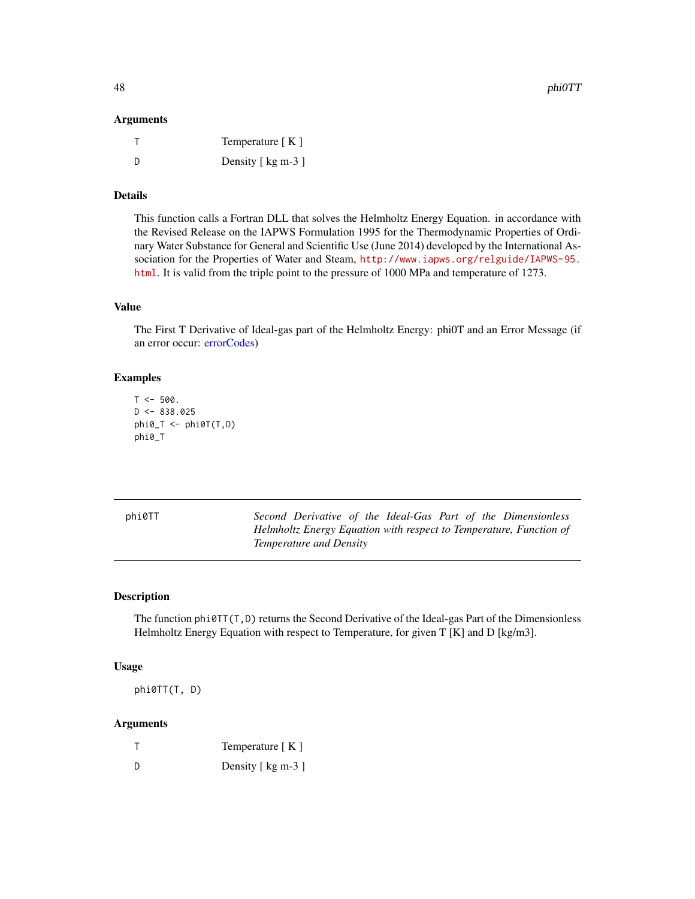### Arguments

| | |
|---|---|
| T | Temperature [ K ] |
| D | Density [ kg m-3 ] |

### Details

This function calls a Fortran DLL that solves the Helmholtz Energy Equation. in accordance with the Revised Release on the IAPWS Formulation 1995 for the Thermodynamic Properties of Ordinary Water Substance for General and Scientific Use (June 2014) developed by the International Association for the Properties of Water and Steam, http://www.iapws.org/relguide/IAPWS-95.html. It is valid from the triple point to the pressure of 1000 MPa and temperature of 1273.

### Value

The First T Derivative of Ideal-gas part of the Helmholtz Energy: phi0T and an Error Message (if an error occur: errorCodes)

### Examples

```
T <- 500.
D <- 838.025
phi0_T <- phi0T(T,D)
phi0_T
```

---

## phi0TT — *Second Derivative of the Ideal-Gas Part of the Dimensionless Helmholtz Energy Equation with respect to Temperature, Function of Temperature and Density*

---

### Description

The function `phi0TT(T,D)` returns the Second Derivative of the Ideal-gas Part of the Dimensionless Helmholtz Energy Equation with respect to Temperature, for given T [K] and D [kg/m3].

### Usage

```
phi0TT(T, D)
```

### Arguments

| | |
|---|---|
| T | Temperature [ K ] |
| D | Density [ kg m-3 ] |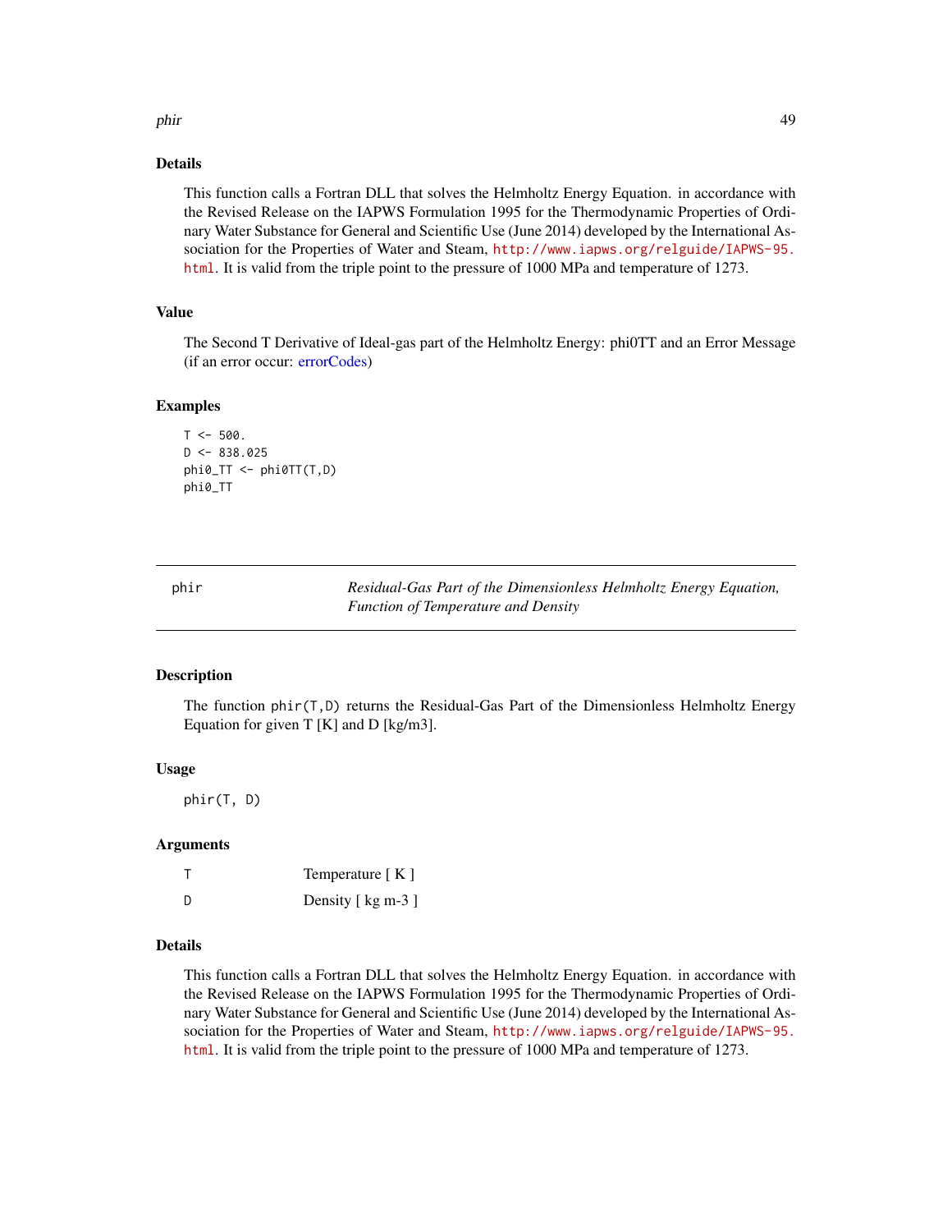### Details

This function calls a Fortran DLL that solves the Helmholtz Energy Equation. in accordance with the Revised Release on the IAPWS Formulation 1995 for the Thermodynamic Properties of Ordinary Water Substance for General and Scientific Use (June 2014) developed by the International Association for the Properties of Water and Steam, http://www.iapws.org/relguide/IAPWS-95.html. It is valid from the triple point to the pressure of 1000 MPa and temperature of 1273.

### Value

The Second T Derivative of Ideal-gas part of the Helmholtz Energy: phi0TT and an Error Message (if an error occur: errorCodes)

### Examples

```
T <- 500.
D <- 838.025
phi0_TT <- phi0TT(T,D)
phi0_TT
```

---

## phir — *Residual-Gas Part of the Dimensionless Helmholtz Energy Equation, Function of Temperature and Density*

### Description

The function phir(T,D) returns the Residual-Gas Part of the Dimensionless Helmholtz Energy Equation for given T [K] and D [kg/m3].

### Usage

```
phir(T, D)
```

### Arguments

| | |
|---|---|
| T | Temperature [ K ] |
| D | Density [ kg m-3 ] |

### Details

This function calls a Fortran DLL that solves the Helmholtz Energy Equation. in accordance with the Revised Release on the IAPWS Formulation 1995 for the Thermodynamic Properties of Ordinary Water Substance for General and Scientific Use (June 2014) developed by the International Association for the Properties of Water and Steam, http://www.iapws.org/relguide/IAPWS-95.html. It is valid from the triple point to the pressure of 1000 MPa and temperature of 1273.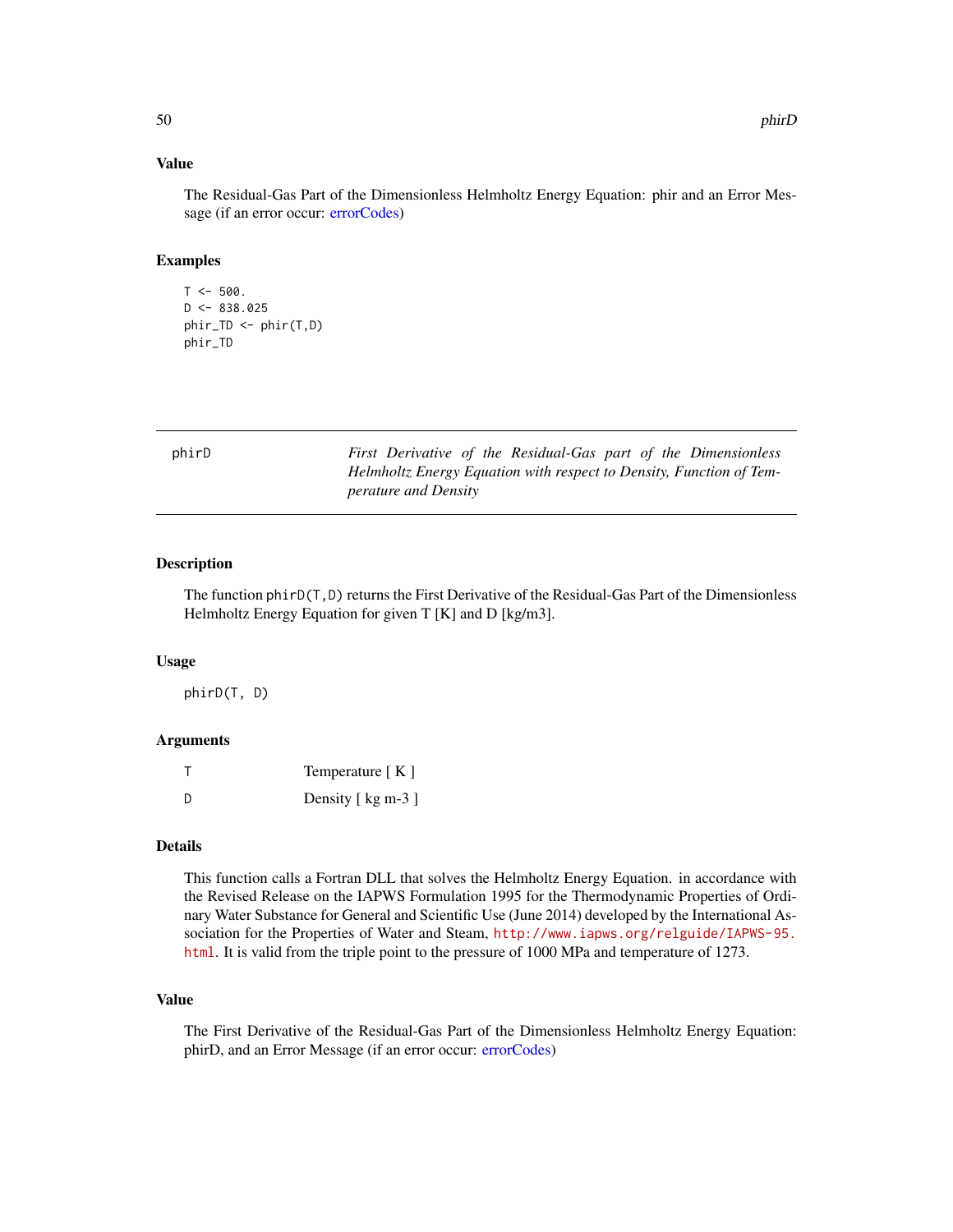### Value

The Residual-Gas Part of the Dimensionless Helmholtz Energy Equation: phir and an Error Message (if an error occur: errorCodes)

### Examples

```
T <- 500.
D <- 838.025
phir_TD <- phir(T,D)
phir_TD
```

---

## phirD — *First Derivative of the Residual-Gas part of the Dimensionless Helmholtz Energy Equation with respect to Density, Function of Temperature and Density*

### Description

The function `phirD(T,D)` returns the First Derivative of the Residual-Gas Part of the Dimensionless Helmholtz Energy Equation for given T [K] and D [kg/m3].

### Usage

```
phirD(T, D)
```

### Arguments

| | |
|---|---|
| T | Temperature [ K ] |
| D | Density [ kg m-3 ] |

### Details

This function calls a Fortran DLL that solves the Helmholtz Energy Equation. in accordance with the Revised Release on the IAPWS Formulation 1995 for the Thermodynamic Properties of Ordinary Water Substance for General and Scientific Use (June 2014) developed by the International Association for the Properties of Water and Steam, http://www.iapws.org/relguide/IAPWS-95.html. It is valid from the triple point to the pressure of 1000 MPa and temperature of 1273.

### Value

The First Derivative of the Residual-Gas Part of the Dimensionless Helmholtz Energy Equation: phirD, and an Error Message (if an error occur: errorCodes)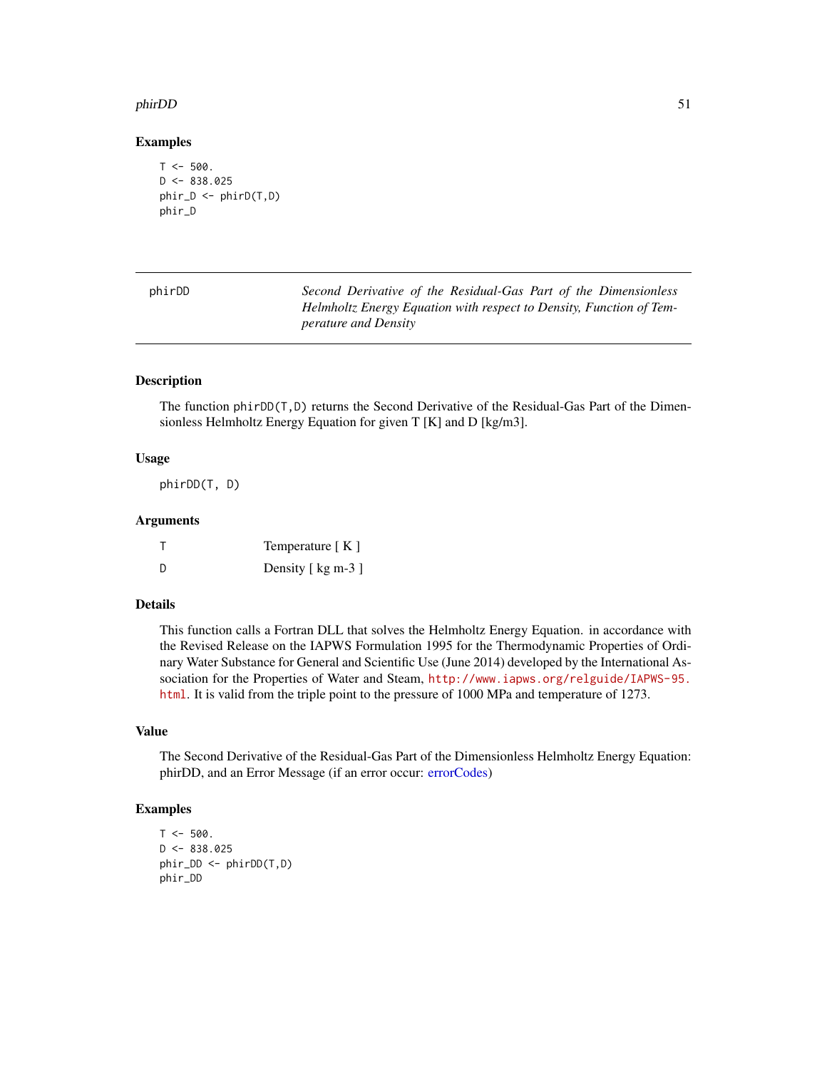### Examples

```
T <- 500.
D <- 838.025
phir_D <- phirD(T,D)
phir_D
```

---

## phirDD

*Second Derivative of the Residual-Gas Part of the Dimensionless Helmholtz Energy Equation with respect to Density, Function of Temperature and Density*

---

### Description

The function phirDD(T,D) returns the Second Derivative of the Residual-Gas Part of the Dimensionless Helmholtz Energy Equation for given T [K] and D [kg/m3].

### Usage

```
phirDD(T, D)
```

### Arguments

| | |
|---|---|
| T | Temperature [ K ] |
| D | Density [ kg m-3 ] |

### Details

This function calls a Fortran DLL that solves the Helmholtz Energy Equation. in accordance with the Revised Release on the IAPWS Formulation 1995 for the Thermodynamic Properties of Ordinary Water Substance for General and Scientific Use (June 2014) developed by the International Association for the Properties of Water and Steam, http://www.iapws.org/relguide/IAPWS-95.html. It is valid from the triple point to the pressure of 1000 MPa and temperature of 1273.

### Value

The Second Derivative of the Residual-Gas Part of the Dimensionless Helmholtz Energy Equation: phirDD, and an Error Message (if an error occur: errorCodes)

### Examples

```
T <- 500.
D <- 838.025
phir_DD <- phirDD(T,D)
phir_DD
```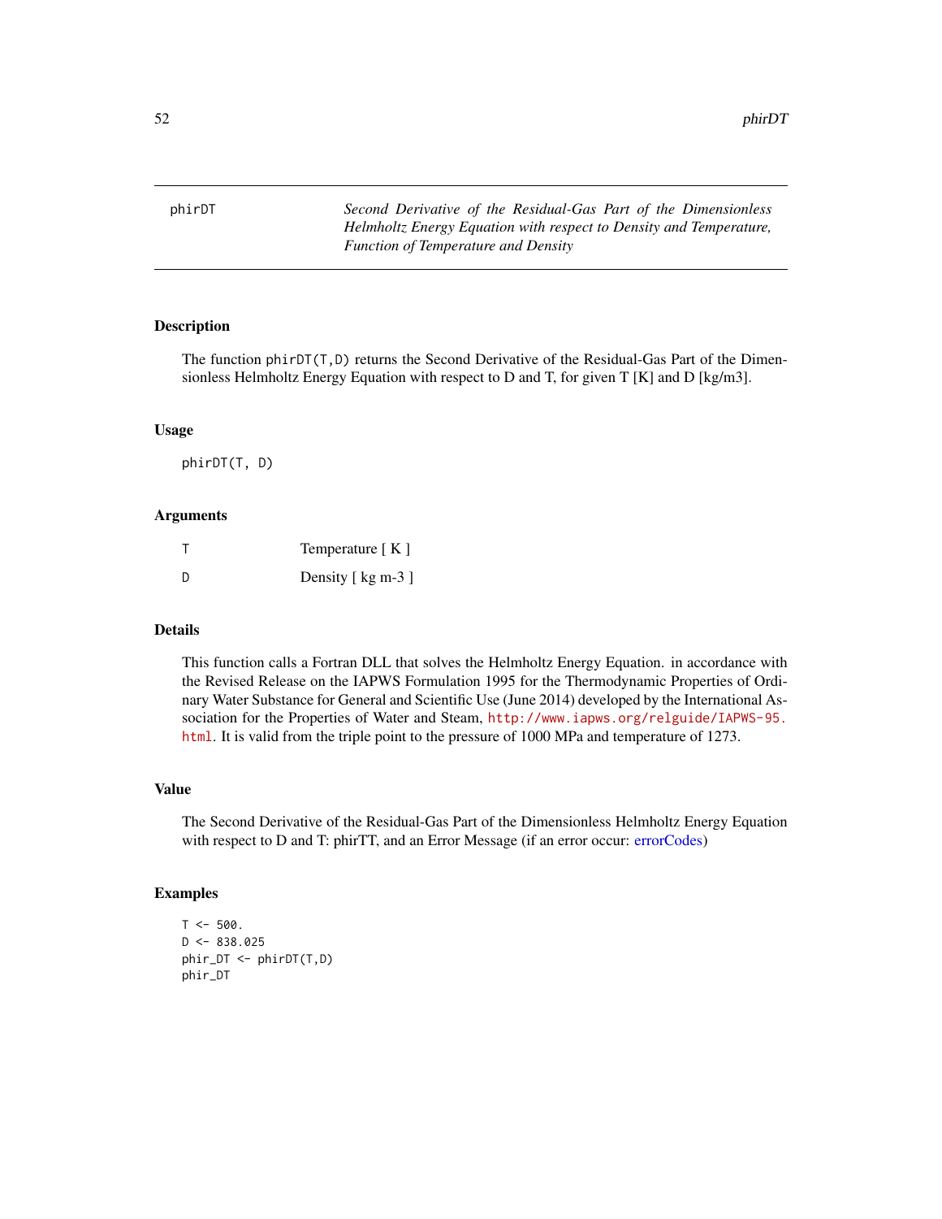# phirDT

*Second Derivative of the Residual-Gas Part of the Dimensionless Helmholtz Energy Equation with respect to Density and Temperature, Function of Temperature and Density*

## Description

The function phirDT(T,D) returns the Second Derivative of the Residual-Gas Part of the Dimensionless Helmholtz Energy Equation with respect to D and T, for given T [K] and D [kg/m3].

## Usage

```
phirDT(T, D)
```

## Arguments

| | |
|---|---|
| T | Temperature [ K ] |
| D | Density [ kg m-3 ] |

## Details

This function calls a Fortran DLL that solves the Helmholtz Energy Equation. in accordance with the Revised Release on the IAPWS Formulation 1995 for the Thermodynamic Properties of Ordinary Water Substance for General and Scientific Use (June 2014) developed by the International Association for the Properties of Water and Steam, http://www.iapws.org/relguide/IAPWS-95.html. It is valid from the triple point to the pressure of 1000 MPa and temperature of 1273.

## Value

The Second Derivative of the Residual-Gas Part of the Dimensionless Helmholtz Energy Equation with respect to D and T: phirTT, and an Error Message (if an error occur: errorCodes)

## Examples

```
T <- 500.
D <- 838.025
phir_DT <- phirDT(T,D)
phir_DT
```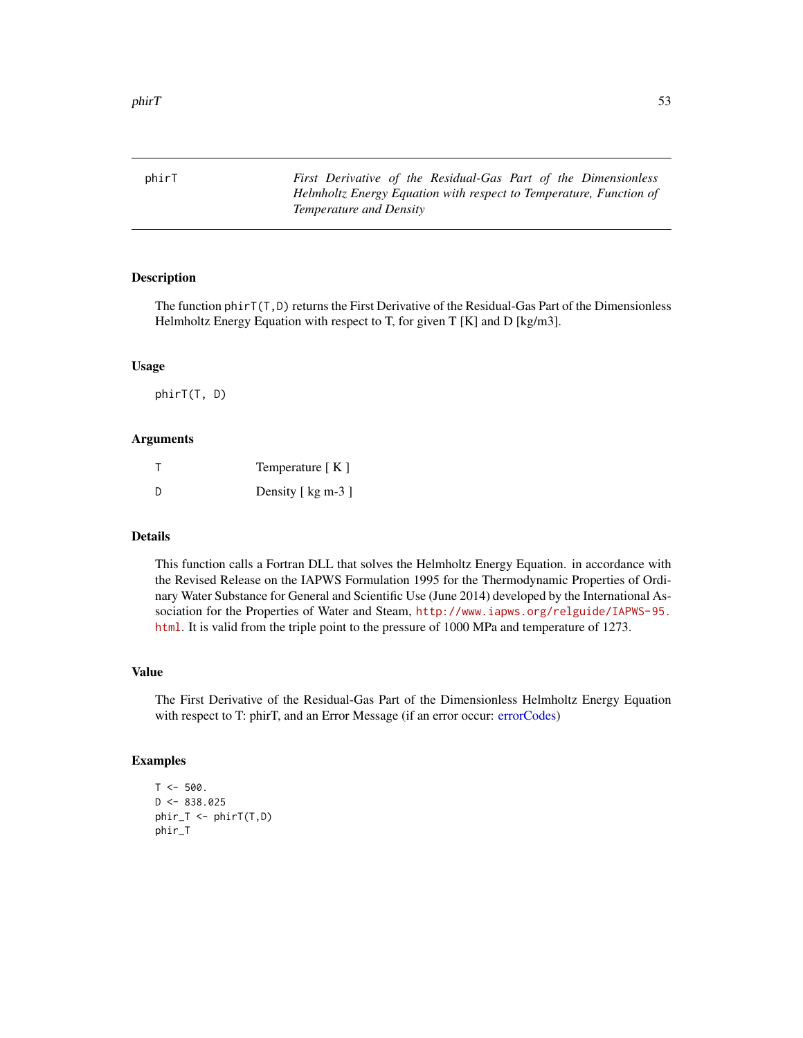## phirT — *First Derivative of the Residual-Gas Part of the Dimensionless Helmholtz Energy Equation with respect to Temperature, Function of Temperature and Density*

### Description

The function phirT(T,D) returns the First Derivative of the Residual-Gas Part of the Dimensionless Helmholtz Energy Equation with respect to T, for given T [K] and D [kg/m3].

### Usage

```
phirT(T, D)
```

### Arguments

| | |
|---|---|
| T | Temperature [ K ] |
| D | Density [ kg m-3 ] |

### Details

This function calls a Fortran DLL that solves the Helmholtz Energy Equation. in accordance with the Revised Release on the IAPWS Formulation 1995 for the Thermodynamic Properties of Ordinary Water Substance for General and Scientific Use (June 2014) developed by the International Association for the Properties of Water and Steam, http://www.iapws.org/relguide/IAPWS-95.html. It is valid from the triple point to the pressure of 1000 MPa and temperature of 1273.

### Value

The First Derivative of the Residual-Gas Part of the Dimensionless Helmholtz Energy Equation with respect to T: phirT, and an Error Message (if an error occur: errorCodes)

### Examples

```
T <- 500.
D <- 838.025
phir_T <- phirT(T,D)
phir_T
```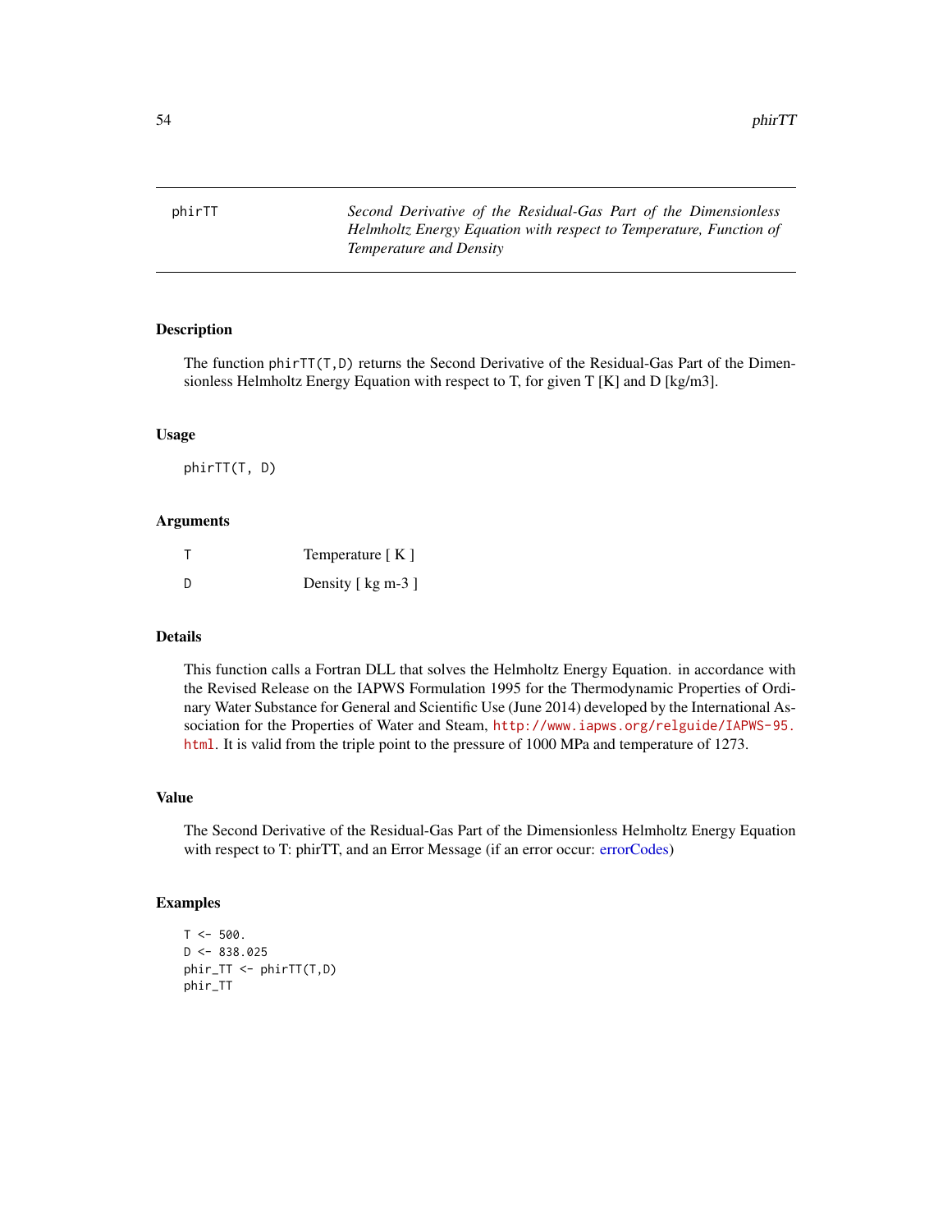# phirTT — *Second Derivative of the Residual-Gas Part of the Dimensionless Helmholtz Energy Equation with respect to Temperature, Function of Temperature and Density*

## Description

The function `phirTT(T,D)` returns the Second Derivative of the Residual-Gas Part of the Dimensionless Helmholtz Energy Equation with respect to T, for given T [K] and D [kg/m3].

## Usage

```
phirTT(T, D)
```

## Arguments

| | |
|---|---|
| T | Temperature [ K ] |
| D | Density [ kg m-3 ] |

## Details

This function calls a Fortran DLL that solves the Helmholtz Energy Equation. in accordance with the Revised Release on the IAPWS Formulation 1995 for the Thermodynamic Properties of Ordinary Water Substance for General and Scientific Use (June 2014) developed by the International Association for the Properties of Water and Steam, http://www.iapws.org/relguide/IAPWS-95.html. It is valid from the triple point to the pressure of 1000 MPa and temperature of 1273.

## Value

The Second Derivative of the Residual-Gas Part of the Dimensionless Helmholtz Energy Equation with respect to T: phirTT, and an Error Message (if an error occur: errorCodes)

## Examples

```
T <- 500.
D <- 838.025
phir_TT <- phirTT(T,D)
phir_TT
```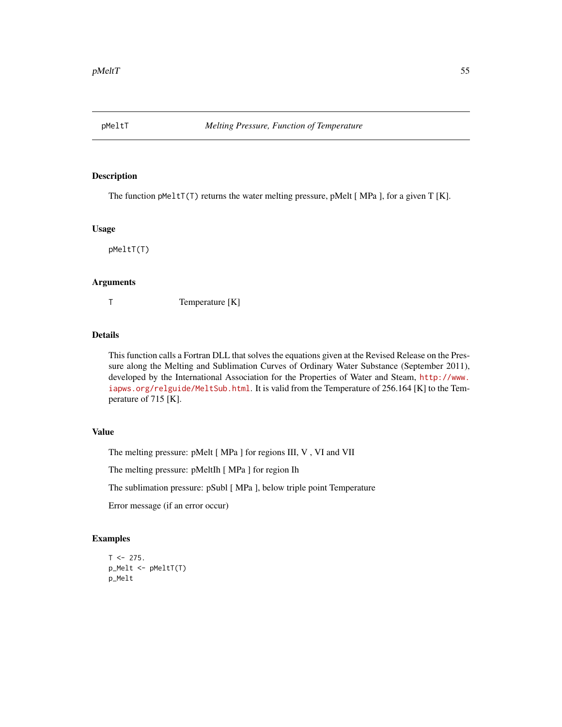## pMeltT — *Melting Pressure, Function of Temperature*

### Description

The function pMeltT(T) returns the water melting pressure, pMelt [ MPa ], for a given T [K].

### Usage

```
pMeltT(T)
```

### Arguments

| | |
|---|---|
| T | Temperature [K] |

### Details

This function calls a Fortran DLL that solves the equations given at the Revised Release on the Pressure along the Melting and Sublimation Curves of Ordinary Water Substance (September 2011), developed by the International Association for the Properties of Water and Steam, http://www.iapws.org/relguide/MeltSub.html. It is valid from the Temperature of 256.164 [K] to the Temperature of 715 [K].

### Value

The melting pressure: pMelt [ MPa ] for regions III, V , VI and VII

The melting pressure: pMeltIh [ MPa ] for region Ih

The sublimation pressure: pSubl [ MPa ], below triple point Temperature

Error message (if an error occur)

### Examples

```
T <- 275.
p_Melt <- pMeltT(T)
p_Melt
```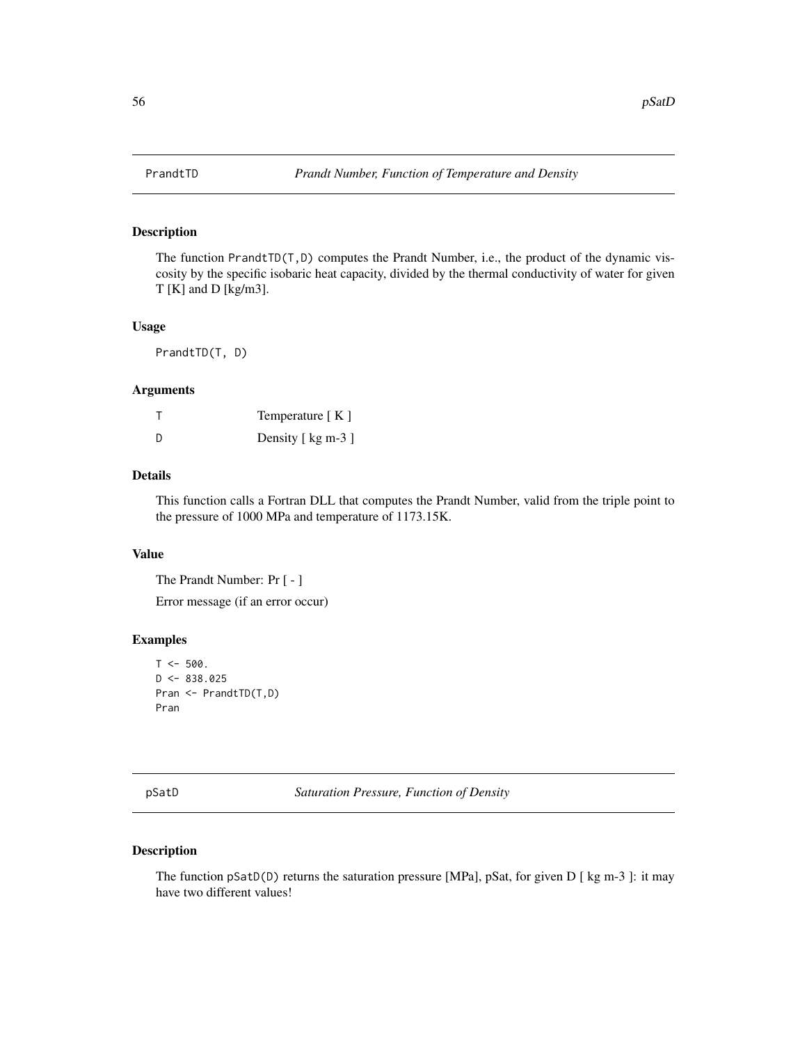## PrandtTD — *Prandt Number, Function of Temperature and Density*

### Description

The function PrandtTD(T,D) computes the Prandt Number, i.e., the product of the dynamic viscosity by the specific isobaric heat capacity, divided by the thermal conductivity of water for given T [K] and D [kg/m3].

### Usage

```
PrandtTD(T, D)
```

### Arguments

| | |
|---|---|
| T | Temperature [ K ] |
| D | Density [ kg m-3 ] |

### Details

This function calls a Fortran DLL that computes the Prandt Number, valid from the triple point to the pressure of 1000 MPa and temperature of 1173.15K.

### Value

The Prandt Number: Pr [ - ]

Error message (if an error occur)

### Examples

```
T <- 500.
D <- 838.025
Pran <- PrandtTD(T,D)
Pran
```

## pSatD — *Saturation Pressure, Function of Density*

### Description

The function pSatD(D) returns the saturation pressure [MPa], pSat, for given D [ kg m-3 ]: it may have two different values!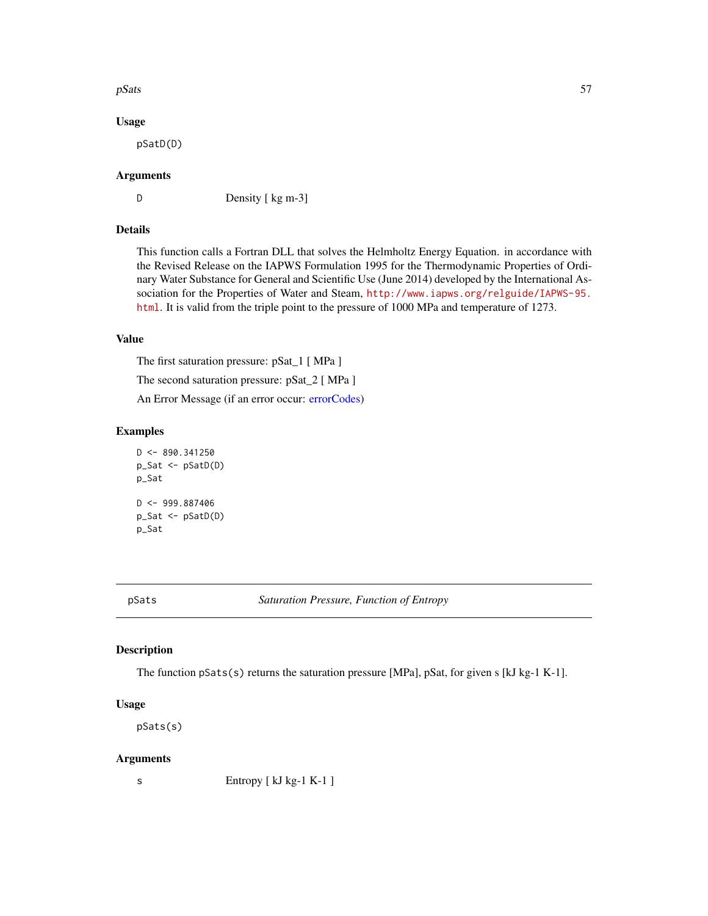### Usage

```
pSatD(D)
```

### Arguments

| | |
|---|---|
| D | Density [ kg m-3] |

### Details

This function calls a Fortran DLL that solves the Helmholtz Energy Equation. in accordance with the Revised Release on the IAPWS Formulation 1995 for the Thermodynamic Properties of Ordinary Water Substance for General and Scientific Use (June 2014) developed by the International Association for the Properties of Water and Steam, http://www.iapws.org/relguide/IAPWS-95.html. It is valid from the triple point to the pressure of 1000 MPa and temperature of 1273.

### Value

The first saturation pressure: pSat_1 [ MPa ]

The second saturation pressure: pSat_2 [ MPa ]

An Error Message (if an error occur: errorCodes)

### Examples

```
D <- 890.341250
p_Sat <- pSatD(D)
p_Sat

D <- 999.887406
p_Sat <- pSatD(D)
p_Sat
```

---

## pSats *Saturation Pressure, Function of Entropy*

### Description

The function pSats(s) returns the saturation pressure [MPa], pSat, for given s [kJ kg-1 K-1].

### Usage

```
pSats(s)
```

### Arguments

| | |
|---|---|
| s | Entropy [ kJ kg-1 K-1 ] |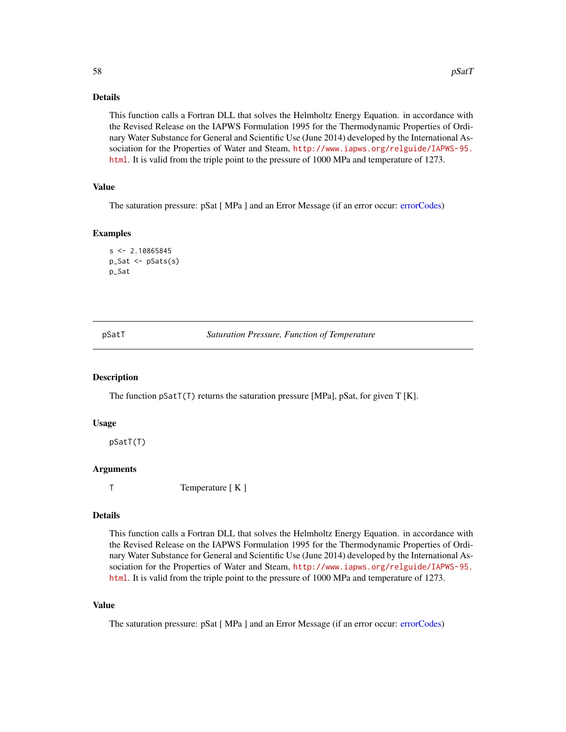### Details

This function calls a Fortran DLL that solves the Helmholtz Energy Equation. in accordance with the Revised Release on the IAPWS Formulation 1995 for the Thermodynamic Properties of Ordinary Water Substance for General and Scientific Use (June 2014) developed by the International Association for the Properties of Water and Steam, http://www.iapws.org/relguide/IAPWS-95.html. It is valid from the triple point to the pressure of 1000 MPa and temperature of 1273.

### Value

The saturation pressure: pSat [ MPa ] and an Error Message (if an error occur: errorCodes)

### Examples

```
s <- 2.10865845
p_Sat <- pSats(s)
p_Sat
```

---

## pSatT *Saturation Pressure, Function of Temperature*

### Description

The function pSatT(T) returns the saturation pressure [MPa], pSat, for given T [K].

### Usage

```
pSatT(T)
```

### Arguments

| | |
|---|---|
| T | Temperature [ K ] |

### Details

This function calls a Fortran DLL that solves the Helmholtz Energy Equation. in accordance with the Revised Release on the IAPWS Formulation 1995 for the Thermodynamic Properties of Ordinary Water Substance for General and Scientific Use (June 2014) developed by the International Association for the Properties of Water and Steam, http://www.iapws.org/relguide/IAPWS-95.html. It is valid from the triple point to the pressure of 1000 MPa and temperature of 1273.

### Value

The saturation pressure: pSat [ MPa ] and an Error Message (if an error occur: errorCodes)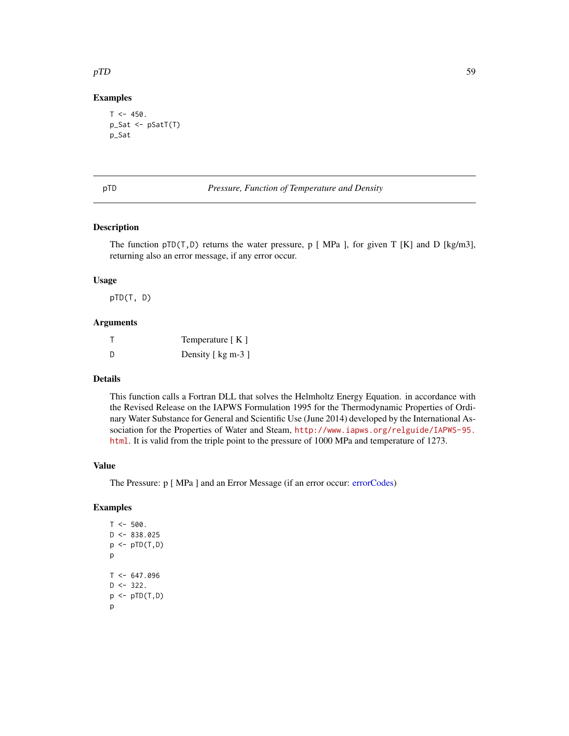### Examples

```
T <- 450.
p_Sat <- pSatT(T)
p_Sat
```

---

## pTD — *Pressure, Function of Temperature and Density*

### Description

The function pTD(T,D) returns the water pressure, p [ MPa ], for given T [K] and D [kg/m3], returning also an error message, if any error occur.

### Usage

```
pTD(T, D)
```

### Arguments

| | |
|---|---|
| T | Temperature [ K ] |
| D | Density [ kg m-3 ] |

### Details

This function calls a Fortran DLL that solves the Helmholtz Energy Equation. in accordance with the Revised Release on the IAPWS Formulation 1995 for the Thermodynamic Properties of Ordinary Water Substance for General and Scientific Use (June 2014) developed by the International Association for the Properties of Water and Steam, http://www.iapws.org/relguide/IAPWS-95.html. It is valid from the triple point to the pressure of 1000 MPa and temperature of 1273.

### Value

The Pressure: p [ MPa ] and an Error Message (if an error occur: errorCodes)

### Examples

```
T <- 500.
D <- 838.025
p <- pTD(T,D)
p

T <- 647.096
D <- 322.
p <- pTD(T,D)
p
```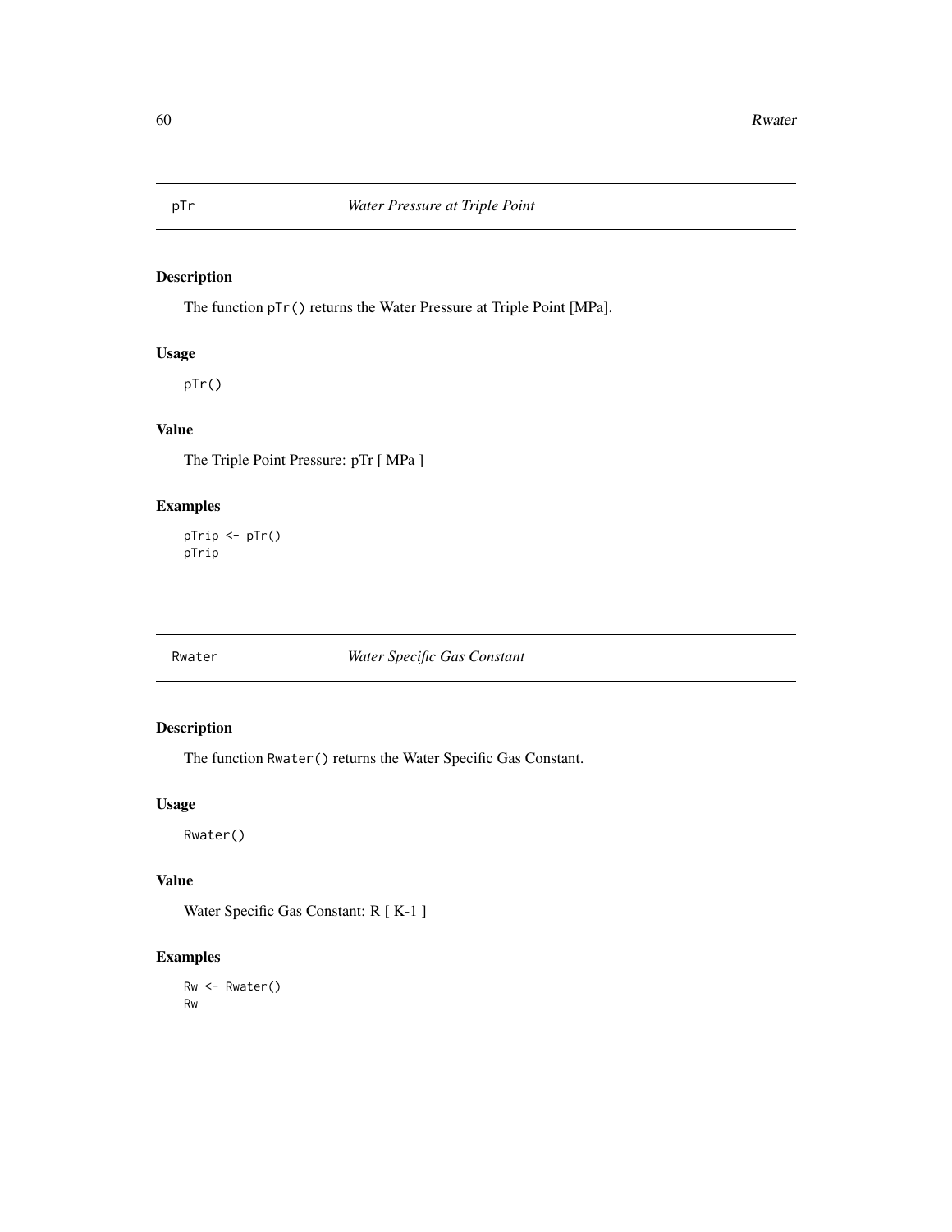## pTr — *Water Pressure at Triple Point*

### Description

The function `pTr()` returns the Water Pressure at Triple Point [MPa].

### Usage

```
pTr()
```

### Value

The Triple Point Pressure: pTr [ MPa ]

### Examples

```
pTrip <- pTr()
pTrip
```

## Rwater — *Water Specific Gas Constant*

### Description

The function `Rwater()` returns the Water Specific Gas Constant.

### Usage

```
Rwater()
```

### Value

Water Specific Gas Constant: R [ K-1 ]

### Examples

```
Rw <- Rwater()
Rw
```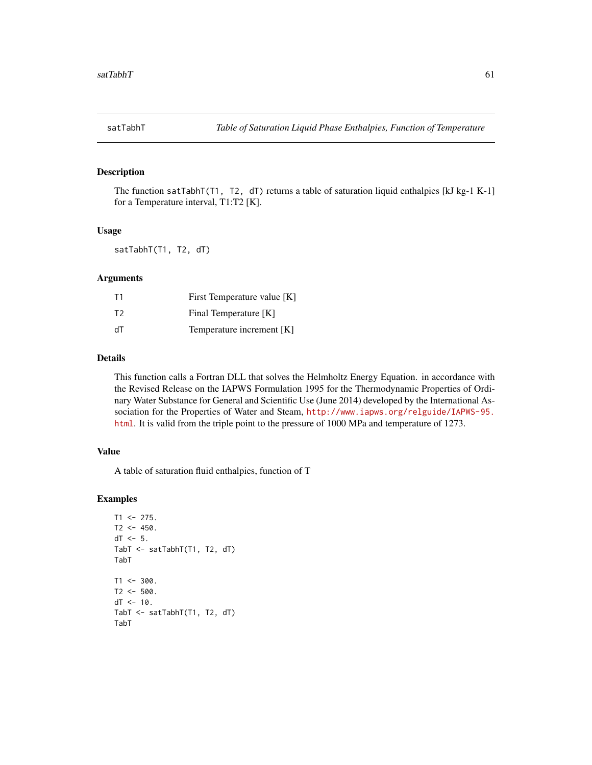## satTabhT — *Table of Saturation Liquid Phase Enthalpies, Function of Temperature*

### Description

The function `satTabhT(T1, T2, dT)` returns a table of saturation liquid enthalpies [kJ kg-1 K-1] for a Temperature interval, T1:T2 [K].

### Usage

```
satTabhT(T1, T2, dT)
```

### Arguments

| | |
|---|---|
| `T1` | First Temperature value [K] |
| `T2` | Final Temperature [K] |
| `dT` | Temperature increment [K] |

### Details

This function calls a Fortran DLL that solves the Helmholtz Energy Equation. in accordance with the Revised Release on the IAPWS Formulation 1995 for the Thermodynamic Properties of Ordinary Water Substance for General and Scientific Use (June 2014) developed by the International Association for the Properties of Water and Steam, http://www.iapws.org/relguide/IAPWS-95.html. It is valid from the triple point to the pressure of 1000 MPa and temperature of 1273.

### Value

A table of saturation fluid enthalpies, function of T

### Examples

```
T1 <- 275.
T2 <- 450.
dT <- 5.
TabT <- satTabhT(T1, T2, dT)
TabT

T1 <- 300.
T2 <- 500.
dT <- 10.
TabT <- satTabhT(T1, T2, dT)
TabT
```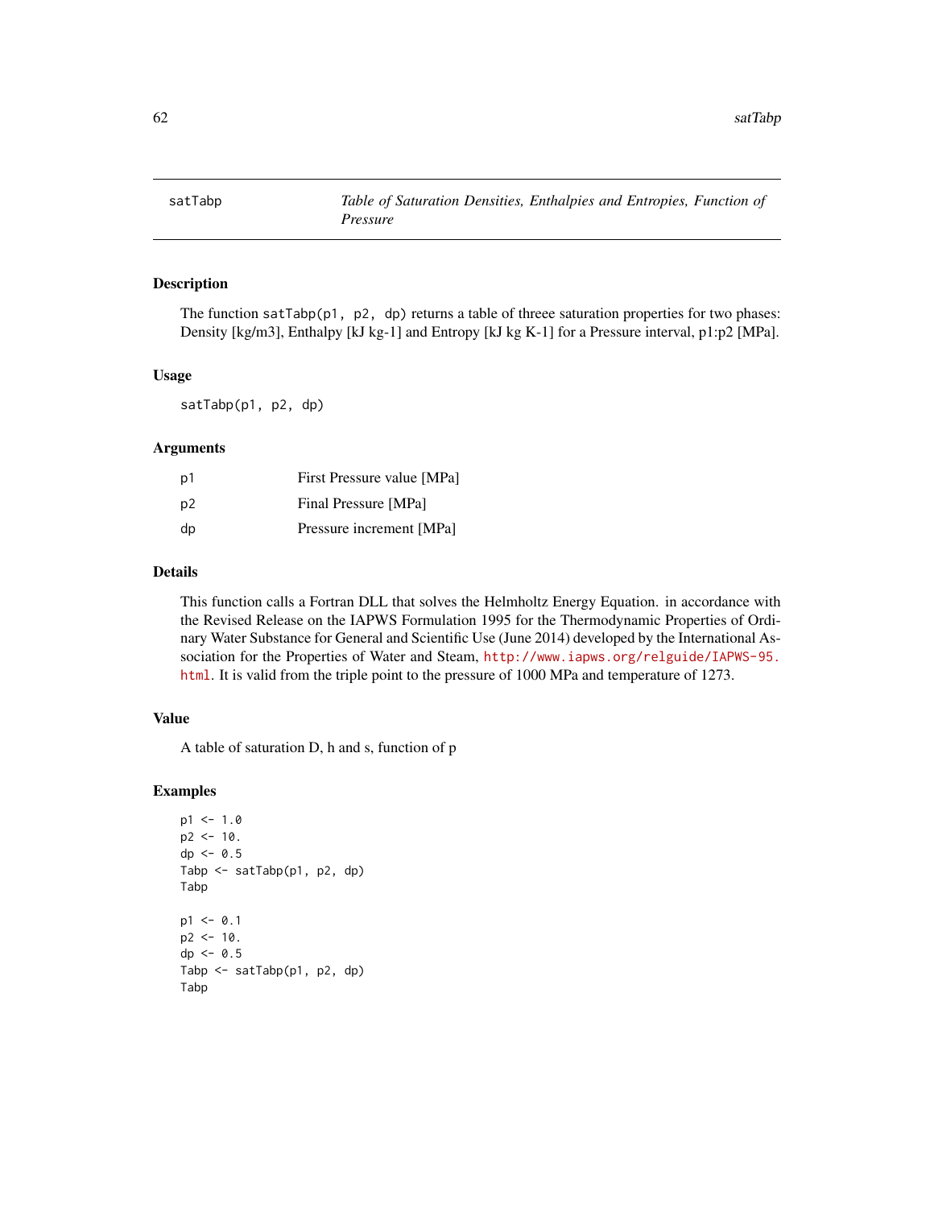## satTabp — *Table of Saturation Densities, Enthalpies and Entropies, Function of Pressure*

### Description

The function `satTabp(p1, p2, dp)` returns a table of threee saturation properties for two phases: Density [kg/m3], Enthalpy [kJ kg-1] and Entropy [kJ kg K-1] for a Pressure interval, p1:p2 [MPa].

### Usage

```
satTabp(p1, p2, dp)
```

### Arguments

| | |
|---|---|
| p1 | First Pressure value [MPa] |
| p2 | Final Pressure [MPa] |
| dp | Pressure increment [MPa] |

### Details

This function calls a Fortran DLL that solves the Helmholtz Energy Equation. in accordance with the Revised Release on the IAPWS Formulation 1995 for the Thermodynamic Properties of Ordinary Water Substance for General and Scientific Use (June 2014) developed by the International Association for the Properties of Water and Steam, http://www.iapws.org/relguide/IAPWS-95.html. It is valid from the triple point to the pressure of 1000 MPa and temperature of 1273.

### Value

A table of saturation D, h and s, function of p

### Examples

```
p1 <- 1.0
p2 <- 10.
dp <- 0.5
Tabp <- satTabp(p1, p2, dp)
Tabp

p1 <- 0.1
p2 <- 10.
dp <- 0.5
Tabp <- satTabp(p1, p2, dp)
Tabp
```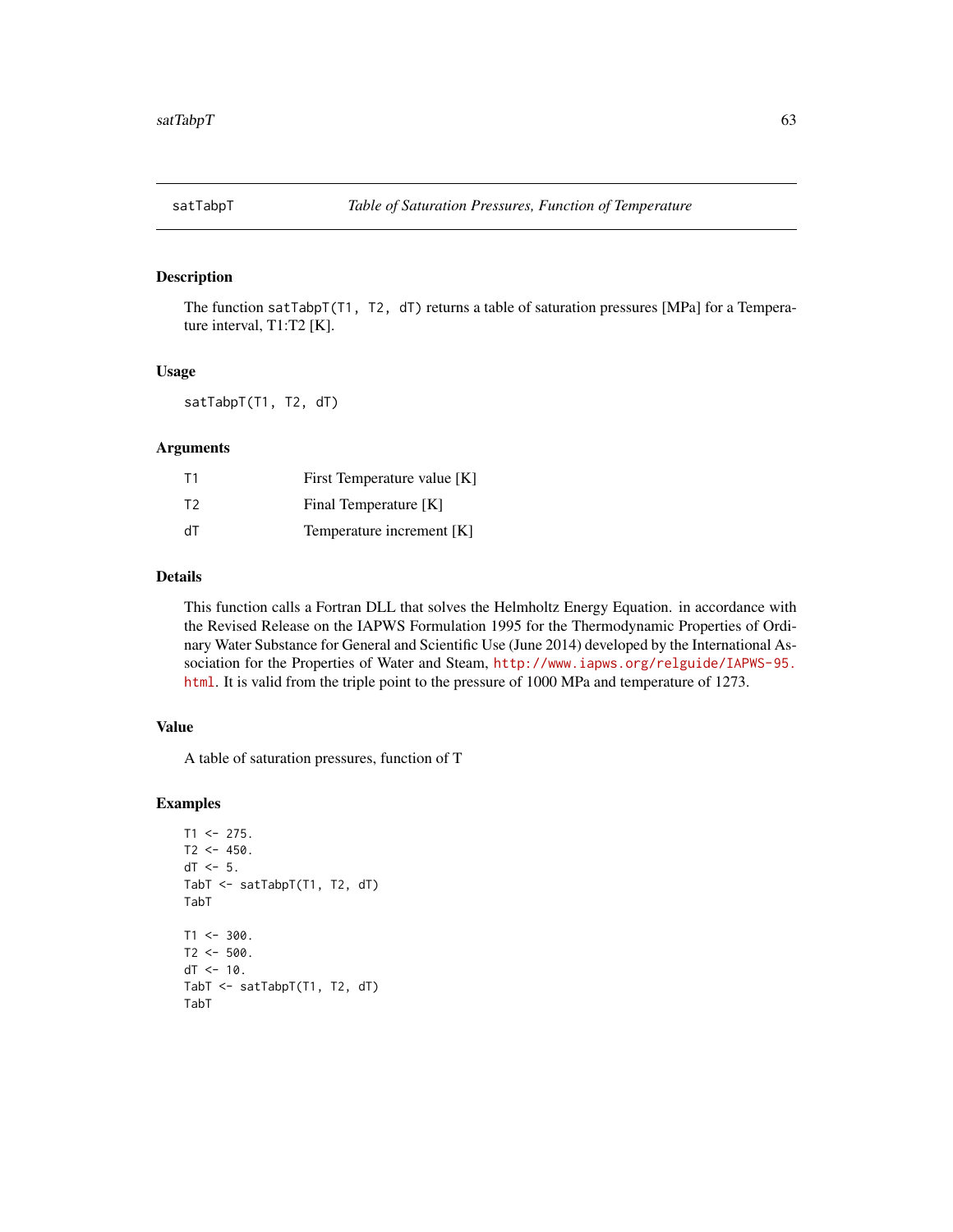## satTabpT — *Table of Saturation Pressures, Function of Temperature*

### Description

The function `satTabpT(T1, T2, dT)` returns a table of saturation pressures [MPa] for a Temperature interval, T1:T2 [K].

### Usage

```
satTabpT(T1, T2, dT)
```

### Arguments

| | |
|---|---|
| T1 | First Temperature value [K] |
| T2 | Final Temperature [K] |
| dT | Temperature increment [K] |

### Details

This function calls a Fortran DLL that solves the Helmholtz Energy Equation. in accordance with the Revised Release on the IAPWS Formulation 1995 for the Thermodynamic Properties of Ordinary Water Substance for General and Scientific Use (June 2014) developed by the International Association for the Properties of Water and Steam, http://www.iapws.org/relguide/IAPWS-95.html. It is valid from the triple point to the pressure of 1000 MPa and temperature of 1273.

### Value

A table of saturation pressures, function of T

### Examples

```
T1 <- 275.
T2 <- 450.
dT <- 5.
TabT <- satTabpT(T1, T2, dT)
TabT

T1 <- 300.
T2 <- 500.
dT <- 10.
TabT <- satTabpT(T1, T2, dT)
TabT
```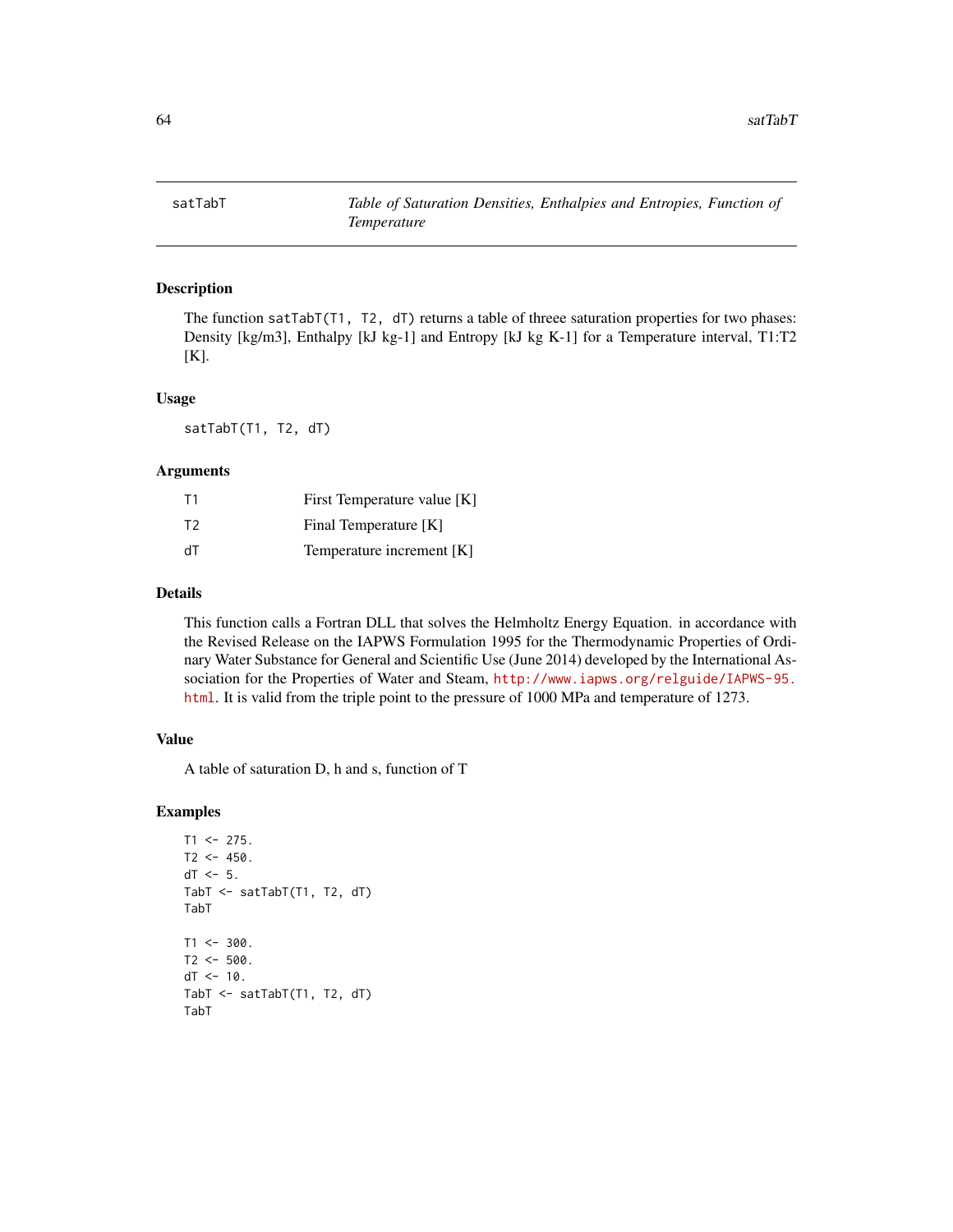## satTabT — *Table of Saturation Densities, Enthalpies and Entropies, Function of Temperature*

### Description

The function satTabT(T1, T2, dT) returns a table of threee saturation properties for two phases: Density [kg/m3], Enthalpy [kJ kg-1] and Entropy [kJ kg K-1] for a Temperature interval, T1:T2 [K].

### Usage

```
satTabT(T1, T2, dT)
```

### Arguments

| | |
|---|---|
| T1 | First Temperature value [K] |
| T2 | Final Temperature [K] |
| dT | Temperature increment [K] |

### Details

This function calls a Fortran DLL that solves the Helmholtz Energy Equation. in accordance with the Revised Release on the IAPWS Formulation 1995 for the Thermodynamic Properties of Ordinary Water Substance for General and Scientific Use (June 2014) developed by the International Association for the Properties of Water and Steam, http://www.iapws.org/relguide/IAPWS-95.html. It is valid from the triple point to the pressure of 1000 MPa and temperature of 1273.

### Value

A table of saturation D, h and s, function of T

### Examples

```
T1 <- 275.
T2 <- 450.
dT <- 5.
TabT <- satTabT(T1, T2, dT)
TabT

T1 <- 300.
T2 <- 500.
dT <- 10.
TabT <- satTabT(T1, T2, dT)
TabT
```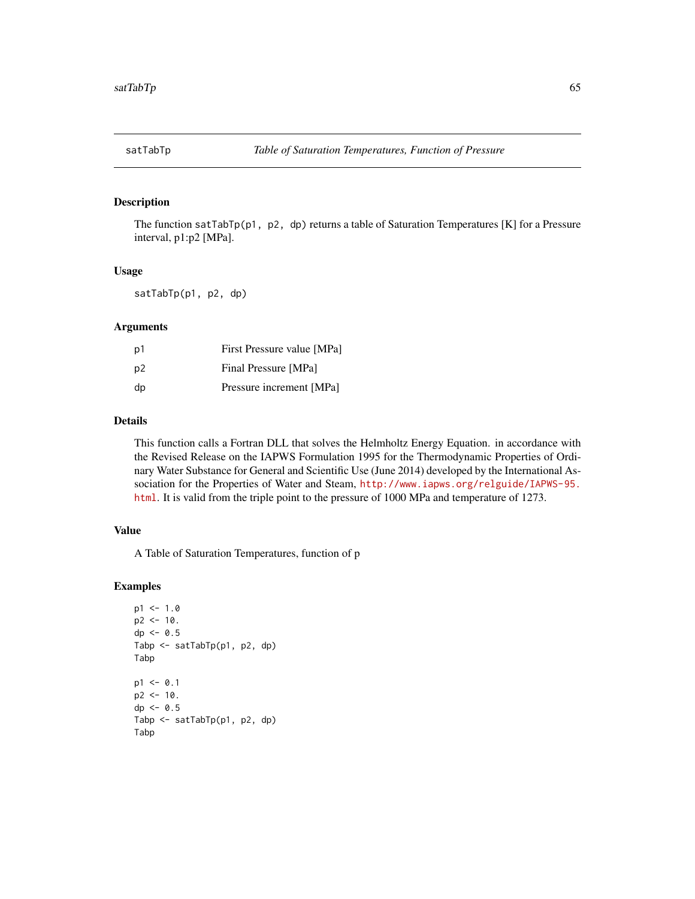## satTabTp — *Table of Saturation Temperatures, Function of Pressure*

### Description

The function `satTabTp(p1, p2, dp)` returns a table of Saturation Temperatures [K] for a Pressure interval, p1:p2 [MPa].

### Usage

```
satTabTp(p1, p2, dp)
```

### Arguments

| | |
|---|---|
| p1 | First Pressure value [MPa] |
| p2 | Final Pressure [MPa] |
| dp | Pressure increment [MPa] |

### Details

This function calls a Fortran DLL that solves the Helmholtz Energy Equation. in accordance with the Revised Release on the IAPWS Formulation 1995 for the Thermodynamic Properties of Ordinary Water Substance for General and Scientific Use (June 2014) developed by the International Association for the Properties of Water and Steam, http://www.iapws.org/relguide/IAPWS-95.html. It is valid from the triple point to the pressure of 1000 MPa and temperature of 1273.

### Value

A Table of Saturation Temperatures, function of p

### Examples

```
p1 <- 1.0
p2 <- 10.
dp <- 0.5
Tabp <- satTabTp(p1, p2, dp)
Tabp

p1 <- 0.1
p2 <- 10.
dp <- 0.5
Tabp <- satTabTp(p1, p2, dp)
Tabp
```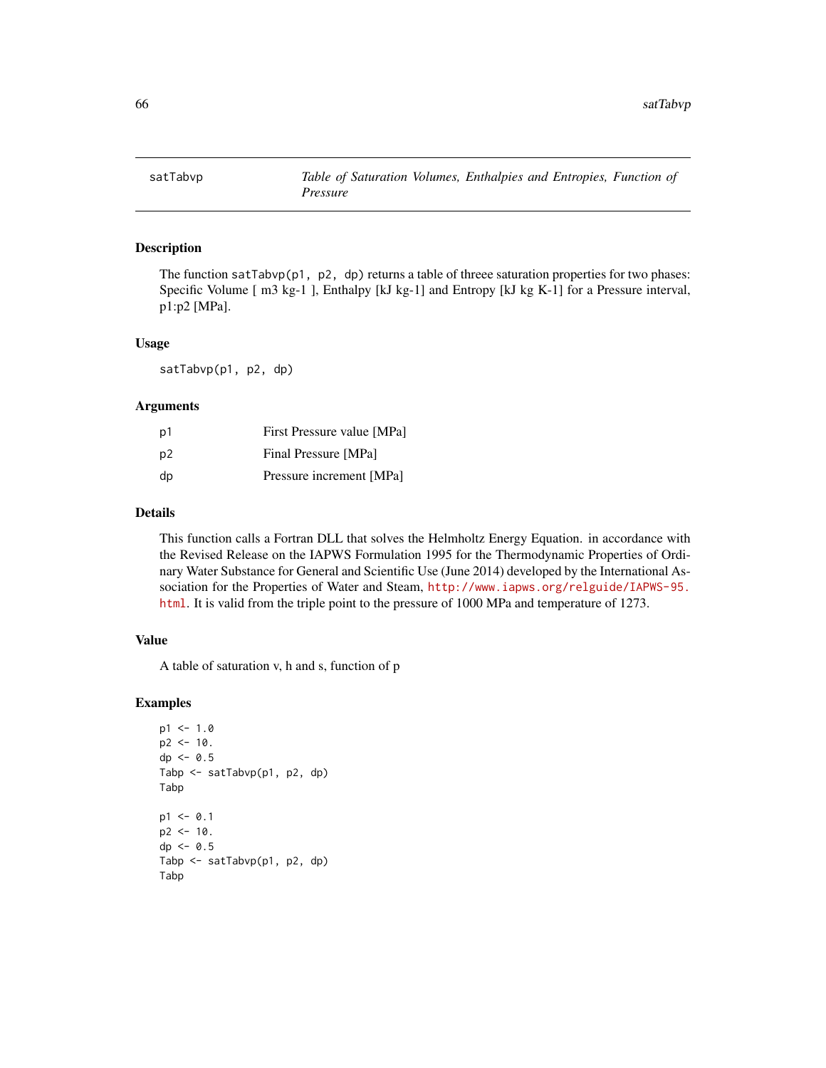# satTabvp — *Table of Saturation Volumes, Enthalpies and Entropies, Function of Pressure*

## Description

The function `satTabvp(p1, p2, dp)` returns a table of threee saturation properties for two phases: Specific Volume [ m3 kg-1 ], Enthalpy [kJ kg-1] and Entropy [kJ kg K-1] for a Pressure interval, p1:p2 [MPa].

## Usage

```
satTabvp(p1, p2, dp)
```

## Arguments

| | |
|---|---|
| p1 | First Pressure value [MPa] |
| p2 | Final Pressure [MPa] |
| dp | Pressure increment [MPa] |

## Details

This function calls a Fortran DLL that solves the Helmholtz Energy Equation. in accordance with the Revised Release on the IAPWS Formulation 1995 for the Thermodynamic Properties of Ordinary Water Substance for General and Scientific Use (June 2014) developed by the International Association for the Properties of Water and Steam, http://www.iapws.org/relguide/IAPWS-95.html. It is valid from the triple point to the pressure of 1000 MPa and temperature of 1273.

## Value

A table of saturation v, h and s, function of p

## Examples

```
p1 <- 1.0
p2 <- 10.
dp <- 0.5
Tabp <- satTabvp(p1, p2, dp)
Tabp

p1 <- 0.1
p2 <- 10.
dp <- 0.5
Tabp <- satTabvp(p1, p2, dp)
Tabp
```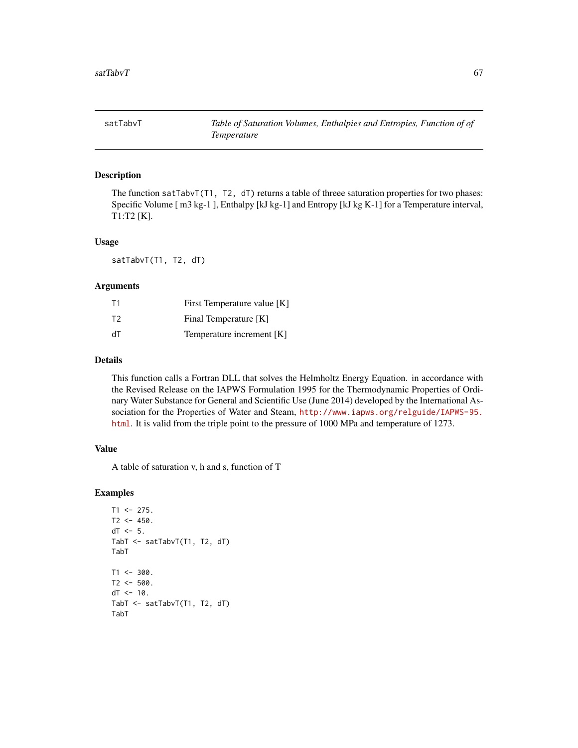# satTabvT — *Table of Saturation Volumes, Enthalpies and Entropies, Function of of Temperature*

## Description

The function `satTabvT(T1, T2, dT)` returns a table of threee saturation properties for two phases: Specific Volume [ m3 kg-1 ], Enthalpy [kJ kg-1] and Entropy [kJ kg K-1] for a Temperature interval, T1:T2 [K].

## Usage

```
satTabvT(T1, T2, dT)
```

## Arguments

| | |
|---|---|
| T1 | First Temperature value [K] |
| T2 | Final Temperature [K] |
| dT | Temperature increment [K] |

## Details

This function calls a Fortran DLL that solves the Helmholtz Energy Equation. in accordance with the Revised Release on the IAPWS Formulation 1995 for the Thermodynamic Properties of Ordinary Water Substance for General and Scientific Use (June 2014) developed by the International Association for the Properties of Water and Steam, http://www.iapws.org/relguide/IAPWS-95.html. It is valid from the triple point to the pressure of 1000 MPa and temperature of 1273.

## Value

A table of saturation v, h and s, function of T

## Examples

```
T1 <- 275.
T2 <- 450.
dT <- 5.
TabT <- satTabvT(T1, T2, dT)
TabT

T1 <- 300.
T2 <- 500.
dT <- 10.
TabT <- satTabvT(T1, T2, dT)
TabT
```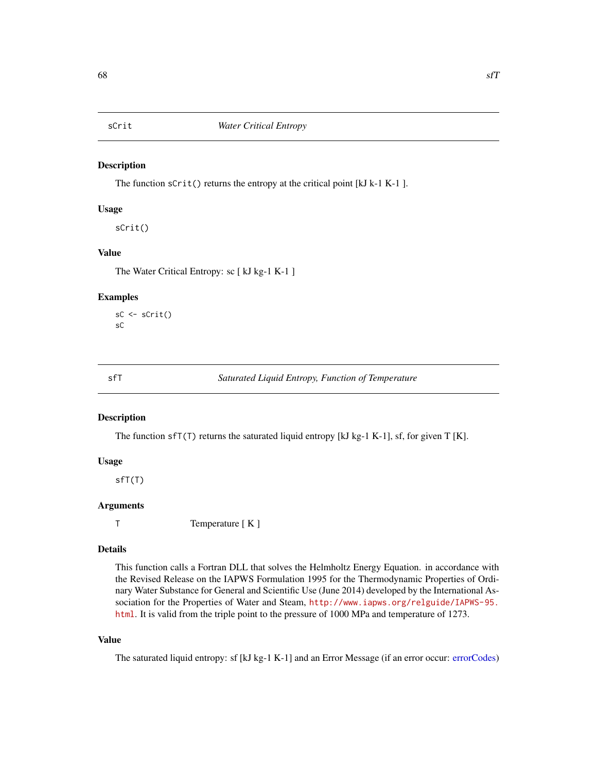## sCrit — *Water Critical Entropy*

### Description

The function `sCrit()` returns the entropy at the critical point [kJ k-1 K-1 ].

### Usage

```
sCrit()
```

### Value

The Water Critical Entropy: sc [ kJ kg-1 K-1 ]

### Examples

```
sC <- sCrit()
sC
```

## sfT — *Saturated Liquid Entropy, Function of Temperature*

### Description

The function `sfT(T)` returns the saturated liquid entropy [kJ kg-1 K-1], sf, for given T [K].

### Usage

```
sfT(T)
```

### Arguments

| | |
|---|---|
| `T` | Temperature [ K ] |

### Details

This function calls a Fortran DLL that solves the Helmholtz Energy Equation. in accordance with the Revised Release on the IAPWS Formulation 1995 for the Thermodynamic Properties of Ordinary Water Substance for General and Scientific Use (June 2014) developed by the International Association for the Properties of Water and Steam, `http://www.iapws.org/relguide/IAPWS-95.html`. It is valid from the triple point to the pressure of 1000 MPa and temperature of 1273.

### Value

The saturated liquid entropy: sf [kJ kg-1 K-1] and an Error Message (if an error occur: errorCodes)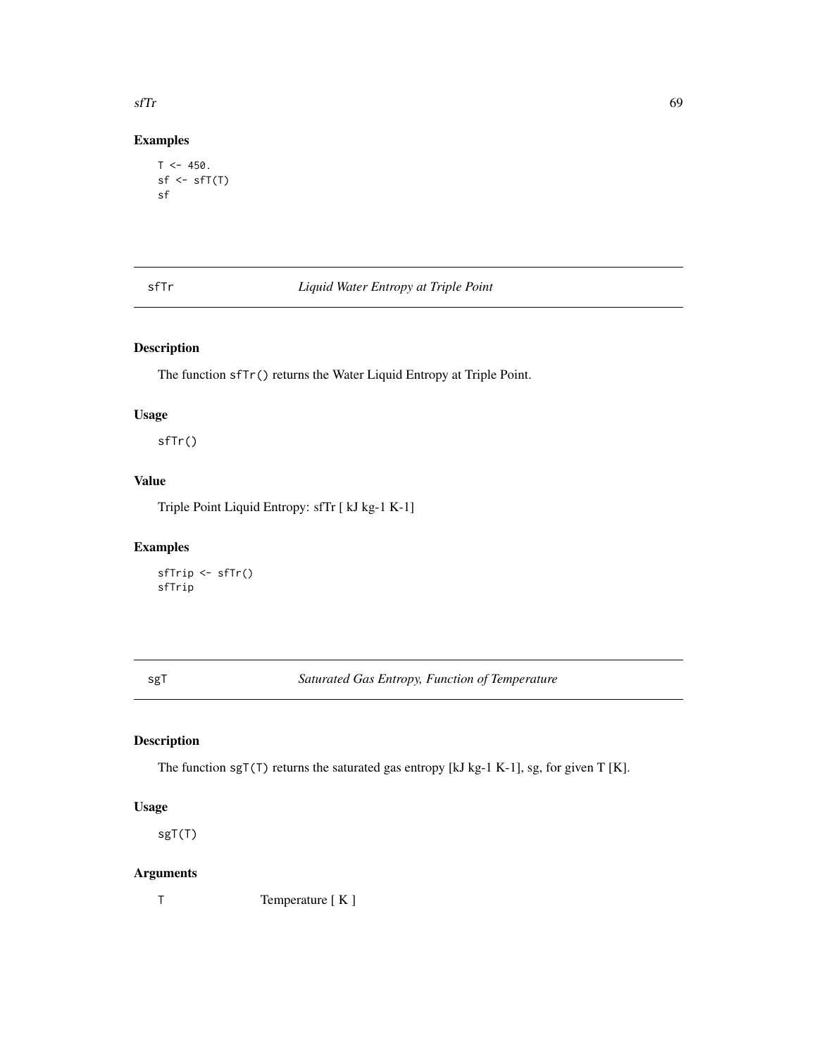## Examples

```
T <- 450.
sf <- sfT(T)
sf
```

---

## sfTr    *Liquid Water Entropy at Triple Point*

### Description

The function `sfTr()` returns the Water Liquid Entropy at Triple Point.

### Usage

```
sfTr()
```

### Value

Triple Point Liquid Entropy: sfTr [ kJ kg-1 K-1]

### Examples

```
sfTrip <- sfTr()
sfTrip
```

---

## sgT    *Saturated Gas Entropy, Function of Temperature*

### Description

The function `sgT(T)` returns the saturated gas entropy [kJ kg-1 K-1], sg, for given T [K].

### Usage

```
sgT(T)
```

### Arguments

| | |
|---|---|
| T | Temperature [ K ] |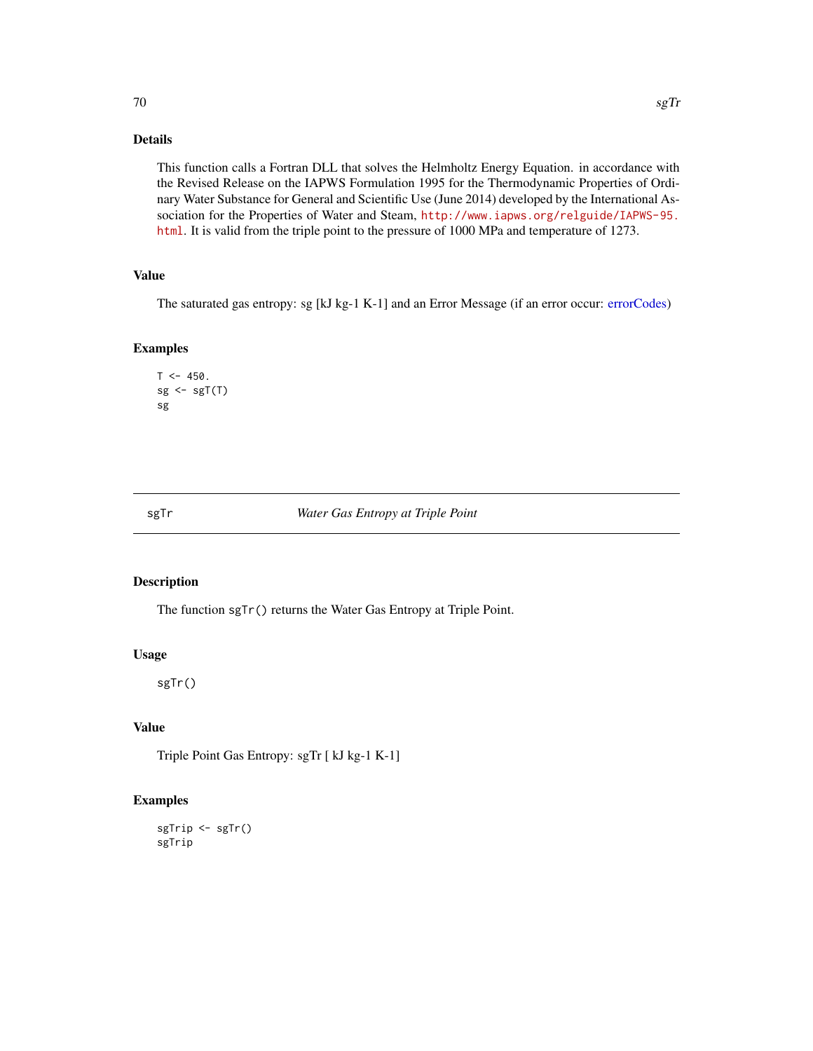## Details

This function calls a Fortran DLL that solves the Helmholtz Energy Equation. in accordance with the Revised Release on the IAPWS Formulation 1995 for the Thermodynamic Properties of Ordinary Water Substance for General and Scientific Use (June 2014) developed by the International Association for the Properties of Water and Steam, http://www.iapws.org/relguide/IAPWS-95.html. It is valid from the triple point to the pressure of 1000 MPa and temperature of 1273.

## Value

The saturated gas entropy: sg [kJ kg-1 K-1] and an Error Message (if an error occur: errorCodes)

## Examples

```
T <- 450.
sg <- sgT(T)
sg
```

---

# sgTr — *Water Gas Entropy at Triple Point*

## Description

The function `sgTr()` returns the Water Gas Entropy at Triple Point.

## Usage

```
sgTr()
```

## Value

Triple Point Gas Entropy: sgTr [ kJ kg-1 K-1]

## Examples

```
sgTrip <- sgTr()
sgTrip
```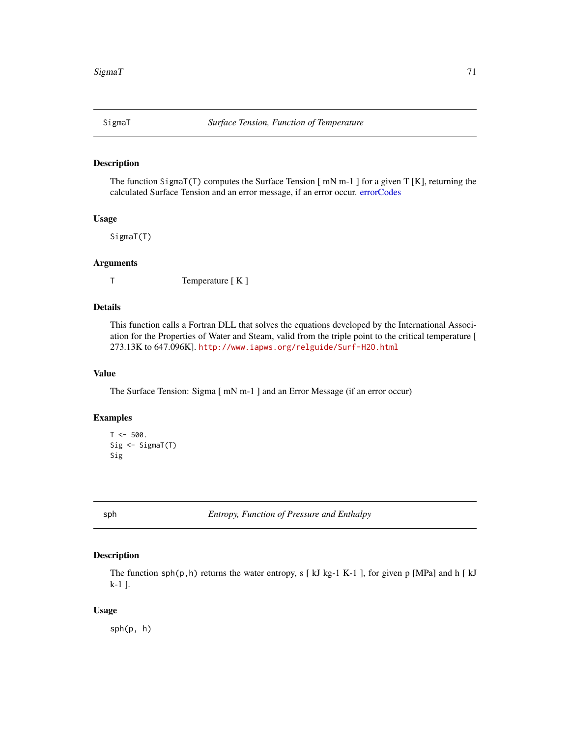## SigmaT — *Surface Tension, Function of Temperature*

### Description

The function SigmaT(T) computes the Surface Tension [ mN m-1 ] for a given T [K], returning the calculated Surface Tension and an error message, if an error occur. errorCodes

### Usage

```
SigmaT(T)
```

### Arguments

| | |
|---|---|
| T | Temperature [ K ] |

### Details

This function calls a Fortran DLL that solves the equations developed by the International Association for the Properties of Water and Steam, valid from the triple point to the critical temperature [ 273.13K to 647.096K]. http://www.iapws.org/relguide/Surf-H2O.html

### Value

The Surface Tension: Sigma [ mN m-1 ] and an Error Message (if an error occur)

### Examples

```
T <- 500.
Sig <- SigmaT(T)
Sig
```

## sph — *Entropy, Function of Pressure and Enthalpy*

### Description

The function sph(p,h) returns the water entropy, s [ kJ kg-1 K-1 ], for given p [MPa] and h [ kJ k-1 ].

### Usage

```
sph(p, h)
```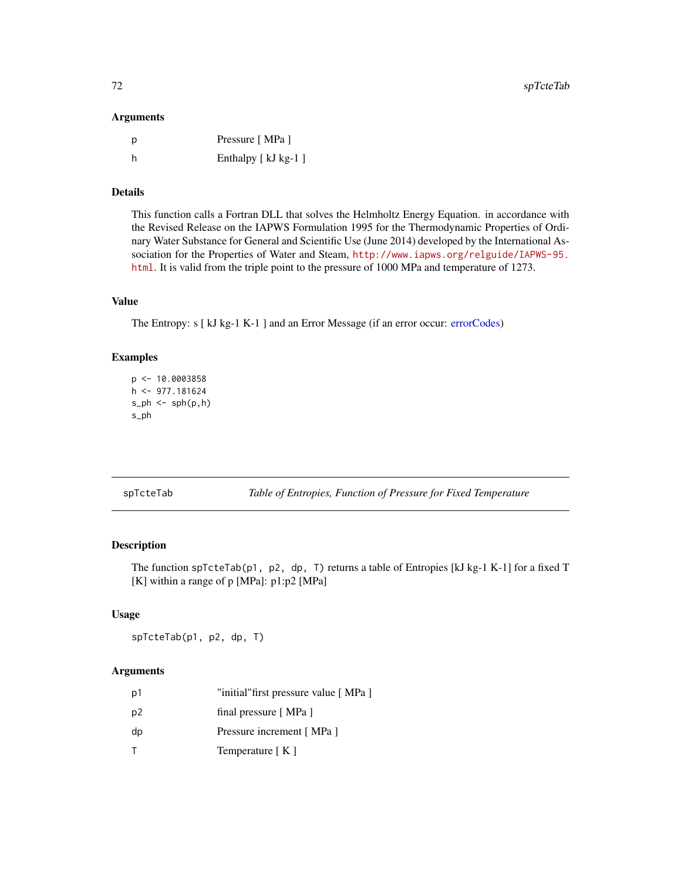### Arguments

| | |
|---|---|
| p | Pressure [ MPa ] |
| h | Enthalpy [ kJ kg-1 ] |

### Details

This function calls a Fortran DLL that solves the Helmholtz Energy Equation. in accordance with the Revised Release on the IAPWS Formulation 1995 for the Thermodynamic Properties of Ordinary Water Substance for General and Scientific Use (June 2014) developed by the International Association for the Properties of Water and Steam, http://www.iapws.org/relguide/IAPWS-95.html. It is valid from the triple point to the pressure of 1000 MPa and temperature of 1273.

### Value

The Entropy: s [ kJ kg-1 K-1 ] and an Error Message (if an error occur: errorCodes)

### Examples

```
p <- 10.0003858
h <- 977.181624
s_ph <- sph(p,h)
s_ph
```

---

## spTcteTab *Table of Entropies, Function of Pressure for Fixed Temperature*

### Description

The function `spTcteTab(p1, p2, dp, T)` returns a table of Entropies [kJ kg-1 K-1] for a fixed T [K] within a range of p [MPa]: p1:p2 [MPa]

### Usage

```
spTcteTab(p1, p2, dp, T)
```

### Arguments

| | |
|---|---|
| p1 | "initial"first pressure value [ MPa ] |
| p2 | final pressure [ MPa ] |
| dp | Pressure increment [ MPa ] |
| T | Temperature [ K ] |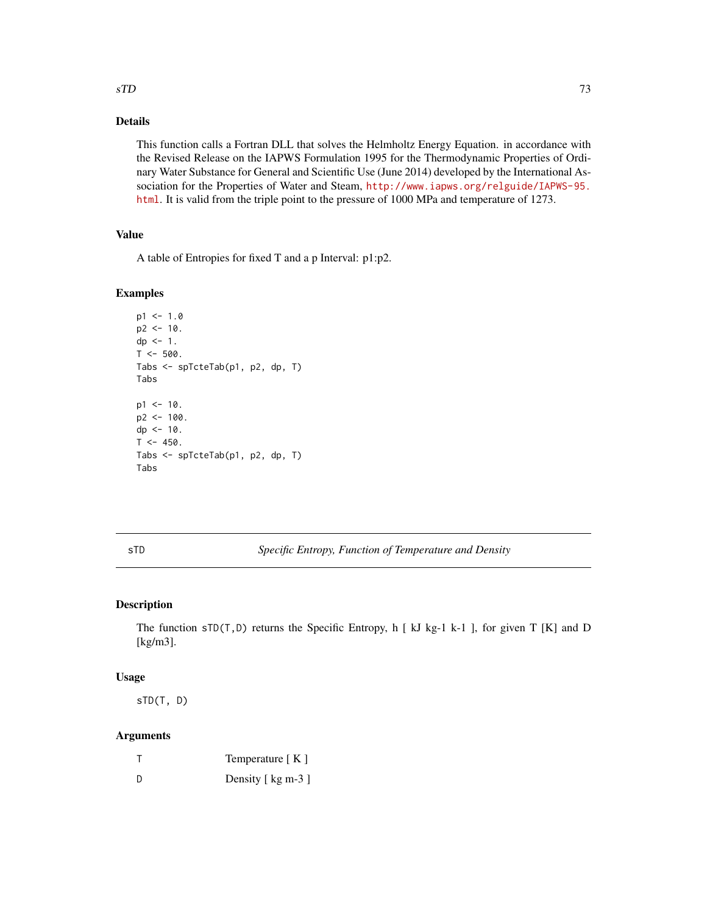## Details

This function calls a Fortran DLL that solves the Helmholtz Energy Equation. in accordance with the Revised Release on the IAPWS Formulation 1995 for the Thermodynamic Properties of Ordinary Water Substance for General and Scientific Use (June 2014) developed by the International Association for the Properties of Water and Steam, http://www.iapws.org/relguide/IAPWS-95.html. It is valid from the triple point to the pressure of 1000 MPa and temperature of 1273.

## Value

A table of Entropies for fixed T and a p Interval: p1:p2.

## Examples

```
p1 <- 1.0
p2 <- 10.
dp <- 1.
T <- 500.
Tabs <- spTcteTab(p1, p2, dp, T)
Tabs

p1 <- 10.
p2 <- 100.
dp <- 10.
T <- 450.
Tabs <- spTcteTab(p1, p2, dp, T)
Tabs
```

---

# sTD — *Specific Entropy, Function of Temperature and Density*

## Description

The function `sTD(T,D)` returns the Specific Entropy, h [ kJ kg-1 k-1 ], for given T [K] and D [kg/m3].

## Usage

```
sTD(T, D)
```

## Arguments

| | |
|---|---|
| T | Temperature [ K ] |
| D | Density [ kg m-3 ] |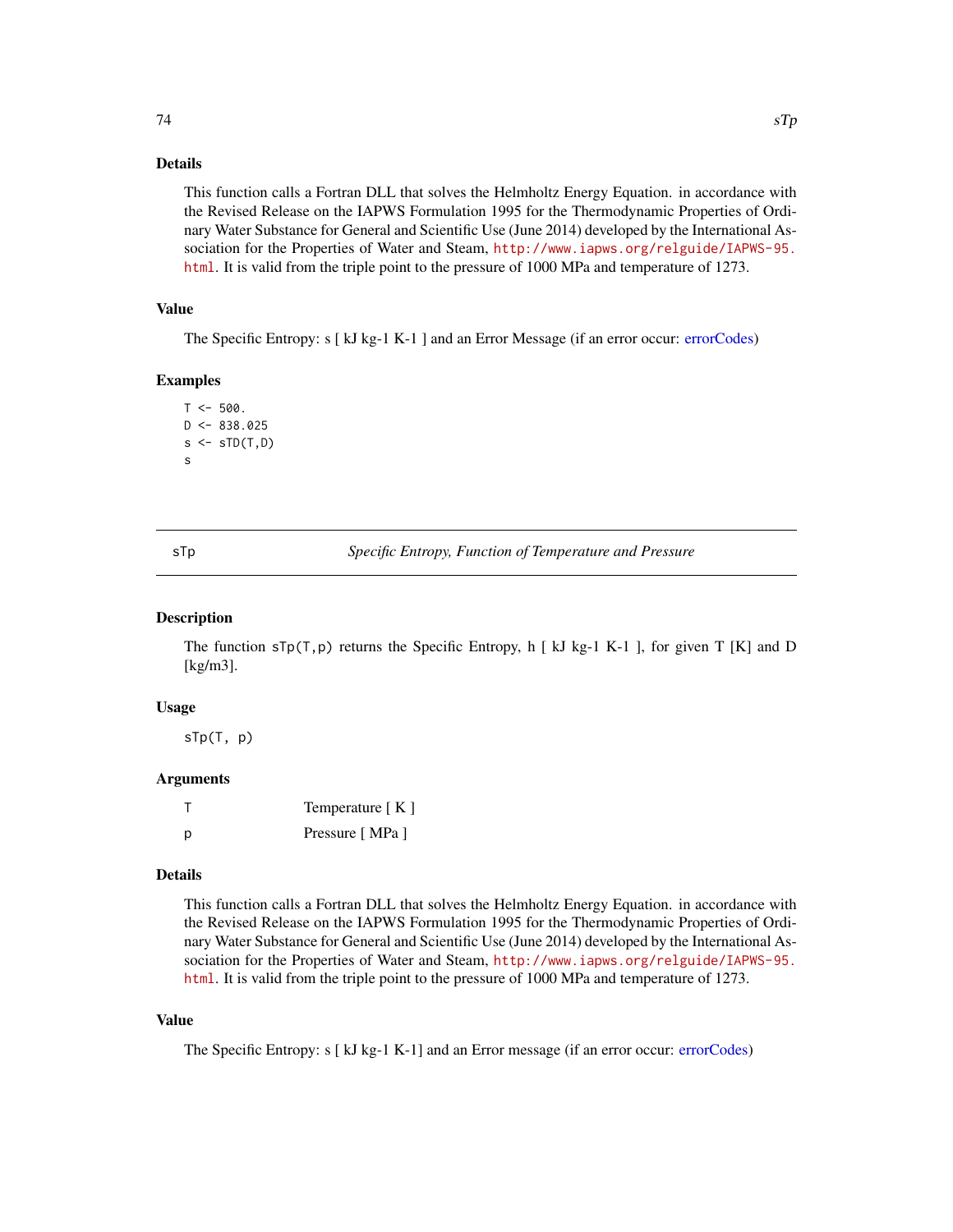### Details

This function calls a Fortran DLL that solves the Helmholtz Energy Equation. in accordance with the Revised Release on the IAPWS Formulation 1995 for the Thermodynamic Properties of Ordinary Water Substance for General and Scientific Use (June 2014) developed by the International Association for the Properties of Water and Steam, http://www.iapws.org/relguide/IAPWS-95.html. It is valid from the triple point to the pressure of 1000 MPa and temperature of 1273.

### Value

The Specific Entropy: s [ kJ kg-1 K-1 ] and an Error Message (if an error occur: errorCodes)

### Examples

```
T <- 500.
D <- 838.025
s <- sTD(T,D)
s
```

---

## sTp — *Specific Entropy, Function of Temperature and Pressure*

---

### Description

The function sTp(T,p) returns the Specific Entropy, h [ kJ kg-1 K-1 ], for given T [K] and D [kg/m3].

### Usage

```
sTp(T, p)
```

### Arguments

| | |
|---|---|
| T | Temperature [ K ] |
| p | Pressure [ MPa ] |

### Details

This function calls a Fortran DLL that solves the Helmholtz Energy Equation. in accordance with the Revised Release on the IAPWS Formulation 1995 for the Thermodynamic Properties of Ordinary Water Substance for General and Scientific Use (June 2014) developed by the International Association for the Properties of Water and Steam, http://www.iapws.org/relguide/IAPWS-95.html. It is valid from the triple point to the pressure of 1000 MPa and temperature of 1273.

### Value

The Specific Entropy: s [ kJ kg-1 K-1] and an Error message (if an error occur: errorCodes)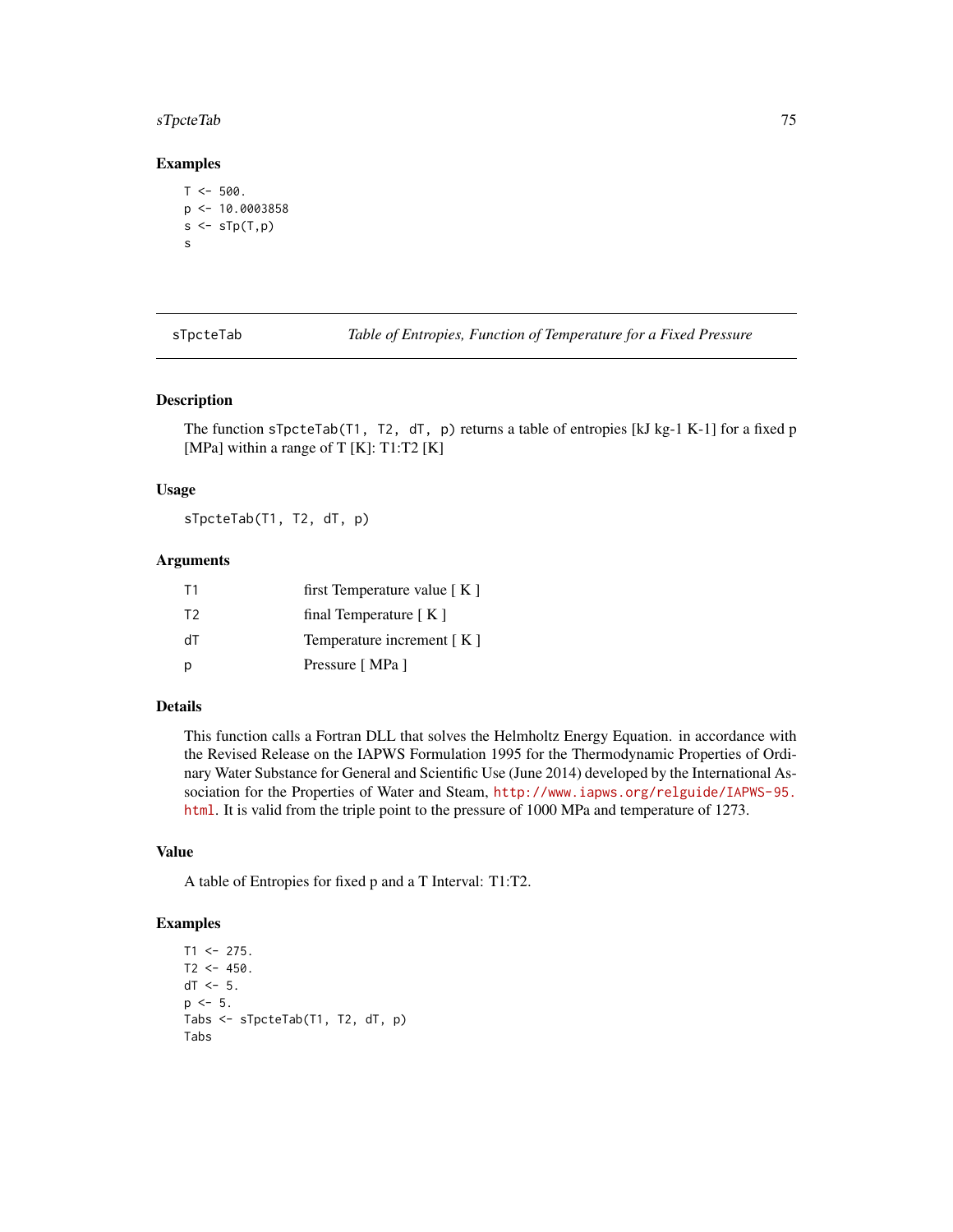## Examples

```
T <- 500.
p <- 10.0003858
s <- sTp(T,p)
s
```

---

## sTpcteTab — *Table of Entropies, Function of Temperature for a Fixed Pressure*

### Description

The function `sTpcteTab(T1, T2, dT, p)` returns a table of entropies [kJ kg-1 K-1] for a fixed p [MPa] within a range of T [K]: T1:T2 [K]

### Usage

```
sTpcteTab(T1, T2, dT, p)
```

### Arguments

| | |
|---|---|
| T1 | first Temperature value [ K ] |
| T2 | final Temperature [ K ] |
| dT | Temperature increment [ K ] |
| p | Pressure [ MPa ] |

### Details

This function calls a Fortran DLL that solves the Helmholtz Energy Equation. in accordance with the Revised Release on the IAPWS Formulation 1995 for the Thermodynamic Properties of Ordinary Water Substance for General and Scientific Use (June 2014) developed by the International Association for the Properties of Water and Steam, http://www.iapws.org/relguide/IAPWS-95.html. It is valid from the triple point to the pressure of 1000 MPa and temperature of 1273.

### Value

A table of Entropies for fixed p and a T Interval: T1:T2.

### Examples

```
T1 <- 275.
T2 <- 450.
dT <- 5.
p <- 5.
Tabs <- sTpcteTab(T1, T2, dT, p)
Tabs
```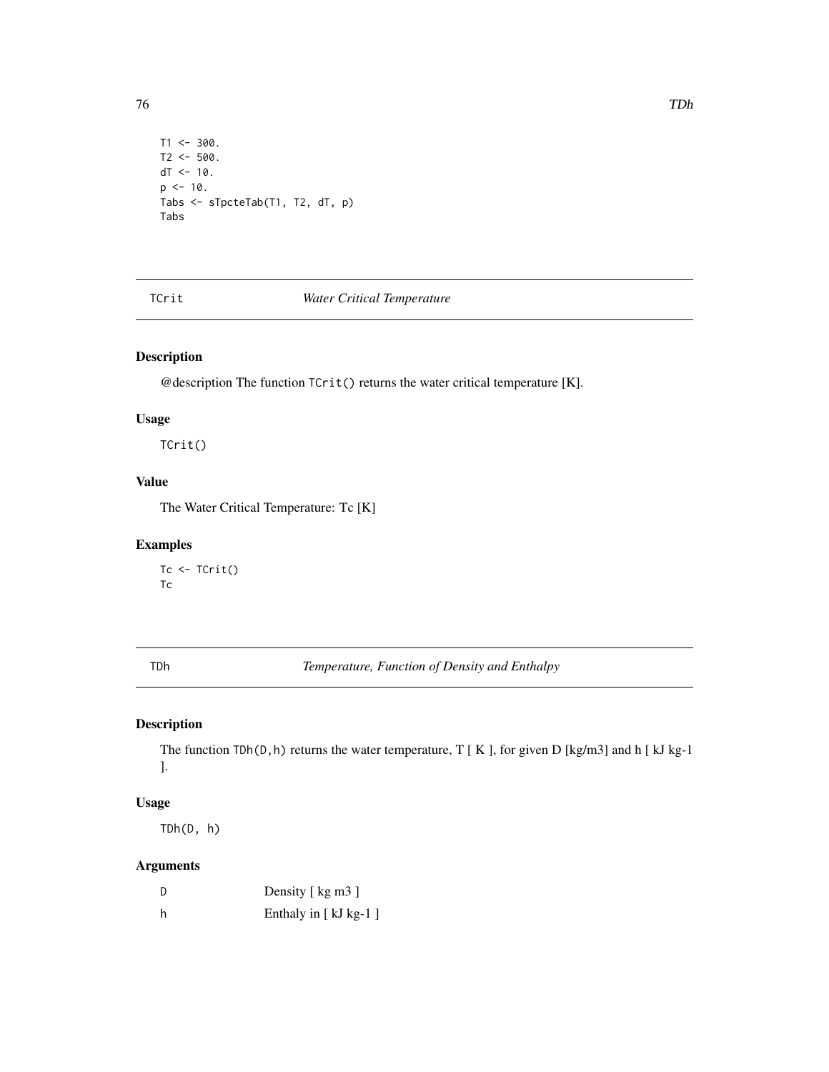```
T1 <- 300.
T2 <- 500.
dT <- 10.
p <- 10.
Tabs <- sTpcteTab(T1, T2, dT, p)
Tabs
```

## TCrit *Water Critical Temperature*

### Description

@description The function TCrit() returns the water critical temperature [K].

### Usage

```
TCrit()
```

### Value

The Water Critical Temperature: Tc [K]

### Examples

```
Tc <- TCrit()
Tc
```

## TDh *Temperature, Function of Density and Enthalpy*

### Description

The function TDh(D,h) returns the water temperature, T [ K ], for given D [kg/m3] and h [ kJ kg-1 ].

### Usage

```
TDh(D, h)
```

### Arguments

| | |
|---|---|
| D | Density [ kg m3 ] |
| h | Enthaly in [ kJ kg-1 ] |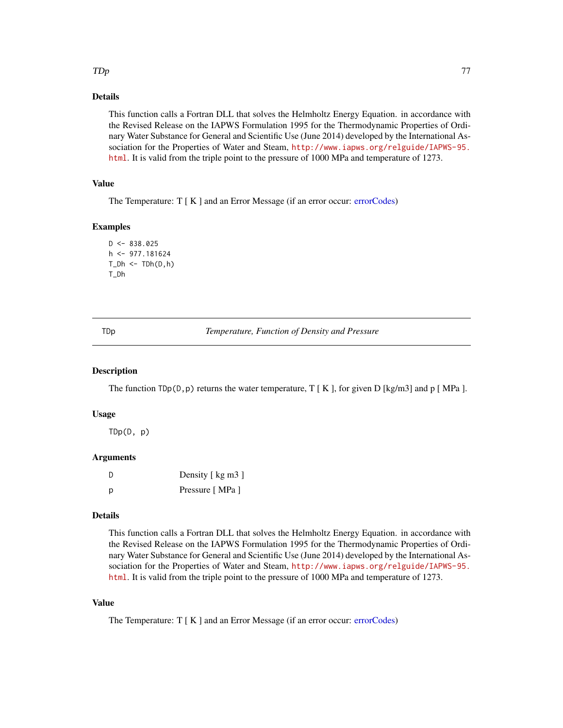### Details

This function calls a Fortran DLL that solves the Helmholtz Energy Equation. in accordance with the Revised Release on the IAPWS Formulation 1995 for the Thermodynamic Properties of Ordinary Water Substance for General and Scientific Use (June 2014) developed by the International Association for the Properties of Water and Steam, http://www.iapws.org/relguide/IAPWS-95.html. It is valid from the triple point to the pressure of 1000 MPa and temperature of 1273.

### Value

The Temperature: T [ K ] and an Error Message (if an error occur: errorCodes)

### Examples

```
D <- 838.025
h <- 977.181624
T_Dh <- TDh(D,h)
T_Dh
```

---

## TDp — *Temperature, Function of Density and Pressure*

---

### Description

The function `TDp(D,p)` returns the water temperature, T [ K ], for given D [kg/m3] and p [ MPa ].

### Usage

```
TDp(D, p)
```

### Arguments

| | |
|---|---|
| D | Density [ kg m3 ] |
| p | Pressure [ MPa ] |

### Details

This function calls a Fortran DLL that solves the Helmholtz Energy Equation. in accordance with the Revised Release on the IAPWS Formulation 1995 for the Thermodynamic Properties of Ordinary Water Substance for General and Scientific Use (June 2014) developed by the International Association for the Properties of Water and Steam, http://www.iapws.org/relguide/IAPWS-95.html. It is valid from the triple point to the pressure of 1000 MPa and temperature of 1273.

### Value

The Temperature: T [ K ] and an Error Message (if an error occur: errorCodes)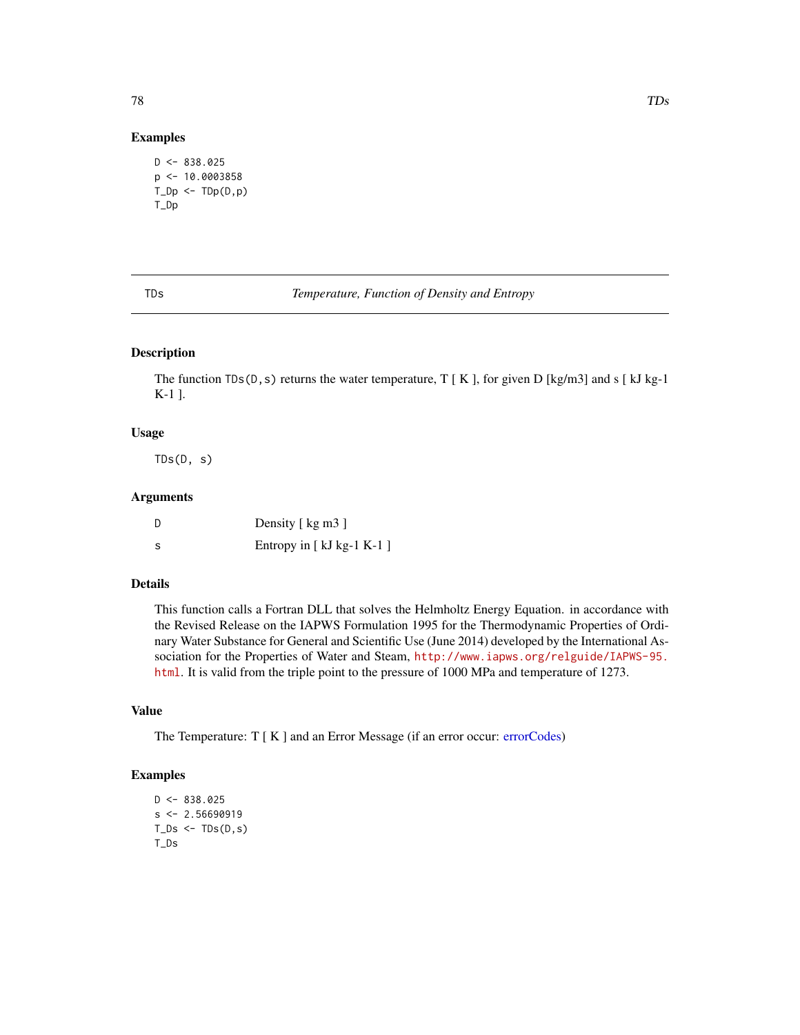## Examples

```
D <- 838.025
p <- 10.0003858
T_Dp <- TDp(D,p)
T_Dp
```

---

# TDs — *Temperature, Function of Density and Entropy*

---

## Description

The function `TDs(D,s)` returns the water temperature, T [ K ], for given D [kg/m3] and s [ kJ kg-1 K-1 ].

## Usage

```
TDs(D, s)
```

## Arguments

| | |
|---|---|
| D | Density [ kg m3 ] |
| s | Entropy in [ kJ kg-1 K-1 ] |

## Details

This function calls a Fortran DLL that solves the Helmholtz Energy Equation. in accordance with the Revised Release on the IAPWS Formulation 1995 for the Thermodynamic Properties of Ordinary Water Substance for General and Scientific Use (June 2014) developed by the International Association for the Properties of Water and Steam, http://www.iapws.org/relguide/IAPWS-95.html. It is valid from the triple point to the pressure of 1000 MPa and temperature of 1273.

## Value

The Temperature: T [ K ] and an Error Message (if an error occur: errorCodes)

## Examples

```
D <- 838.025
s <- 2.56690919
T_Ds <- TDs(D,s)
T_Ds
```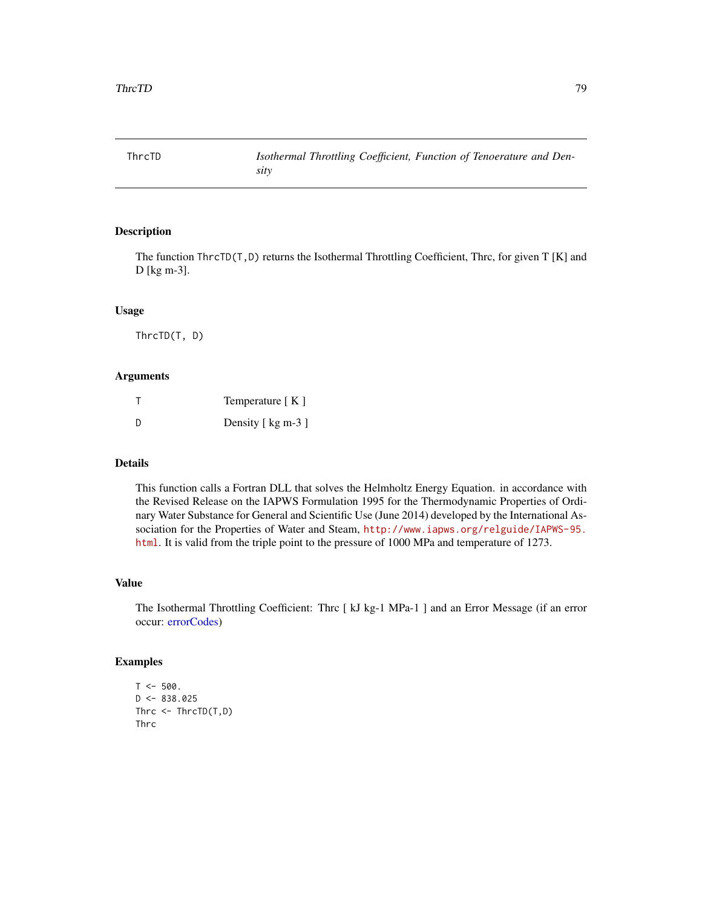ThrcTD — *Isothermal Throttling Coefficient, Function of Tenoerature and Density*

## Description

The function `ThrcTD(T,D)` returns the Isothermal Throttling Coefficient, Thrc, for given T [K] and D [kg m-3].

## Usage

```
ThrcTD(T, D)
```

## Arguments

| | |
|---|---|
| T | Temperature [ K ] |
| D | Density [ kg m-3 ] |

## Details

This function calls a Fortran DLL that solves the Helmholtz Energy Equation. in accordance with the Revised Release on the IAPWS Formulation 1995 for the Thermodynamic Properties of Ordinary Water Substance for General and Scientific Use (June 2014) developed by the International Association for the Properties of Water and Steam, http://www.iapws.org/relguide/IAPWS-95.html. It is valid from the triple point to the pressure of 1000 MPa and temperature of 1273.

## Value

The Isothermal Throttling Coefficient: Thrc [ kJ kg-1 MPa-1 ] and an Error Message (if an error occur: errorCodes)

## Examples

```
T <- 500.
D <- 838.025
Thrc <- ThrcTD(T,D)
Thrc
```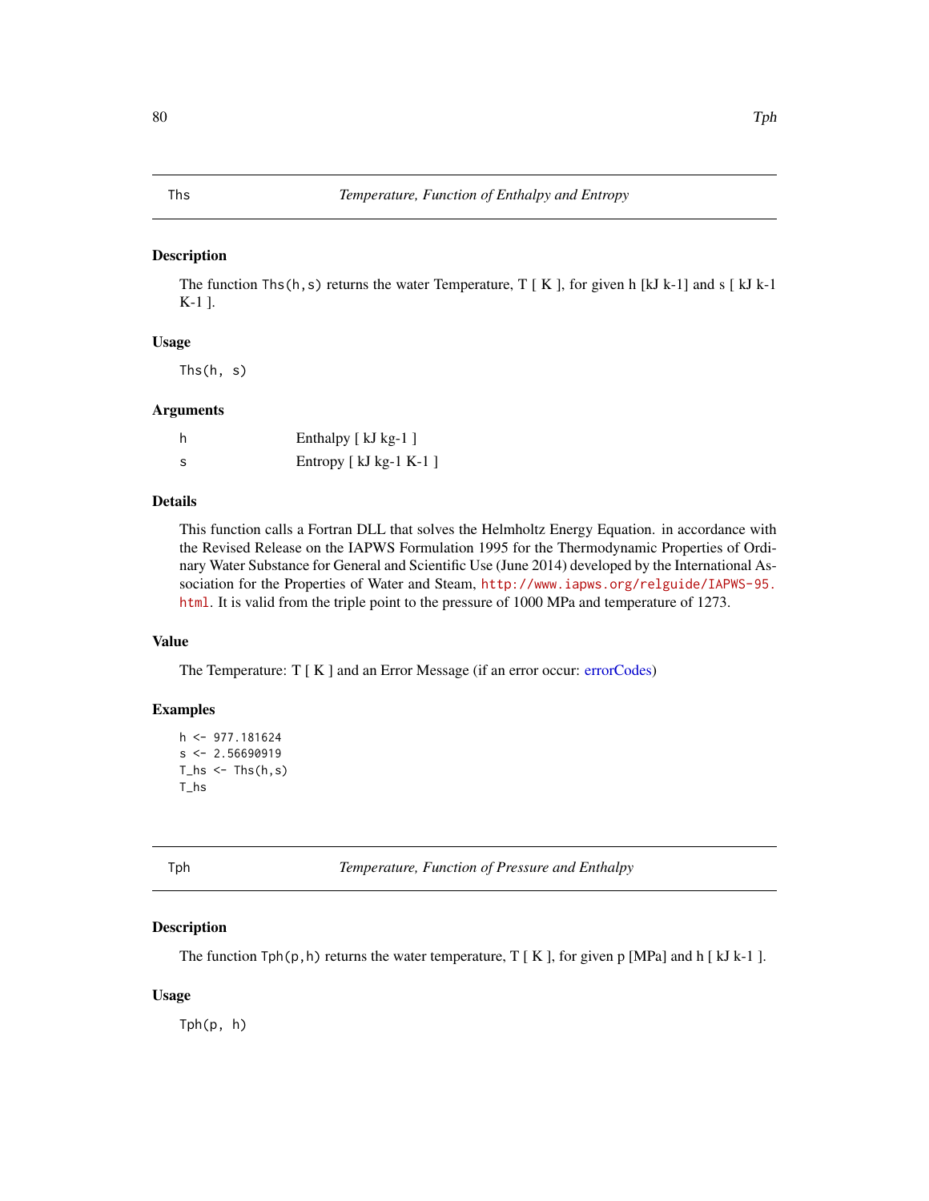## Ths — *Temperature, Function of Enthalpy and Entropy*

### Description

The function `Ths(h,s)` returns the water Temperature, T [ K ], for given h [kJ k-1] and s [ kJ k-1 K-1 ].

### Usage

```
Ths(h, s)
```

### Arguments

| | |
|---|---|
| h | Enthalpy [ kJ kg-1 ] |
| s | Entropy [ kJ kg-1 K-1 ] |

### Details

This function calls a Fortran DLL that solves the Helmholtz Energy Equation. in accordance with the Revised Release on the IAPWS Formulation 1995 for the Thermodynamic Properties of Ordinary Water Substance for General and Scientific Use (June 2014) developed by the International Association for the Properties of Water and Steam, `http://www.iapws.org/relguide/IAPWS-95.html`. It is valid from the triple point to the pressure of 1000 MPa and temperature of 1273.

### Value

The Temperature: T [ K ] and an Error Message (if an error occur: errorCodes)

### Examples

```
h <- 977.181624
s <- 2.56690919
T_hs <- Ths(h,s)
T_hs
```

## Tph — *Temperature, Function of Pressure and Enthalpy*

### Description

The function `Tph(p,h)` returns the water temperature, T [ K ], for given p [MPa] and h [ kJ k-1 ].

### Usage

```
Tph(p, h)
```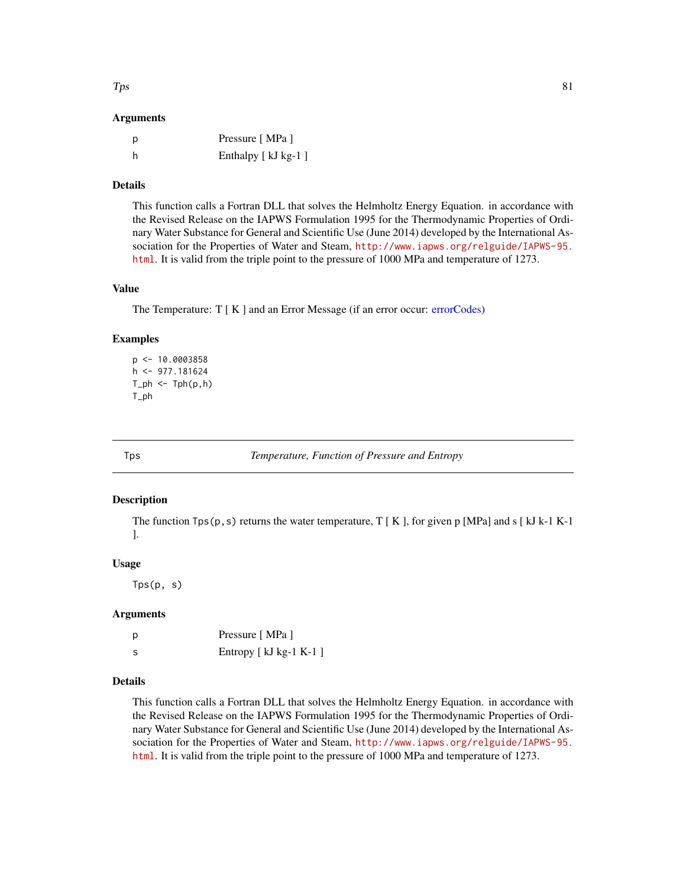### Arguments

| | |
|---|---|
| p | Pressure [ MPa ] |
| h | Enthalpy [ kJ kg-1 ] |

### Details

This function calls a Fortran DLL that solves the Helmholtz Energy Equation. in accordance with the Revised Release on the IAPWS Formulation 1995 for the Thermodynamic Properties of Ordinary Water Substance for General and Scientific Use (June 2014) developed by the International Association for the Properties of Water and Steam, http://www.iapws.org/relguide/IAPWS-95.html. It is valid from the triple point to the pressure of 1000 MPa and temperature of 1273.

### Value

The Temperature: T [ K ] and an Error Message (if an error occur: errorCodes)

### Examples

```
p <- 10.0003858
h <- 977.181624
T_ph <- Tph(p,h)
T_ph
```

---

## Tps — *Temperature, Function of Pressure and Entropy*

### Description

The function Tps(p,s) returns the water temperature, T [ K ], for given p [MPa] and s [ kJ k-1 K-1 ].

### Usage

```
Tps(p, s)
```

### Arguments

| | |
|---|---|
| p | Pressure [ MPa ] |
| s | Entropy [ kJ kg-1 K-1 ] |

### Details

This function calls a Fortran DLL that solves the Helmholtz Energy Equation. in accordance with the Revised Release on the IAPWS Formulation 1995 for the Thermodynamic Properties of Ordinary Water Substance for General and Scientific Use (June 2014) developed by the International Association for the Properties of Water and Steam, http://www.iapws.org/relguide/IAPWS-95.html. It is valid from the triple point to the pressure of 1000 MPa and temperature of 1273.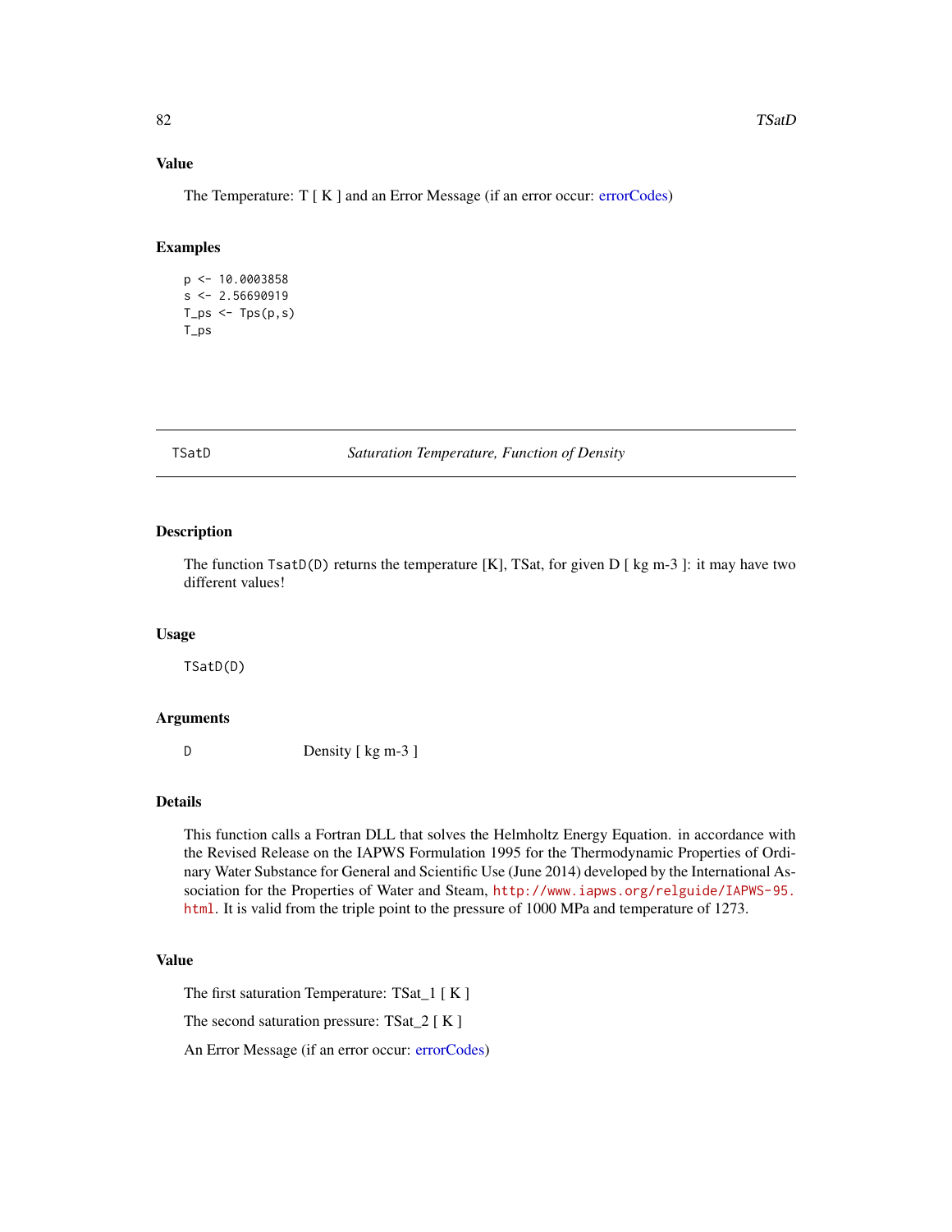### Value

The Temperature: T [ K ] and an Error Message (if an error occur: errorCodes)

### Examples

```
p <- 10.0003858
s <- 2.56690919
T_ps <- Tps(p,s)
T_ps
```

---

## TSatD *Saturation Temperature, Function of Density*

---

### Description

The function `TsatD(D)` returns the temperature [K], TSat, for given D [ kg m-3 ]: it may have two different values!

### Usage

```
TSatD(D)
```

### Arguments

| | |
|---|---|
| D | Density [ kg m-3 ] |

### Details

This function calls a Fortran DLL that solves the Helmholtz Energy Equation. in accordance with the Revised Release on the IAPWS Formulation 1995 for the Thermodynamic Properties of Ordinary Water Substance for General and Scientific Use (June 2014) developed by the International Association for the Properties of Water and Steam, http://www.iapws.org/relguide/IAPWS-95.html. It is valid from the triple point to the pressure of 1000 MPa and temperature of 1273.

### Value

The first saturation Temperature: TSat_1 [ K ]

The second saturation pressure: TSat_2 [ K ]

An Error Message (if an error occur: errorCodes)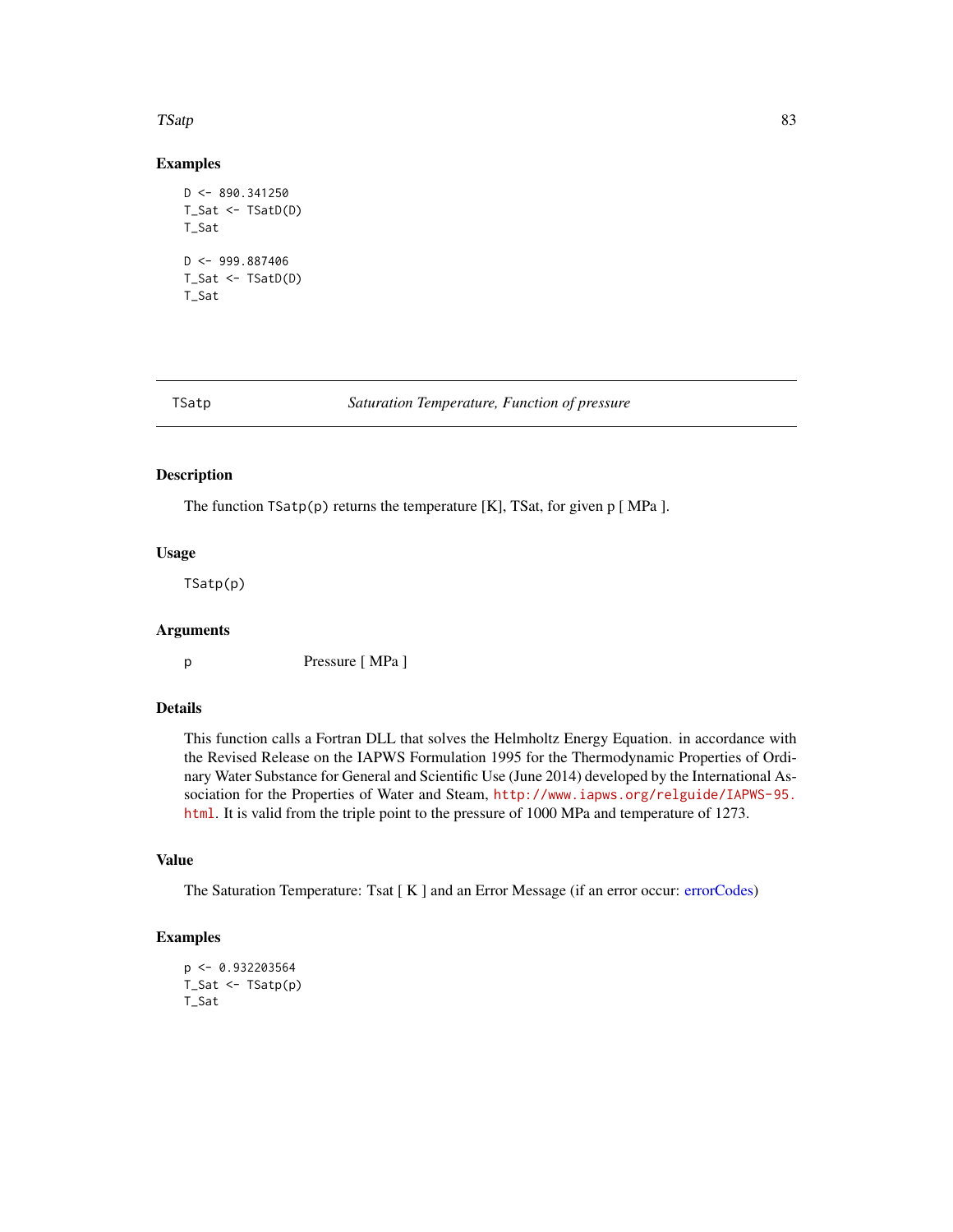## Examples

```
D <- 890.341250
T_Sat <- TSatD(D)
T_Sat

D <- 999.887406
T_Sat <- TSatD(D)
T_Sat
```

---

# TSatp — *Saturation Temperature, Function of pressure*

---

## Description

The function `TSatp(p)` returns the temperature [K], TSat, for given p [ MPa ].

## Usage

```
TSatp(p)
```

## Arguments

| | |
|---|---|
| p | Pressure [ MPa ] |

## Details

This function calls a Fortran DLL that solves the Helmholtz Energy Equation. in accordance with the Revised Release on the IAPWS Formulation 1995 for the Thermodynamic Properties of Ordinary Water Substance for General and Scientific Use (June 2014) developed by the International Association for the Properties of Water and Steam, http://www.iapws.org/relguide/IAPWS-95.html. It is valid from the triple point to the pressure of 1000 MPa and temperature of 1273.

## Value

The Saturation Temperature: Tsat [ K ] and an Error Message (if an error occur: errorCodes)

## Examples

```
p <- 0.932203564
T_Sat <- TSatp(p)
T_Sat
```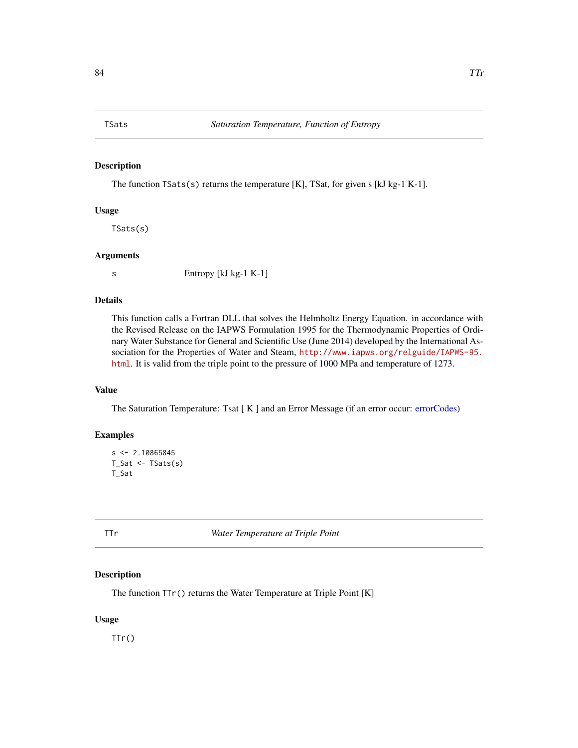## TSats — *Saturation Temperature, Function of Entropy*

### Description

The function `TSats(s)` returns the temperature [K], TSat, for given s [kJ kg-1 K-1].

### Usage

```
TSats(s)
```

### Arguments

| | |
|---|---|
| s | Entropy [kJ kg-1 K-1] |

### Details

This function calls a Fortran DLL that solves the Helmholtz Energy Equation. in accordance with the Revised Release on the IAPWS Formulation 1995 for the Thermodynamic Properties of Ordinary Water Substance for General and Scientific Use (June 2014) developed by the International Association for the Properties of Water and Steam, http://www.iapws.org/relguide/IAPWS-95.html. It is valid from the triple point to the pressure of 1000 MPa and temperature of 1273.

### Value

The Saturation Temperature: Tsat [ K ] and an Error Message (if an error occur: errorCodes)

### Examples

```
s <- 2.10865845
T_Sat <- TSats(s)
T_Sat
```

## TTr — *Water Temperature at Triple Point*

### Description

The function `TTr()` returns the Water Temperature at Triple Point [K]

### Usage

```
TTr()
```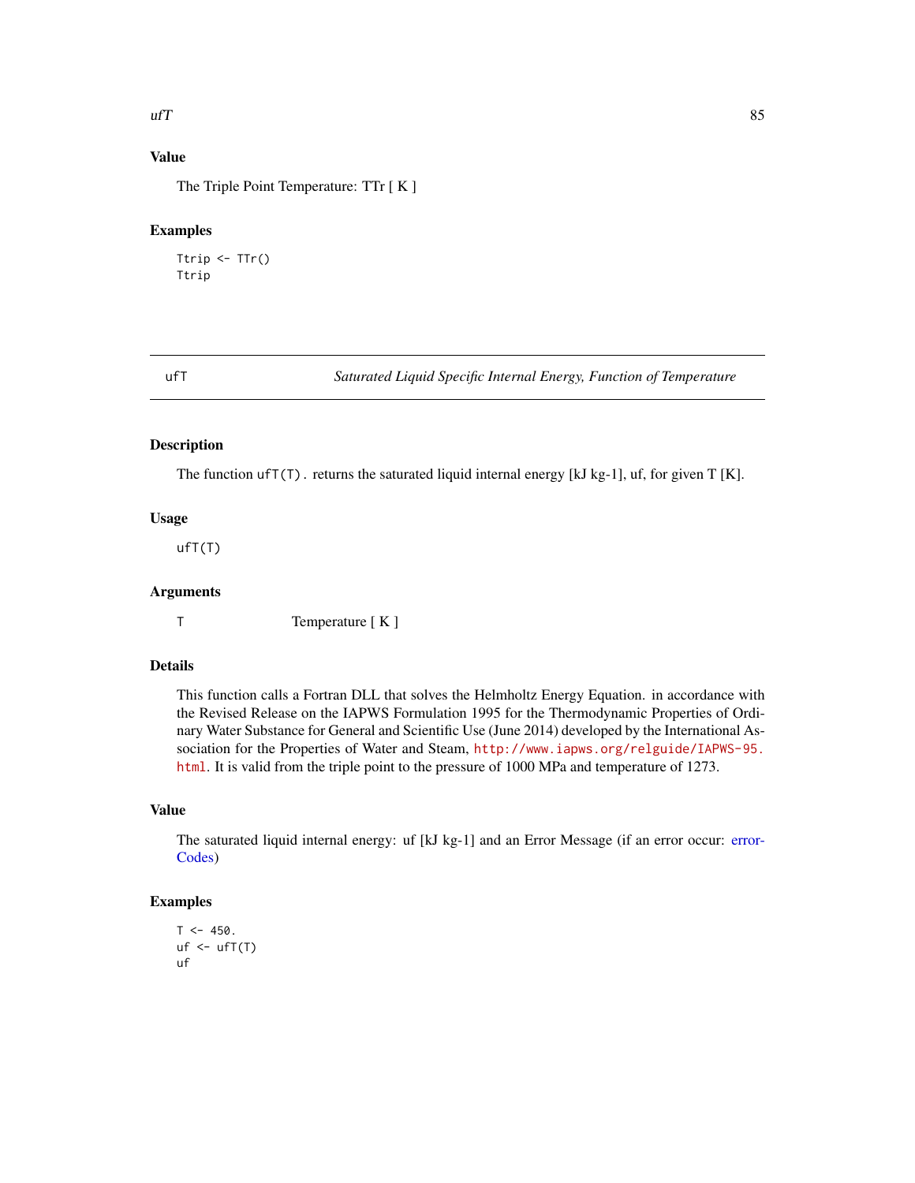## Value

The Triple Point Temperature: TTr [ K ]

## Examples

```
Ttrip <- TTr()
Ttrip
```

---

# ufT — *Saturated Liquid Specific Internal Energy, Function of Temperature*

## Description

The function `ufT(T)`. returns the saturated liquid internal energy [kJ kg-1], uf, for given T [K].

## Usage

```
ufT(T)
```

## Arguments

| | |
|---|---|
| `T` | Temperature [ K ] |

## Details

This function calls a Fortran DLL that solves the Helmholtz Energy Equation. in accordance with the Revised Release on the IAPWS Formulation 1995 for the Thermodynamic Properties of Ordinary Water Substance for General and Scientific Use (June 2014) developed by the International Association for the Properties of Water and Steam, http://www.iapws.org/relguide/IAPWS-95.html. It is valid from the triple point to the pressure of 1000 MPa and temperature of 1273.

## Value

The saturated liquid internal energy: uf [kJ kg-1] and an Error Message (if an error occur: errorCodes)

## Examples

```
T <- 450.
uf <- ufT(T)
uf
```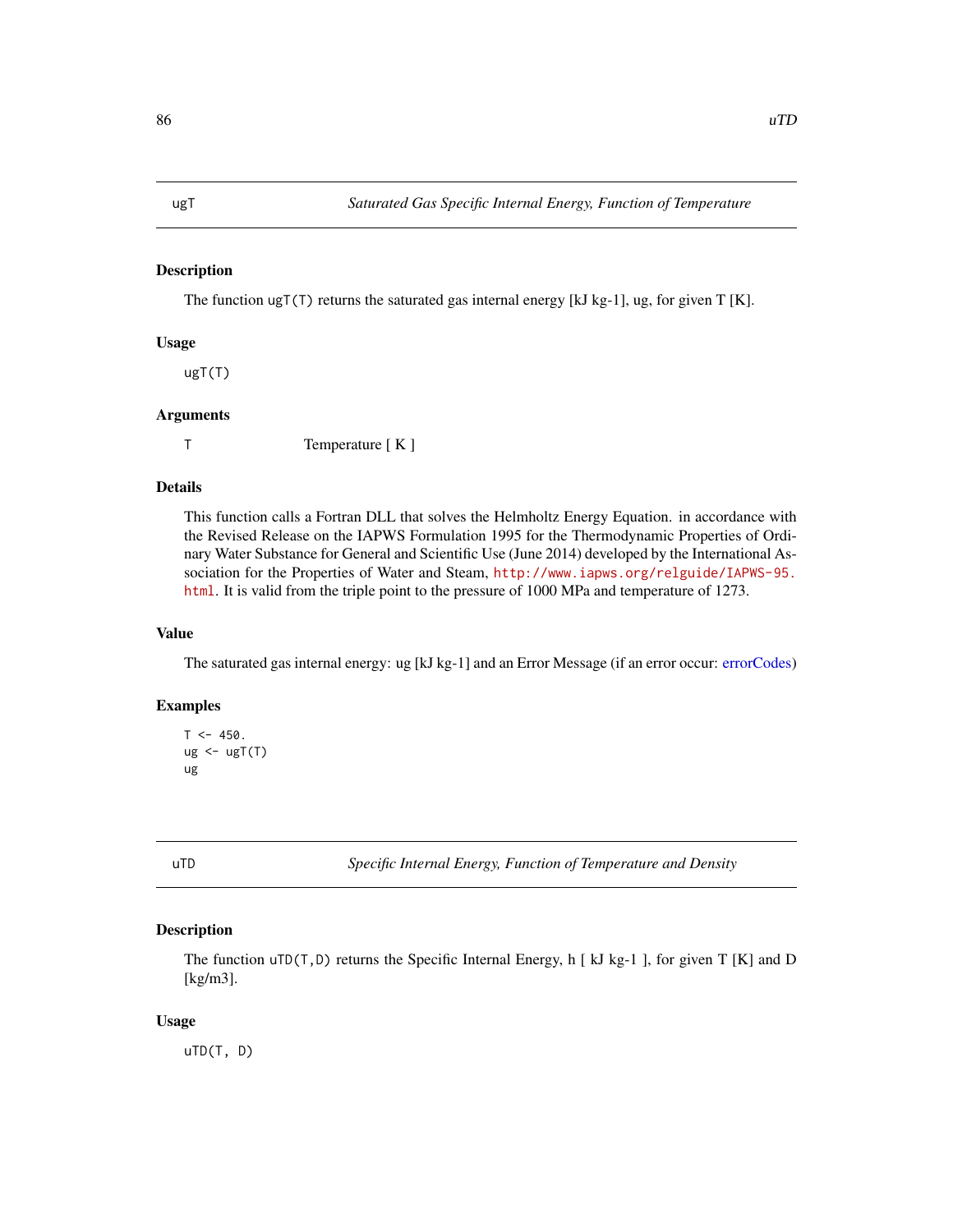## ugT — *Saturated Gas Specific Internal Energy, Function of Temperature*

### Description

The function `ugT(T)` returns the saturated gas internal energy [kJ kg-1], ug, for given T [K].

### Usage

```
ugT(T)
```

### Arguments

| | |
|---|---|
| `T` | Temperature [ K ] |

### Details

This function calls a Fortran DLL that solves the Helmholtz Energy Equation. in accordance with the Revised Release on the IAPWS Formulation 1995 for the Thermodynamic Properties of Ordinary Water Substance for General and Scientific Use (June 2014) developed by the International Association for the Properties of Water and Steam, `http://www.iapws.org/relguide/IAPWS-95.html`. It is valid from the triple point to the pressure of 1000 MPa and temperature of 1273.

### Value

The saturated gas internal energy: ug [kJ kg-1] and an Error Message (if an error occur: errorCodes)

### Examples

```
T <- 450.
ug <- ugT(T)
ug
```

## uTD — *Specific Internal Energy, Function of Temperature and Density*

### Description

The function `uTD(T,D)` returns the Specific Internal Energy, h [ kJ kg-1 ], for given T [K] and D [kg/m3].

### Usage

```
uTD(T, D)
```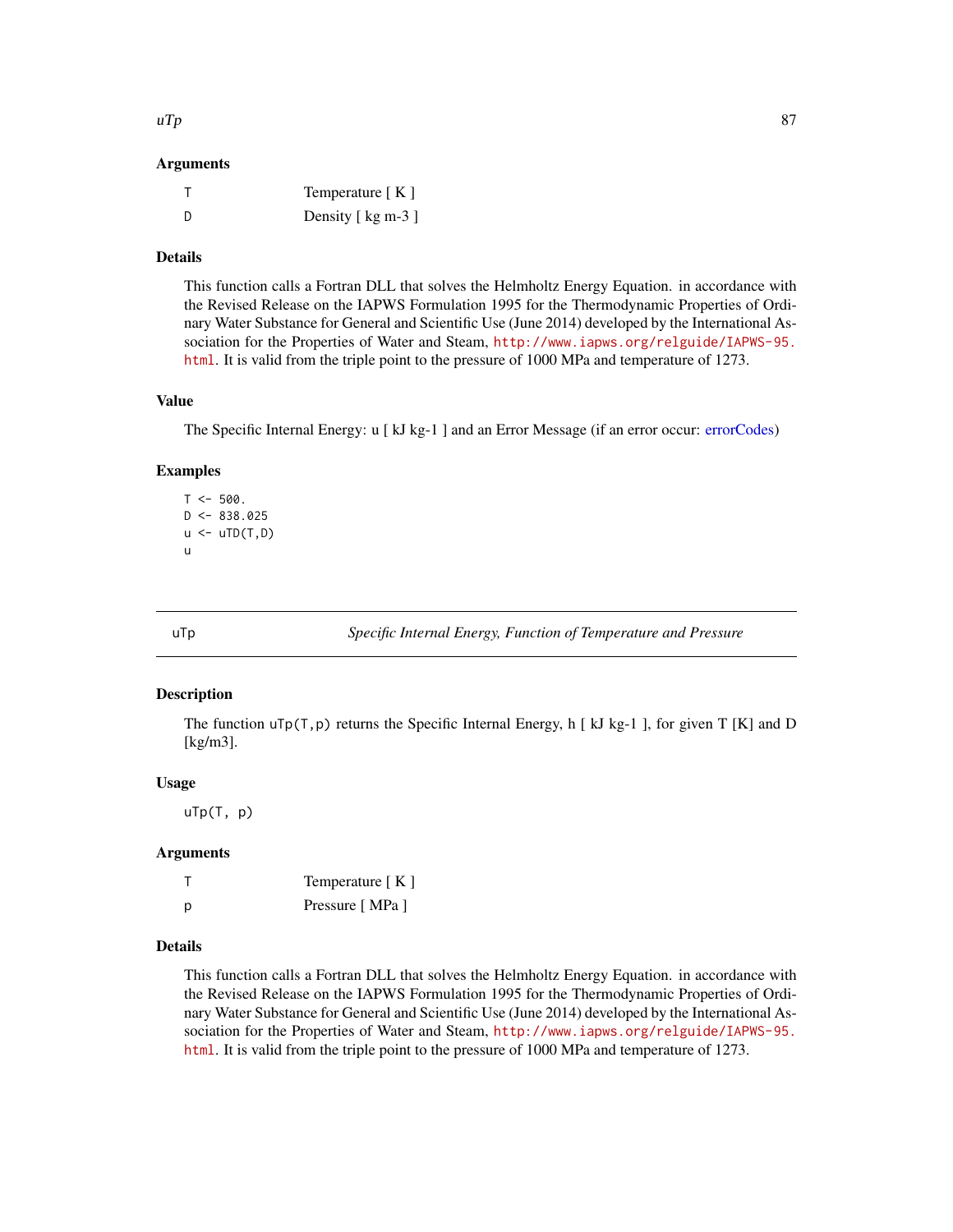### Arguments

| | |
|---|---|
| T | Temperature [ K ] |
| D | Density [ kg m-3 ] |

### Details

This function calls a Fortran DLL that solves the Helmholtz Energy Equation. in accordance with the Revised Release on the IAPWS Formulation 1995 for the Thermodynamic Properties of Ordinary Water Substance for General and Scientific Use (June 2014) developed by the International Association for the Properties of Water and Steam, http://www.iapws.org/relguide/IAPWS-95.html. It is valid from the triple point to the pressure of 1000 MPa and temperature of 1273.

### Value

The Specific Internal Energy: u [ kJ kg-1 ] and an Error Message (if an error occur: errorCodes)

### Examples

```
T <- 500.
D <- 838.025
u <- uTD(T,D)
u
```

---

## uTp — *Specific Internal Energy, Function of Temperature and Pressure*

### Description

The function `uTp(T,p)` returns the Specific Internal Energy, h [ kJ kg-1 ], for given T [K] and D [kg/m3].

### Usage

```
uTp(T, p)
```

### Arguments

| | |
|---|---|
| T | Temperature [ K ] |
| p | Pressure [ MPa ] |

### Details

This function calls a Fortran DLL that solves the Helmholtz Energy Equation. in accordance with the Revised Release on the IAPWS Formulation 1995 for the Thermodynamic Properties of Ordinary Water Substance for General and Scientific Use (June 2014) developed by the International Association for the Properties of Water and Steam, http://www.iapws.org/relguide/IAPWS-95.html. It is valid from the triple point to the pressure of 1000 MPa and temperature of 1273.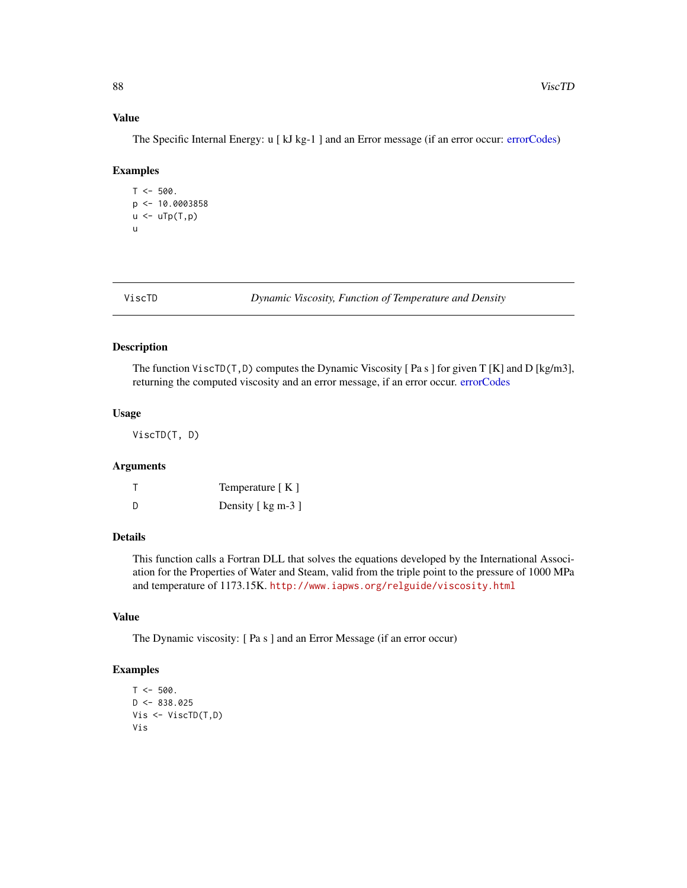## Value

The Specific Internal Energy: u [ kJ kg-1 ] and an Error message (if an error occur: errorCodes)

## Examples

```
T <- 500.
p <- 10.0003858
u <- uTp(T,p)
u
```

---

# ViscTD — *Dynamic Viscosity, Function of Temperature and Density*

---

## Description

The function `ViscTD(T,D)` computes the Dynamic Viscosity [ Pa s ] for given T [K] and D [kg/m3], returning the computed viscosity and an error message, if an error occur. errorCodes

## Usage

```
ViscTD(T, D)
```

## Arguments

| | |
|---|---|
| T | Temperature [ K ] |
| D | Density [ kg m-3 ] |

## Details

This function calls a Fortran DLL that solves the equations developed by the International Association for the Properties of Water and Steam, valid from the triple point to the pressure of 1000 MPa and temperature of 1173.15K. http://www.iapws.org/relguide/viscosity.html

## Value

The Dynamic viscosity: [ Pa s ] and an Error Message (if an error occur)

## Examples

```
T <- 500.
D <- 838.025
Vis <- ViscTD(T,D)
Vis
```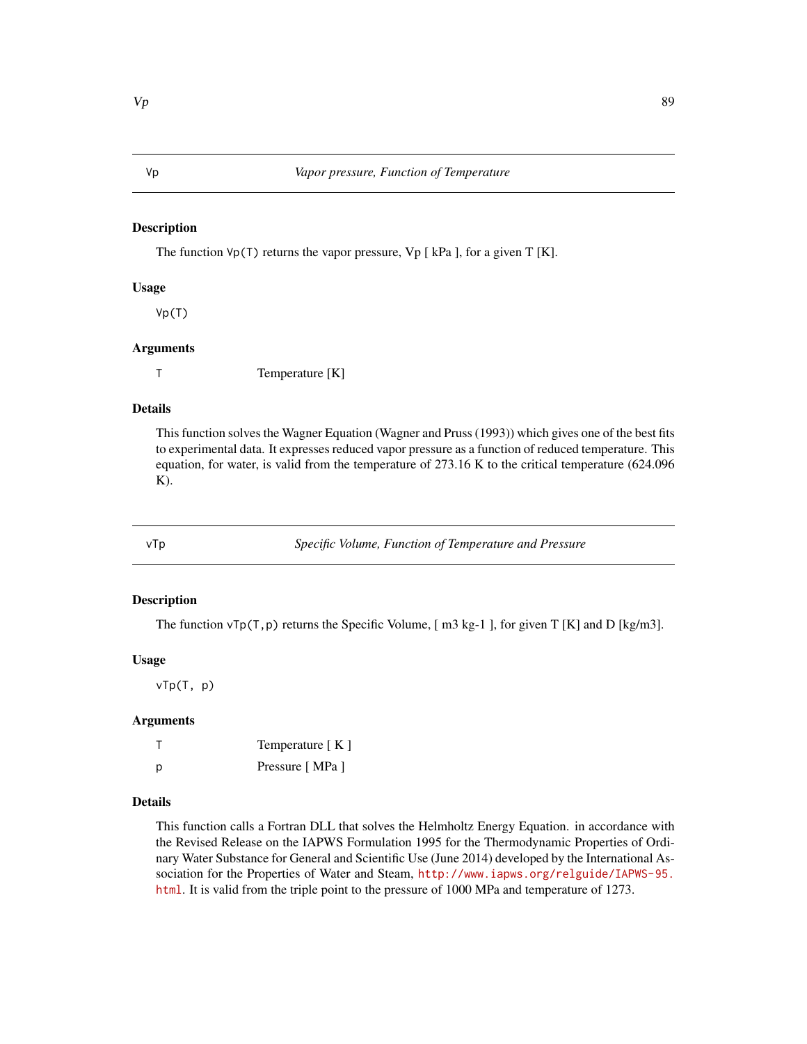## Vp — *Vapor pressure, Function of Temperature*

### Description

The function `Vp(T)` returns the vapor pressure, Vp [ kPa ], for a given T [K].

### Usage

```
Vp(T)
```

### Arguments

| | |
|---|---|
| T | Temperature [K] |

### Details

This function solves the Wagner Equation (Wagner and Pruss (1993)) which gives one of the best fits to experimental data. It expresses reduced vapor pressure as a function of reduced temperature. This equation, for water, is valid from the temperature of 273.16 K to the critical temperature (624.096 K).

## vTp — *Specific Volume, Function of Temperature and Pressure*

### Description

The function `vTp(T,p)` returns the Specific Volume, [ m3 kg-1 ], for given T [K] and D [kg/m3].

### Usage

```
vTp(T, p)
```

### Arguments

| | |
|---|---|
| T | Temperature [ K ] |
| p | Pressure [ MPa ] |

### Details

This function calls a Fortran DLL that solves the Helmholtz Energy Equation. in accordance with the Revised Release on the IAPWS Formulation 1995 for the Thermodynamic Properties of Ordinary Water Substance for General and Scientific Use (June 2014) developed by the International Association for the Properties of Water and Steam, http://www.iapws.org/relguide/IAPWS-95.html. It is valid from the triple point to the pressure of 1000 MPa and temperature of 1273.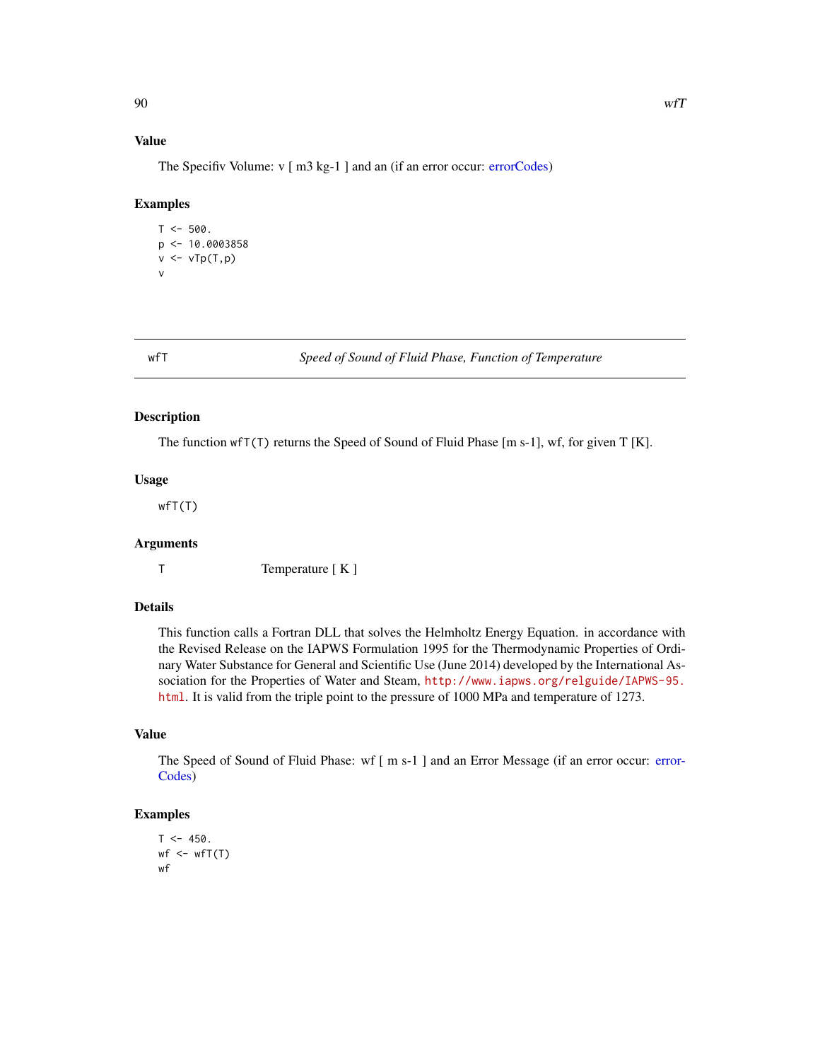### Value

The Specifiv Volume: v [ m3 kg-1 ] and an (if an error occur: errorCodes)

### Examples

```
T <- 500.
p <- 10.0003858
v <- vTp(T,p)
v
```

---

## wfT — *Speed of Sound of Fluid Phase, Function of Temperature*

---

### Description

The function `wfT(T)` returns the Speed of Sound of Fluid Phase [m s-1], wf, for given T [K].

### Usage

```
wfT(T)
```

### Arguments

| | |
|---|---|
| T | Temperature [ K ] |

### Details

This function calls a Fortran DLL that solves the Helmholtz Energy Equation. in accordance with the Revised Release on the IAPWS Formulation 1995 for the Thermodynamic Properties of Ordinary Water Substance for General and Scientific Use (June 2014) developed by the International Association for the Properties of Water and Steam, http://www.iapws.org/relguide/IAPWS-95.html. It is valid from the triple point to the pressure of 1000 MPa and temperature of 1273.

### Value

The Speed of Sound of Fluid Phase: wf [ m s-1 ] and an Error Message (if an error occur: errorCodes)

### Examples

```
T <- 450.
wf <- wfT(T)
wf
```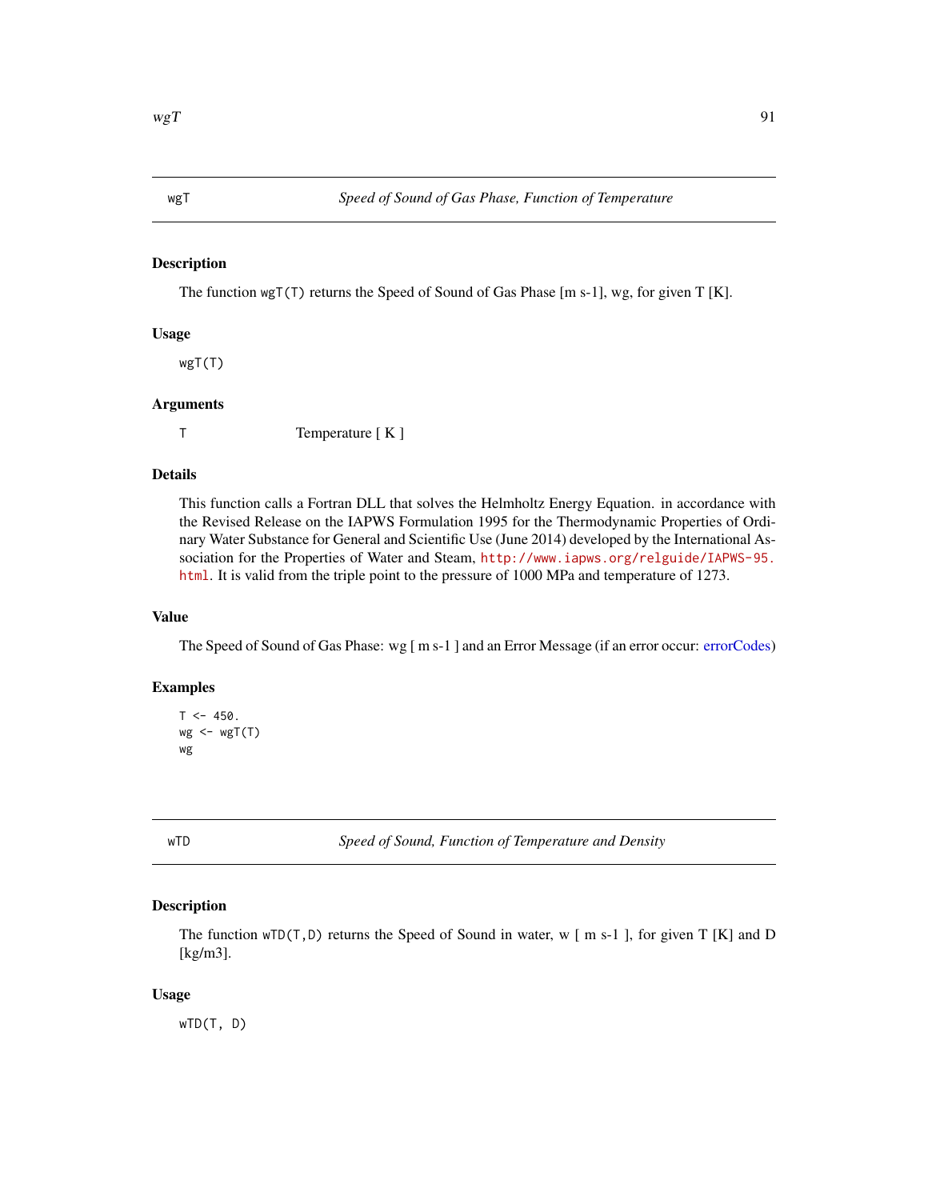## wgT *Speed of Sound of Gas Phase, Function of Temperature*

### Description

The function `wgT(T)` returns the Speed of Sound of Gas Phase [m s-1], wg, for given T [K].

### Usage

```
wgT(T)
```

### Arguments

`T` Temperature [ K ]

### Details

This function calls a Fortran DLL that solves the Helmholtz Energy Equation. in accordance with the Revised Release on the IAPWS Formulation 1995 for the Thermodynamic Properties of Ordinary Water Substance for General and Scientific Use (June 2014) developed by the International Association for the Properties of Water and Steam, http://www.iapws.org/relguide/IAPWS-95.html. It is valid from the triple point to the pressure of 1000 MPa and temperature of 1273.

### Value

The Speed of Sound of Gas Phase: wg [ m s-1 ] and an Error Message (if an error occur: errorCodes)

### Examples

```
T <- 450.
wg <- wgT(T)
wg
```

## wTD *Speed of Sound, Function of Temperature and Density*

### Description

The function `wTD(T,D)` returns the Speed of Sound in water, w [ m s-1 ], for given T [K] and D [kg/m3].

### Usage

```
wTD(T, D)
```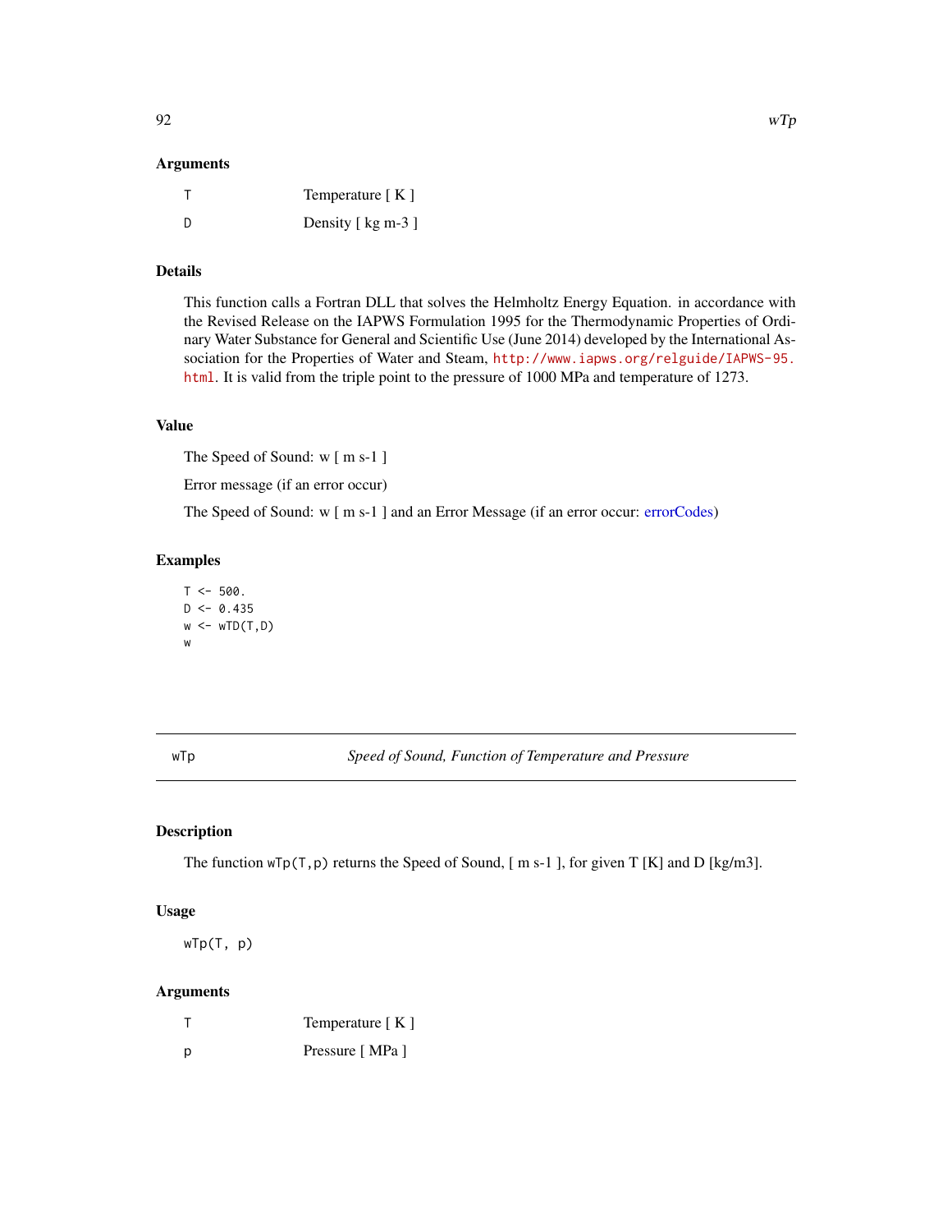### Arguments

| | |
|---|---|
| T | Temperature [ K ] |
| D | Density [ kg m-3 ] |

### Details

This function calls a Fortran DLL that solves the Helmholtz Energy Equation. in accordance with the Revised Release on the IAPWS Formulation 1995 for the Thermodynamic Properties of Ordinary Water Substance for General and Scientific Use (June 2014) developed by the International Association for the Properties of Water and Steam, http://www.iapws.org/relguide/IAPWS-95.html. It is valid from the triple point to the pressure of 1000 MPa and temperature of 1273.

### Value

The Speed of Sound: w [ m s-1 ]

Error message (if an error occur)

The Speed of Sound: w [ m s-1 ] and an Error Message (if an error occur: errorCodes)

### Examples

```
T <- 500.
D <- 0.435
w <- wTD(T,D)
w
```

---

## wTp — *Speed of Sound, Function of Temperature and Pressure*

### Description

The function `wTp(T,p)` returns the Speed of Sound, [ m s-1 ], for given T [K] and D [kg/m3].

### Usage

```
wTp(T, p)
```

### Arguments

| | |
|---|---|
| T | Temperature [ K ] |
| p | Pressure [ MPa ] |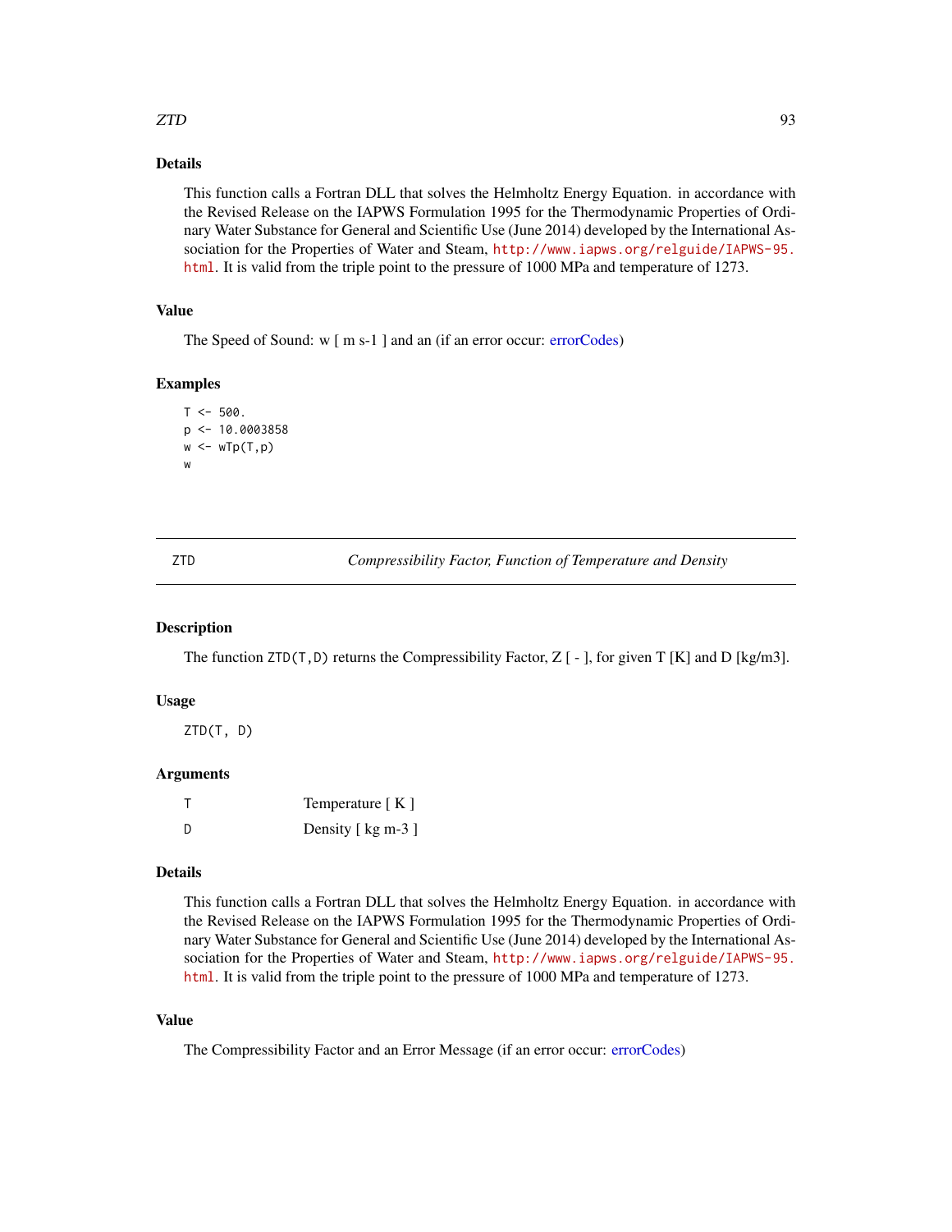## Details

This function calls a Fortran DLL that solves the Helmholtz Energy Equation. in accordance with the Revised Release on the IAPWS Formulation 1995 for the Thermodynamic Properties of Ordinary Water Substance for General and Scientific Use (June 2014) developed by the International Association for the Properties of Water and Steam, http://www.iapws.org/relguide/IAPWS-95.html. It is valid from the triple point to the pressure of 1000 MPa and temperature of 1273.

## Value

The Speed of Sound: w [ m s-1 ] and an (if an error occur: errorCodes)

## Examples

```
T <- 500.
p <- 10.0003858
w <- wTp(T,p)
w
```

---

# ZTD — *Compressibility Factor, Function of Temperature and Density*

## Description

The function ZTD(T,D) returns the Compressibility Factor, Z [ - ], for given T [K] and D [kg/m3].

## Usage

```
ZTD(T, D)
```

## Arguments

| | |
|---|---|
| T | Temperature [ K ] |
| D | Density [ kg m-3 ] |

## Details

This function calls a Fortran DLL that solves the Helmholtz Energy Equation. in accordance with the Revised Release on the IAPWS Formulation 1995 for the Thermodynamic Properties of Ordinary Water Substance for General and Scientific Use (June 2014) developed by the International Association for the Properties of Water and Steam, http://www.iapws.org/relguide/IAPWS-95.html. It is valid from the triple point to the pressure of 1000 MPa and temperature of 1273.

## Value

The Compressibility Factor and an Error Message (if an error occur: errorCodes)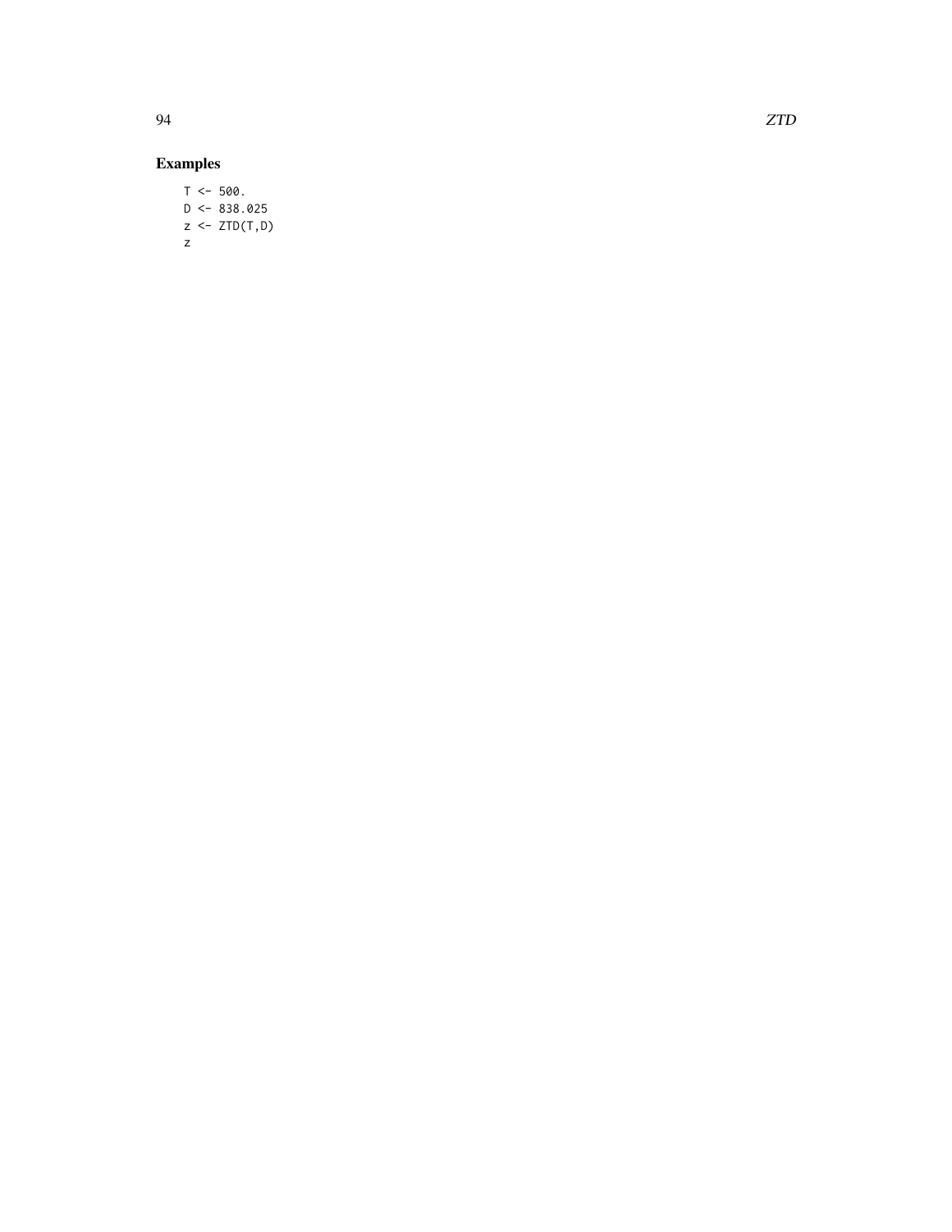## Examples

```
T <- 500.
D <- 838.025
z <- ZTD(T,D)
z
```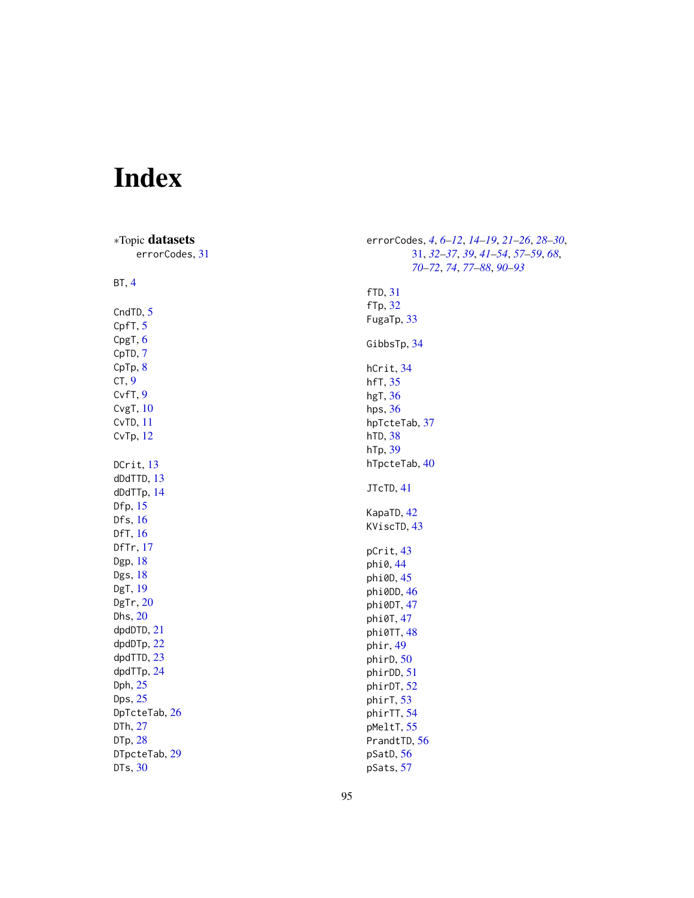# Index

*Topic **datasets**
errorCodes, 31

BT, 4

CndTD, 5
CpfT, 5
CpgT, 6
CpTD, 7
CpTp, 8
CT, 9
CvfT, 9
CvgT, 10
CvTD, 11
CvTp, 12

DCrit, 13
dDdTTD, 13
dDdTTp, 14
Dfp, 15
Dfs, 16
DfT, 16
DfTr, 17
Dgp, 18
Dgs, 18
DgT, 19
DgTr, 20
Dhs, 20
dpdDTD, 21
dpdDTp, 22
dpdTTD, 23
dpdTTp, 24
Dph, 25
Dps, 25
DpTcteTab, 26
DTh, 27
DTp, 28
DTpcteTab, 29
DTs, 30

errorCodes, *4*, *6–12*, *14–19*, *21–26*, *28–30*, 31, *32–37*, *39*, *41–54*, *57–59*, *68*, *70–72*, *74*, *77–88*, *90–93*

fTD, 31
fTp, 32
FugaTp, 33

GibbsTp, 34

hCrit, 34
hfT, 35
hgT, 36
hps, 36
hpTcteTab, 37
hTD, 38
hTp, 39
hTpcteTab, 40

JTcTD, 41

KapaTD, 42
KViscTD, 43

pCrit, 43
phi0, 44
phi0D, 45
phi0DD, 46
phi0DT, 47
phi0T, 47
phi0TT, 48
phir, 49
phirD, 50
phirDD, 51
phirDT, 52
phirT, 53
phirTT, 54
pMeltT, 55
PrandtTD, 56
pSatD, 56
pSats, 57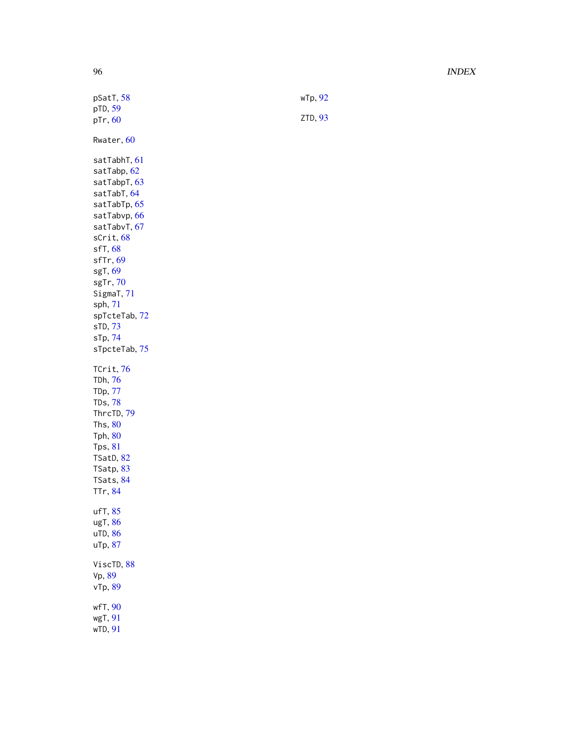pSatT, 58
pTD, 59
pTr, 60

Rwater, 60

satTabhT, 61
satTabp, 62
satTabpT, 63
satTabT, 64
satTabTp, 65
satTabvp, 66
satTabvT, 67
sCrit, 68
sfT, 68
sfTr, 69
sgT, 69
sgTr, 70
SigmaT, 71
sph, 71
spTcteTab, 72
sTD, 73
sTp, 74
sTpcteTab, 75

TCrit, 76
TDh, 76
TDp, 77
TDs, 78
ThrcTD, 79
Ths, 80
Tph, 80
Tps, 81
TSatD, 82
TSatp, 83
TSats, 84
TTr, 84

ufT, 85
ugT, 86
uTD, 86
uTp, 87

ViscTD, 88
Vp, 89
vTp, 89

wfT, 90
wgT, 91
wTD, 91
wTp, 92

ZTD, 93